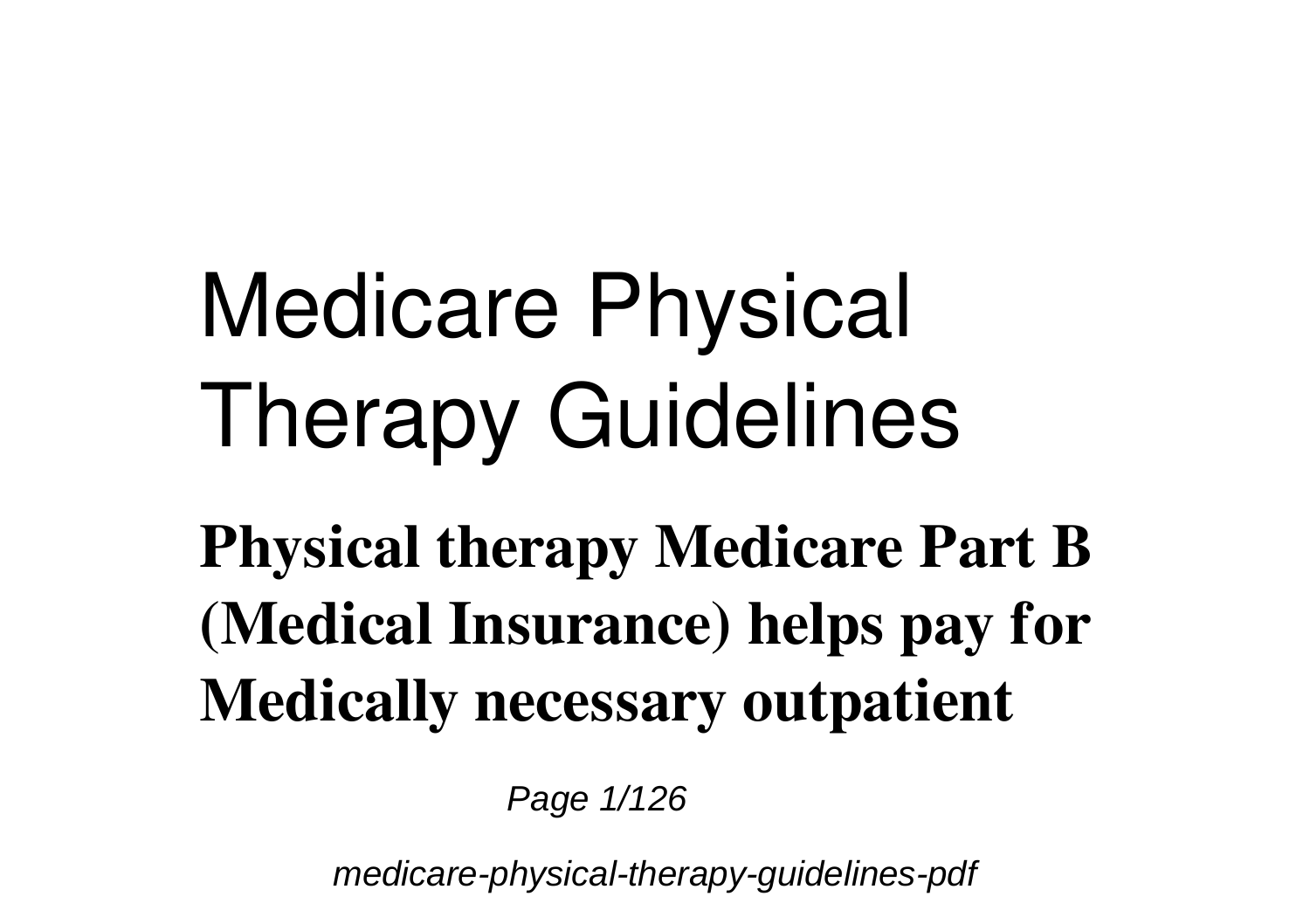# Medicare Physical Therapy Guidelines

**Physical therapy Medicare Part B (Medical Insurance) helps pay for Medically necessary outpatient**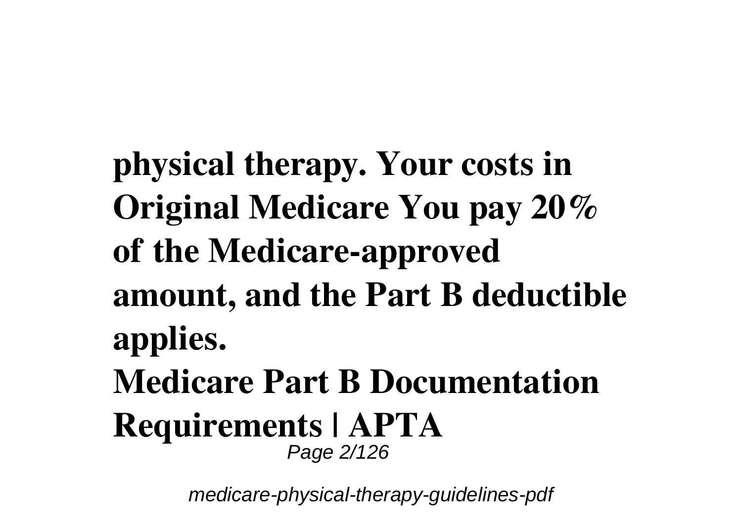**physical therapy. Your costs in Original Medicare You pay 20% of the Medicare-approved amount, and the Part B deductible applies.**

**Medicare Part B Documentation Requirements | APTA**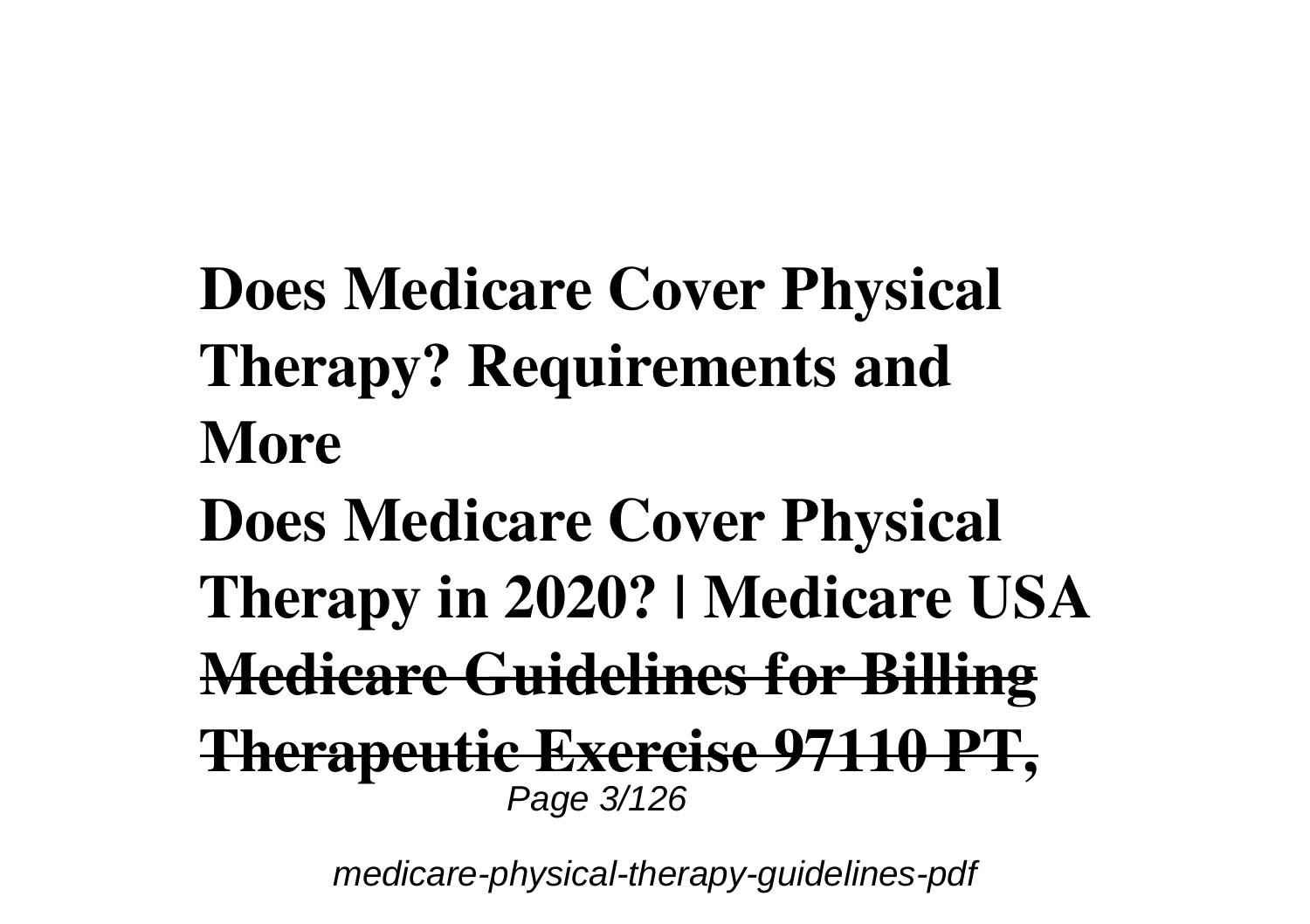**Does Medicare Cover Physical Therapy? Requirements and More**

**Does Medicare Cover Physical Therapy in 2020? | Medicare USA**

~~**Medicare Guidelines for Billing Therapeutic Exercise 97110 PT,**~~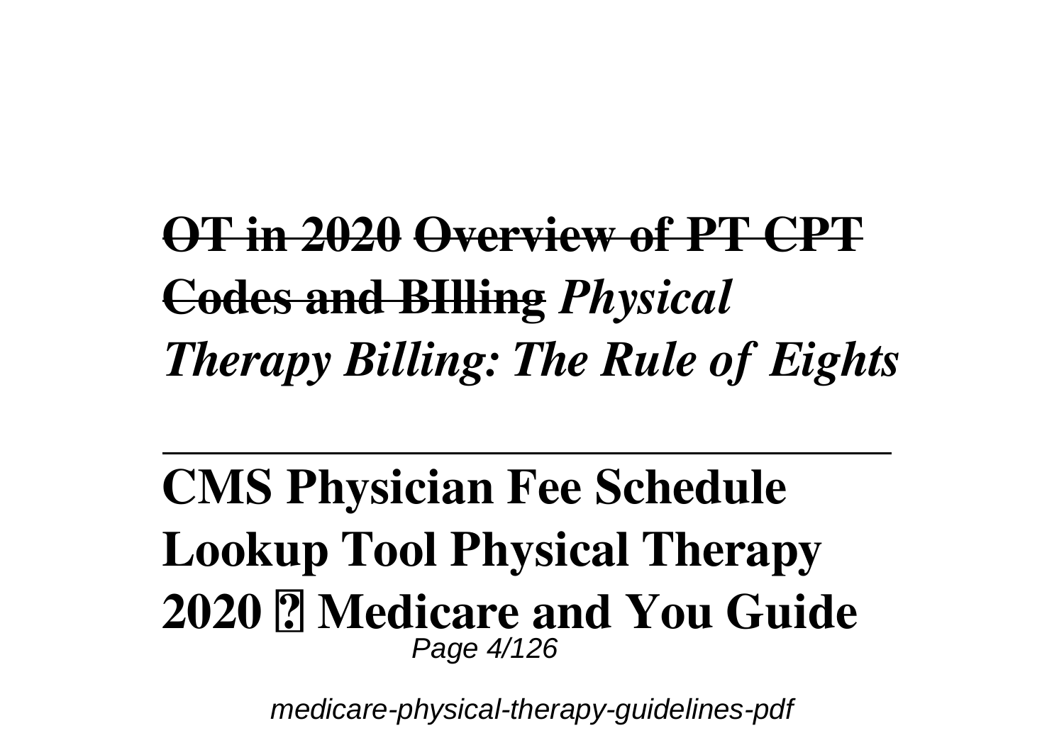~~**OT in 2020**~~ ~~**Overview of PT CPT Codes and BIlling**~~ ***Physical Therapy Billing: The Rule of Eights***

---

**CMS Physician Fee Schedule Lookup Tool Physical Therapy 2020 ? Medicare and You Guide**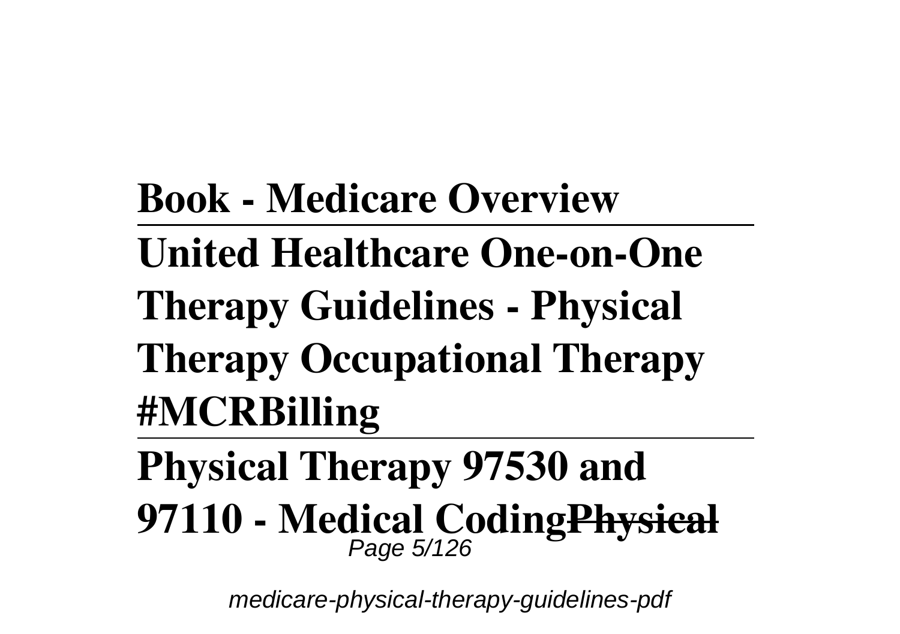**Book - Medicare Overview**

---

**United Healthcare One-on-One Therapy Guidelines - Physical Therapy Occupational Therapy #MCRBilling**

---

**Physical Therapy 97530 and 97110 - Medical Coding~~Physical~~**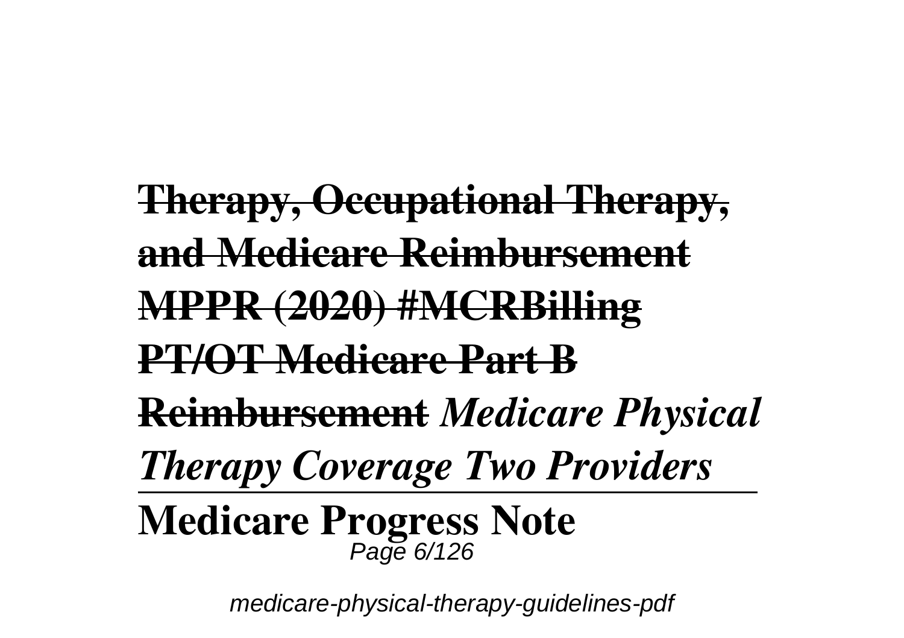**Therapy, Occupational Therapy, and Medicare Reimbursement MPPR (2020) #MCRBilling PT/OT Medicare Part B Reimbursement** ***Medicare Physical Therapy Coverage Two Providers***

**Medicare Progress Note**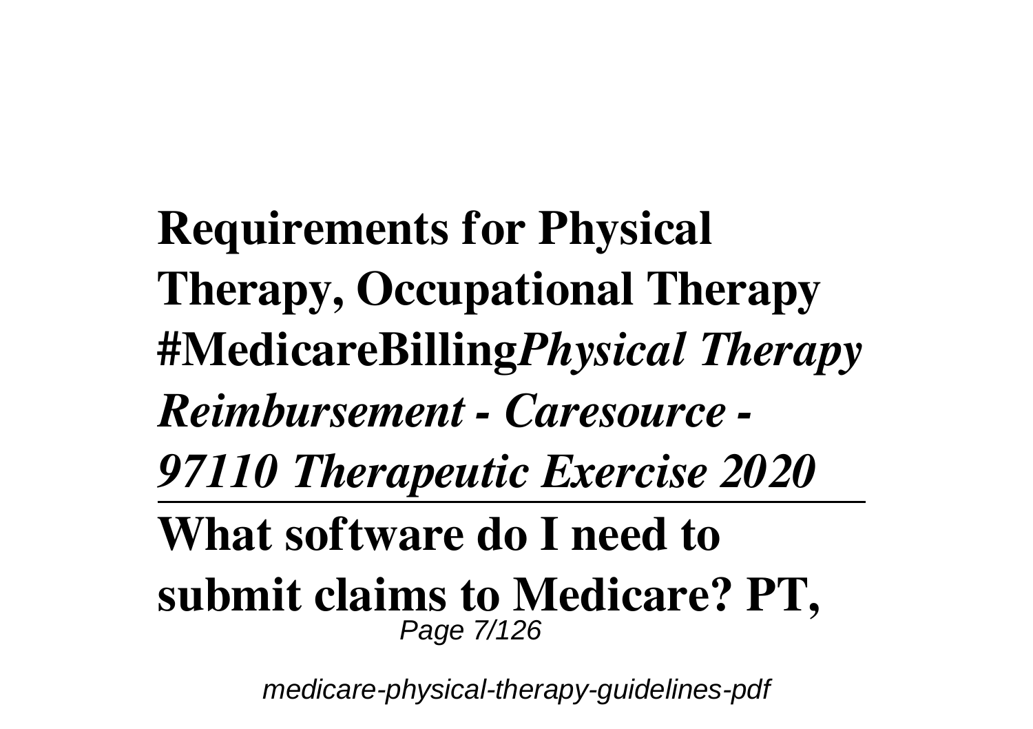**Requirements for Physical Therapy, Occupational Therapy #MedicareBilling***Physical Therapy Reimbursement - Caresource - 97110 Therapeutic Exercise 2020*

---

**What software do I need to submit claims to Medicare? PT,**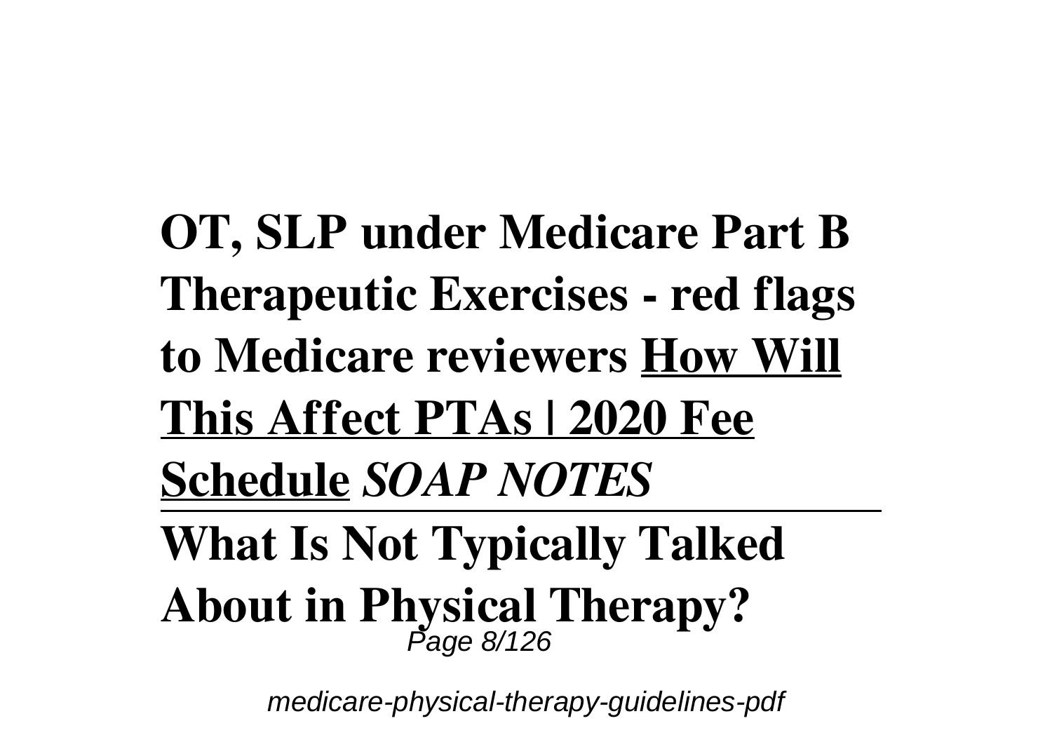**OT, SLP under Medicare Part B Therapeutic Exercises - red flags to Medicare reviewers** **How Will This Affect PTAs | 2020 Fee Schedule** ***SOAP NOTES***

---

**What Is Not Typically Talked About in Physical Therapy?**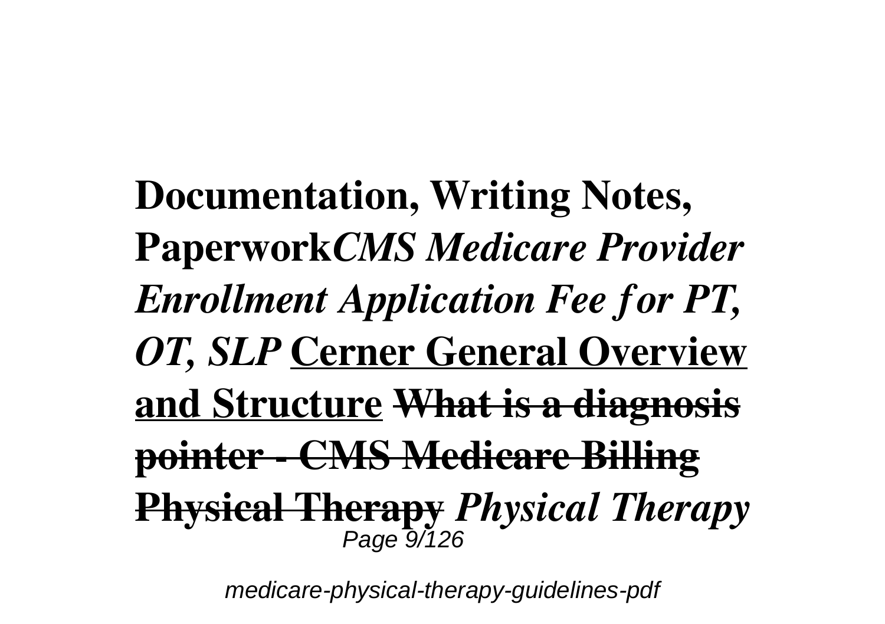**Documentation, Writing Notes, Paperwork***CMS Medicare Provider Enrollment Application Fee for PT, OT, SLP* **Cerner General Overview and Structure** ~~**What is a diagnosis pointer - CMS Medicare Billing Physical Therapy**~~ ***Physical Therapy***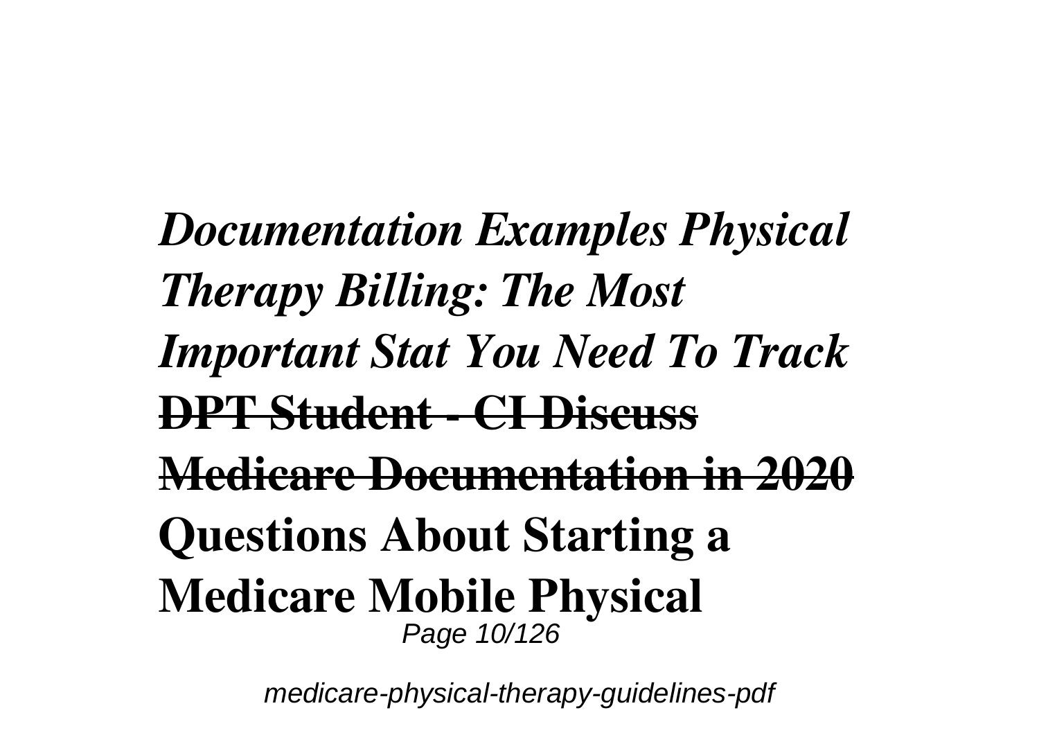***Documentation Examples Physical Therapy Billing: The Most Important Stat You Need To Track***
~~**DPT Student - CI Discuss Medicare Documentation in 2020**~~
**Questions About Starting a Medicare Mobile Physical**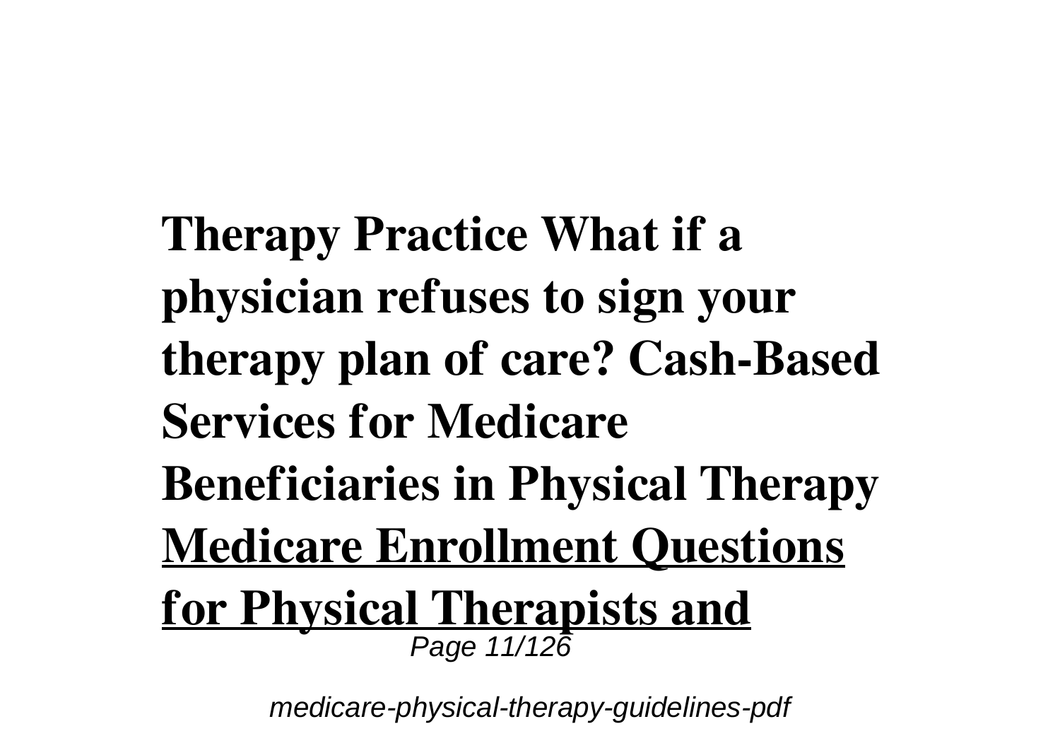**Therapy Practice What if a physician refuses to sign your therapy plan of care? Cash-Based Services for Medicare Beneficiaries in Physical Therapy** **Medicare Enrollment Questions for Physical Therapists and**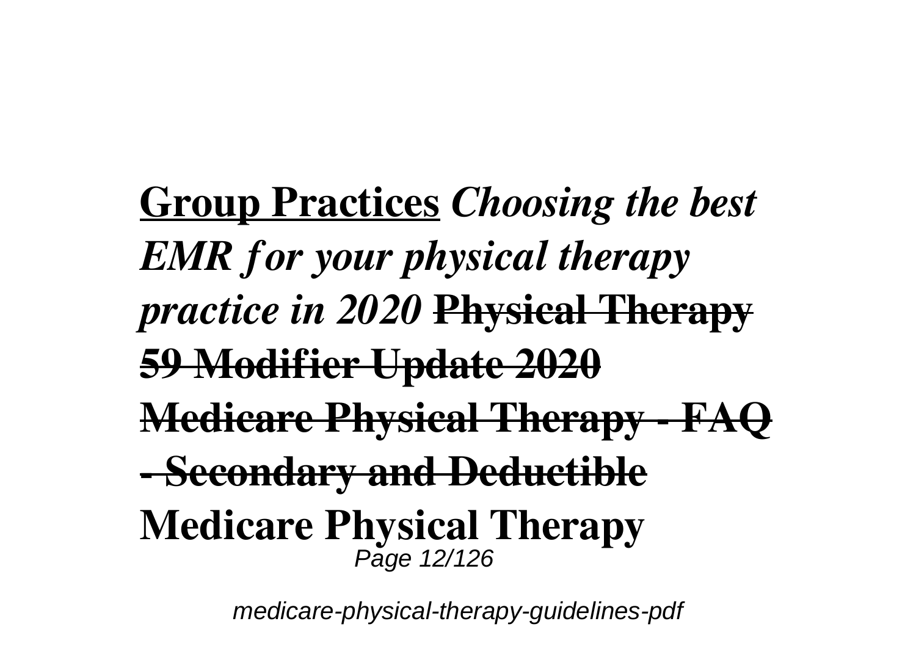**Group Practices** ***Choosing the best EMR for your physical therapy practice in 2020*** ~~**Physical Therapy 59 Modifier Update 2020**~~ ~~**Medicare Physical Therapy - FAQ - Secondary and Deductible**~~ **Medicare Physical Therapy**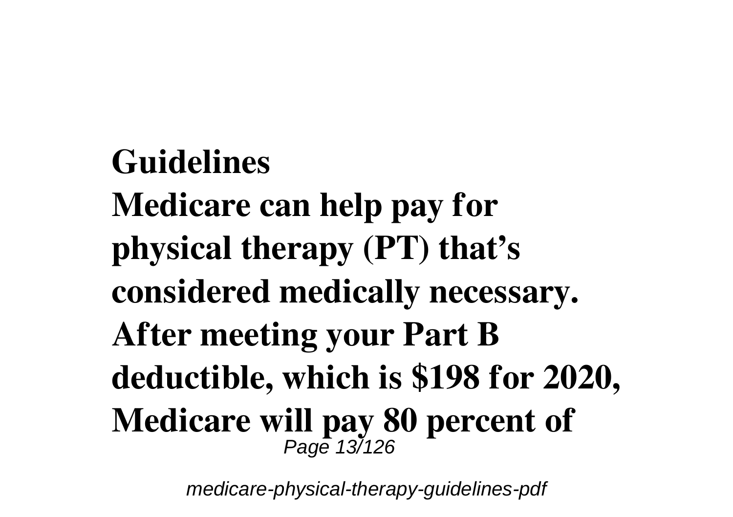**Guidelines**

**Medicare can help pay for physical therapy (PT) that's considered medically necessary. After meeting your Part B deductible, which is $198 for 2020, Medicare will pay 80 percent of**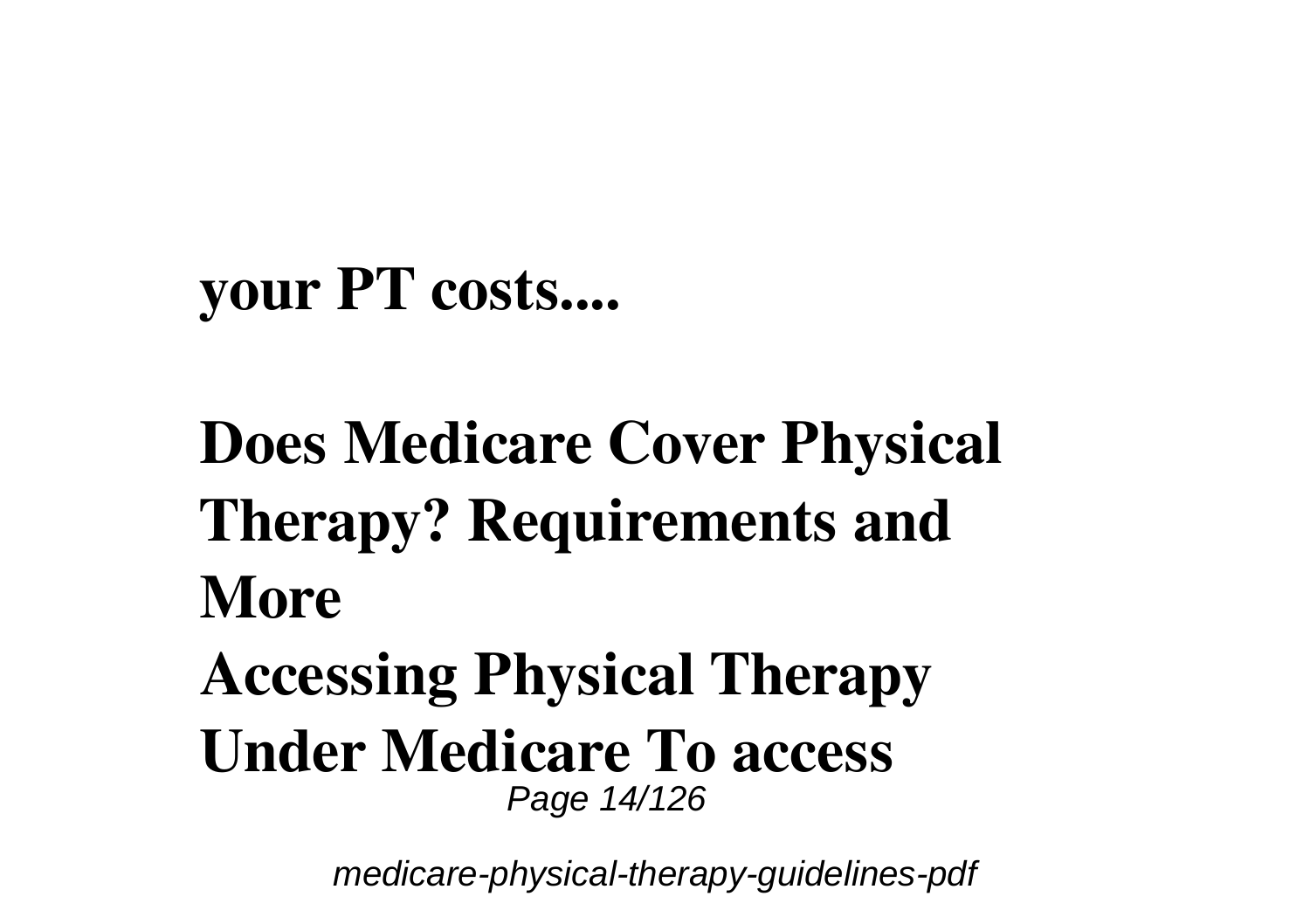**your PT costs....**

**Does Medicare Cover Physical Therapy? Requirements and More**

**Accessing Physical Therapy Under Medicare To access**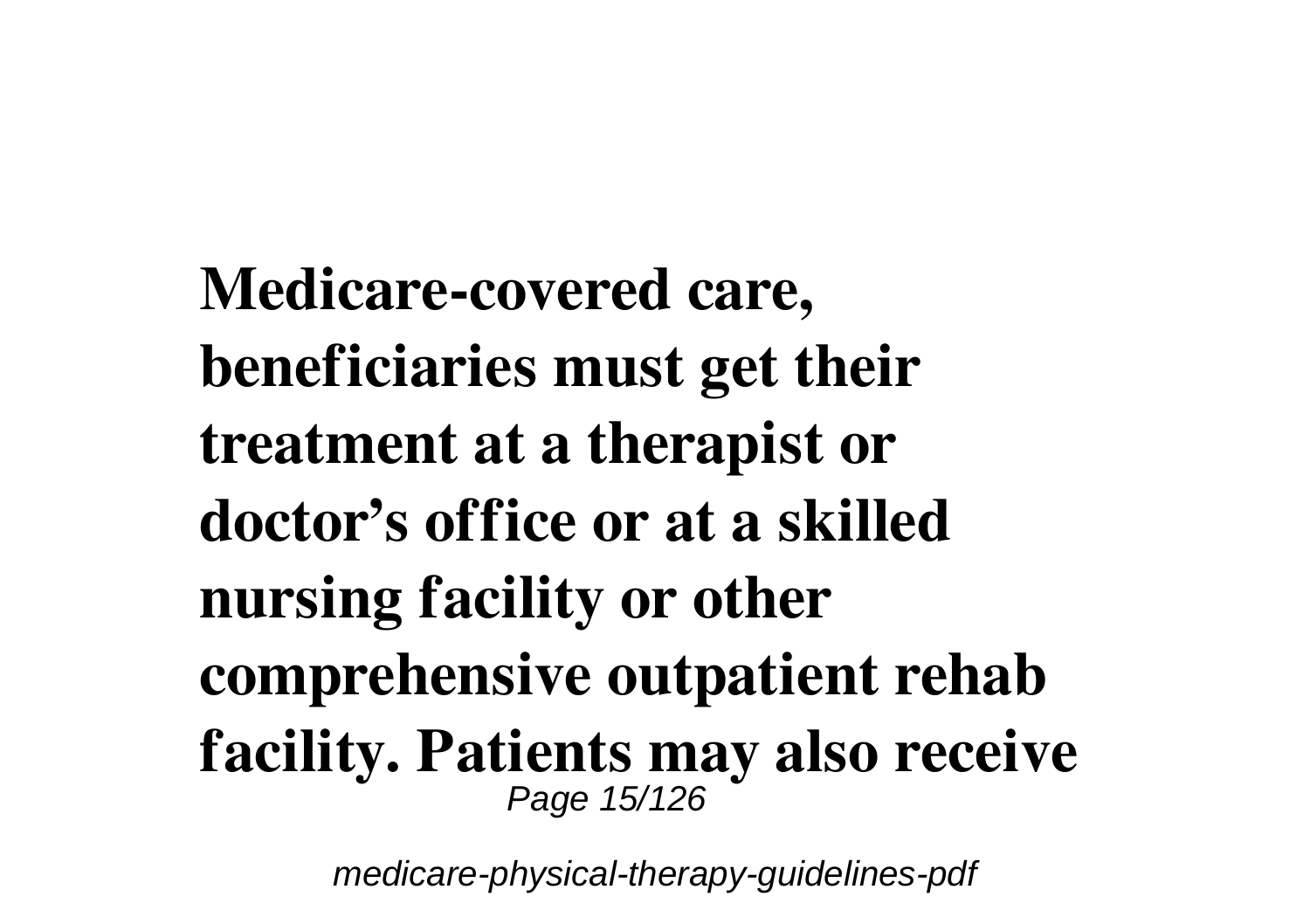**Medicare-covered care, beneficiaries must get their treatment at a therapist or doctor's office or at a skilled nursing facility or other comprehensive outpatient rehab facility. Patients may also receive**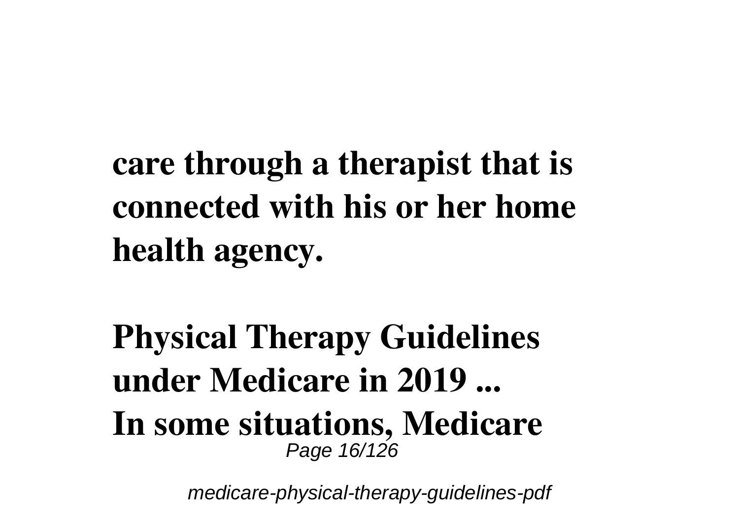care through a therapist that is connected with his or her home health agency.

**Physical Therapy Guidelines under Medicare in 2019 ...**

In some situations, Medicare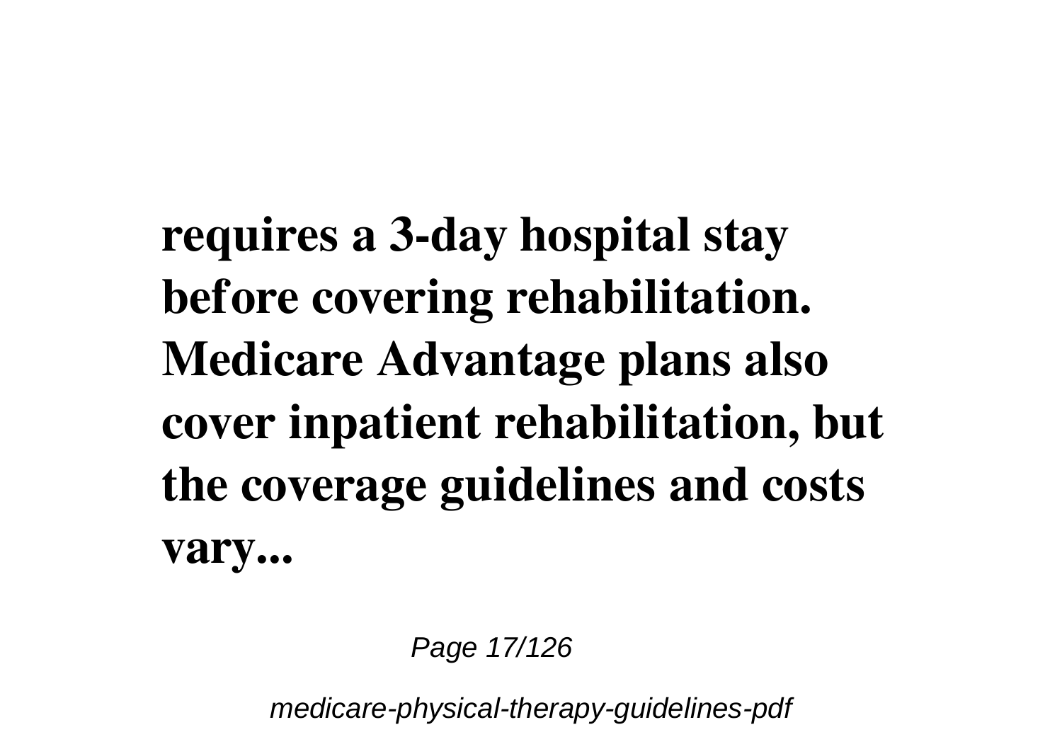**requires a 3-day hospital stay before covering rehabilitation. Medicare Advantage plans also cover inpatient rehabilitation, but the coverage guidelines and costs vary...**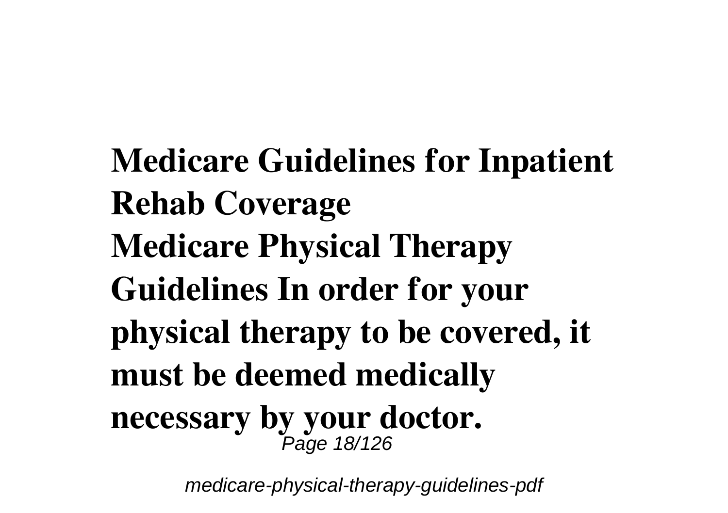**Medicare Guidelines for Inpatient Rehab Coverage**

**Medicare Physical Therapy Guidelines In order for your physical therapy to be covered, it must be deemed medically necessary by your doctor.**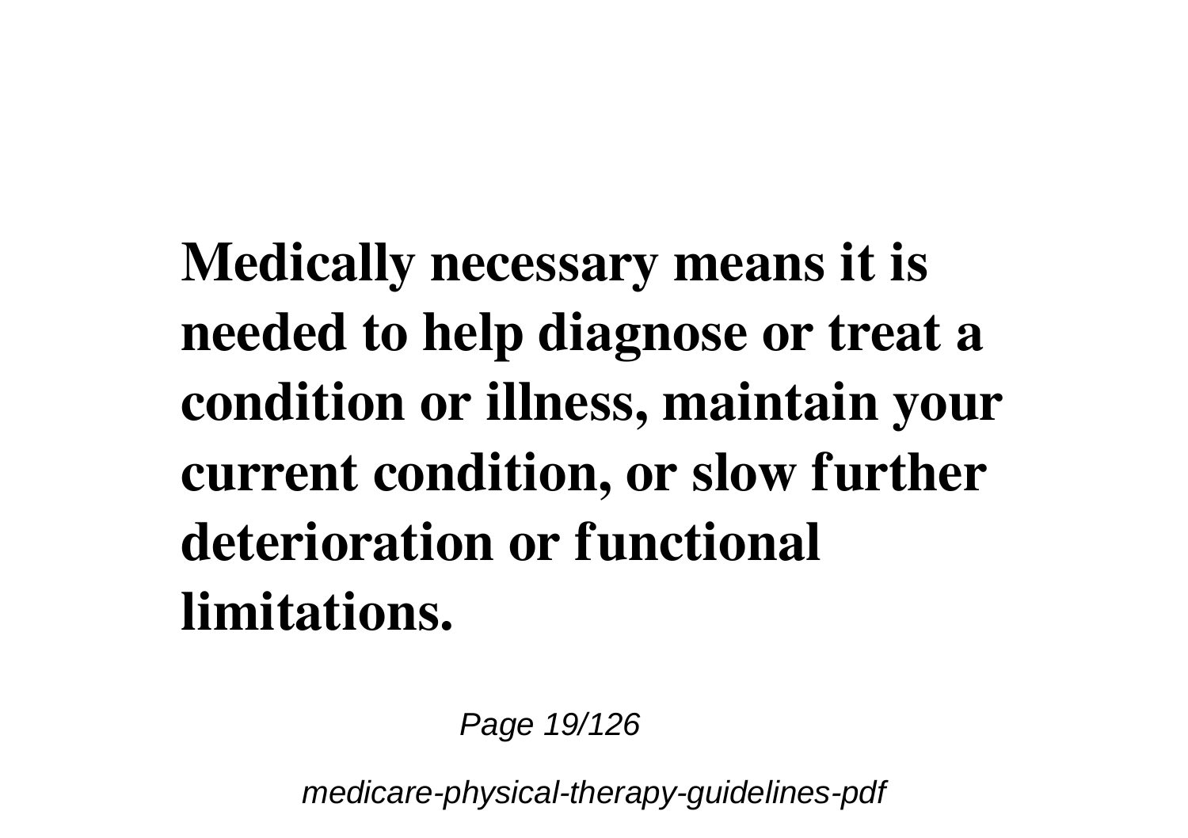**Medically necessary means it is needed to help diagnose or treat a condition or illness, maintain your current condition, or slow further deterioration or functional limitations.**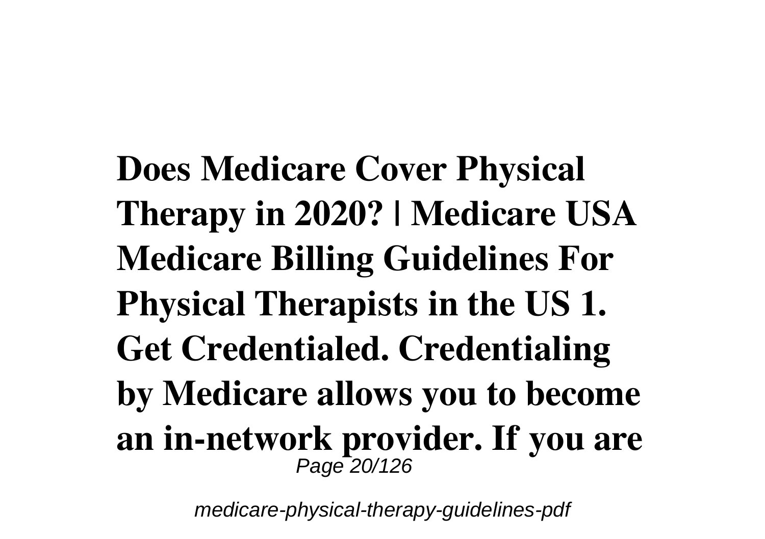**Does Medicare Cover Physical Therapy in 2020? | Medicare USA Medicare Billing Guidelines For Physical Therapists in the US 1. Get Credentialed. Credentialing by Medicare allows you to become an in-network provider. If you are**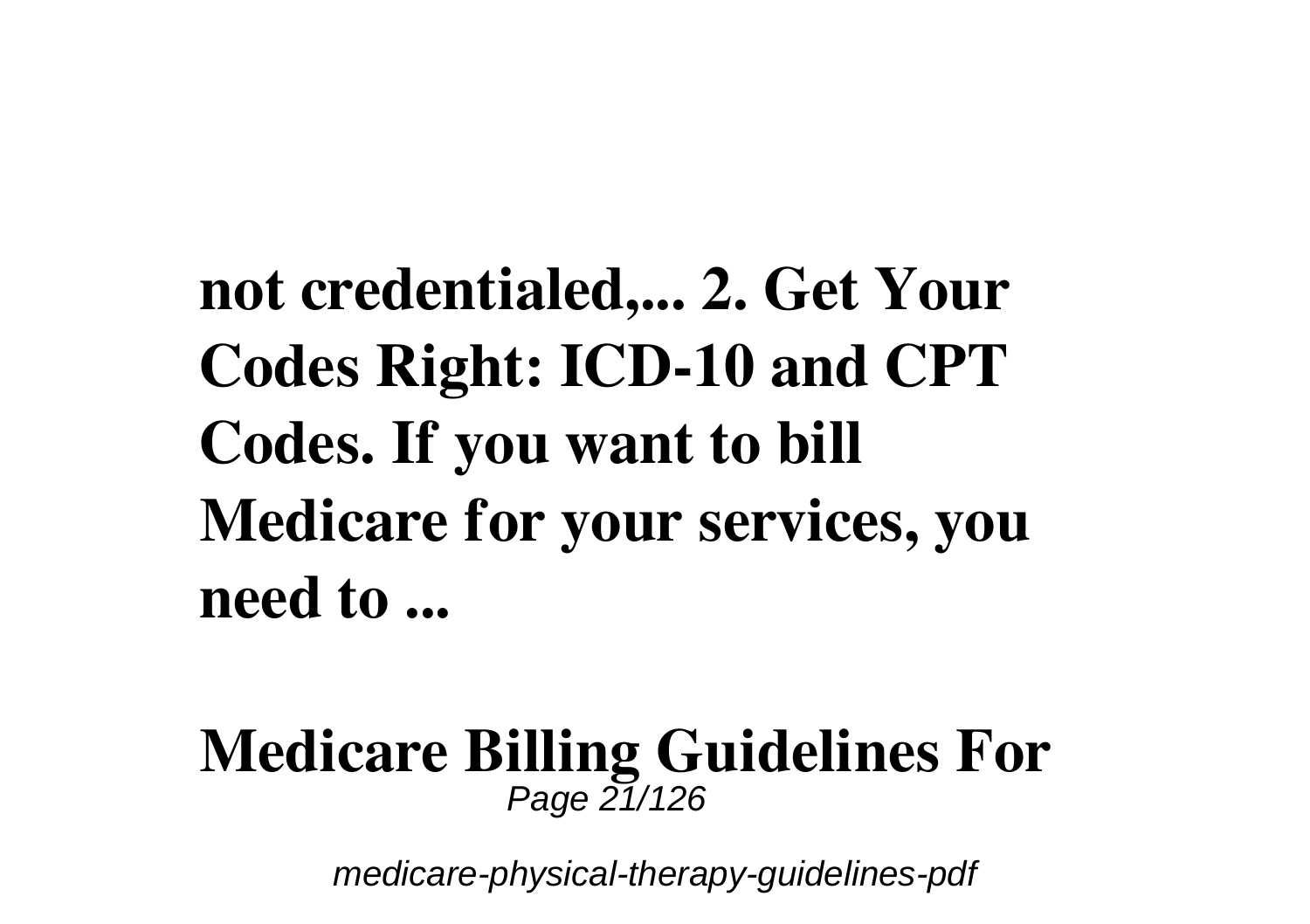**not credentialed,... 2. Get Your Codes Right: ICD-10 and CPT Codes. If you want to bill Medicare for your services, you need to ...**

**Medicare Billing Guidelines For**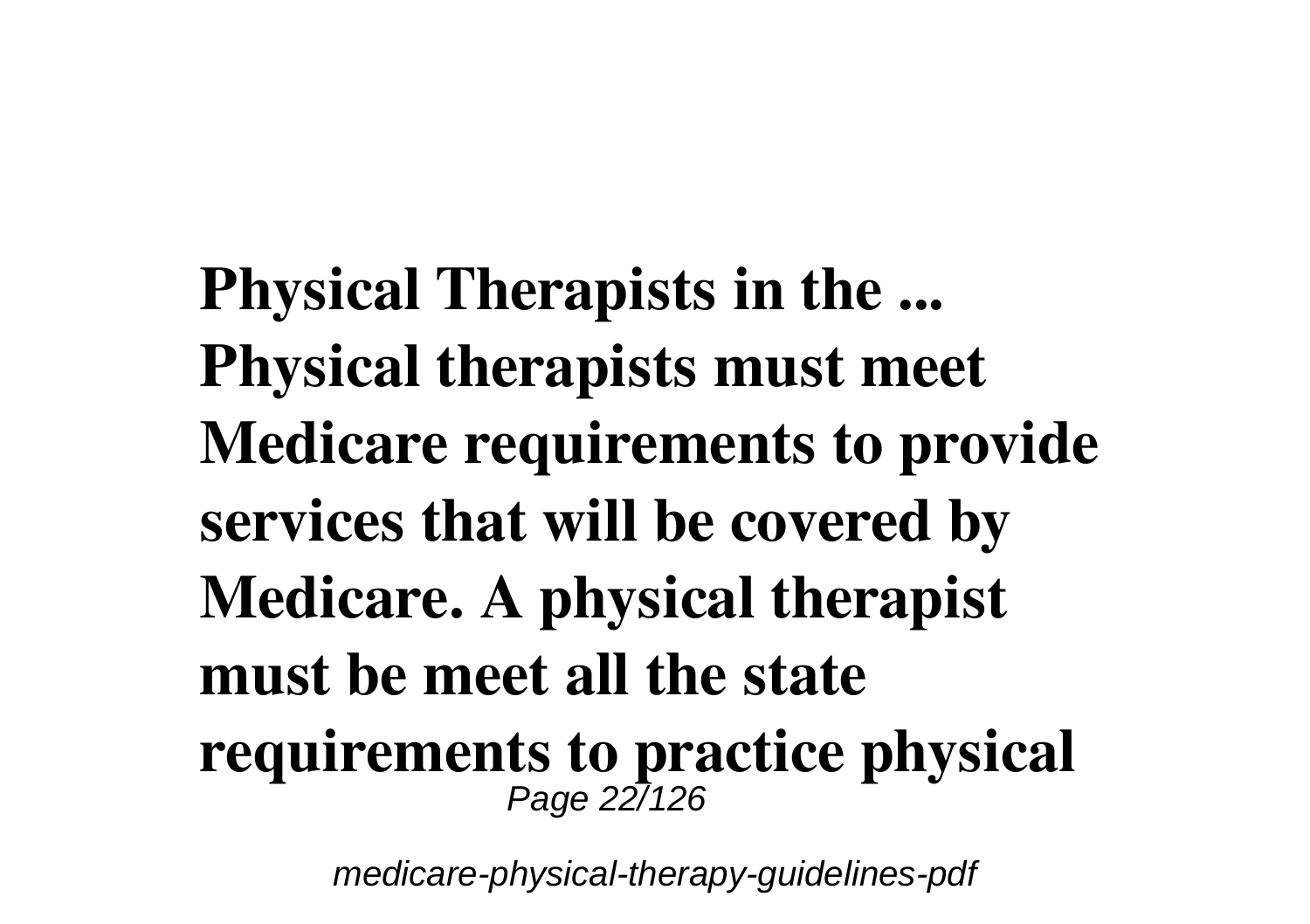**Physical Therapists in the ...**
**Physical therapists must meet Medicare requirements to provide services that will be covered by Medicare. A physical therapist must be meet all the state requirements to practice physical**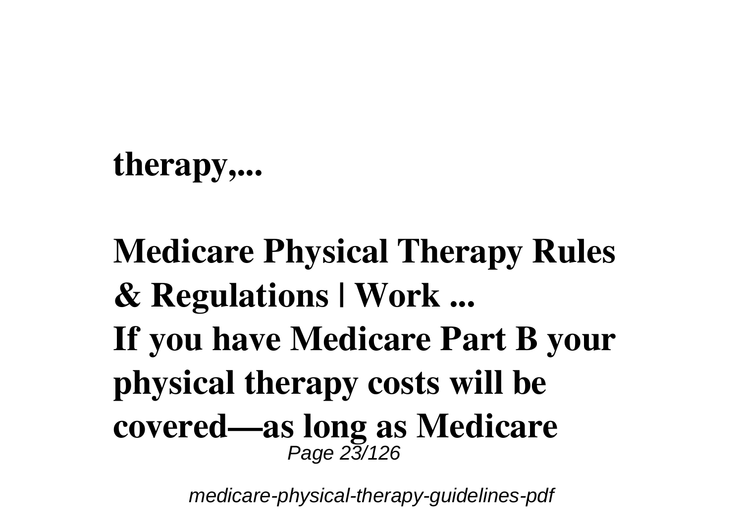**therapy,...**

**Medicare Physical Therapy Rules & Regulations | Work ...**

**If you have Medicare Part B your physical therapy costs will be covered—as long as Medicare**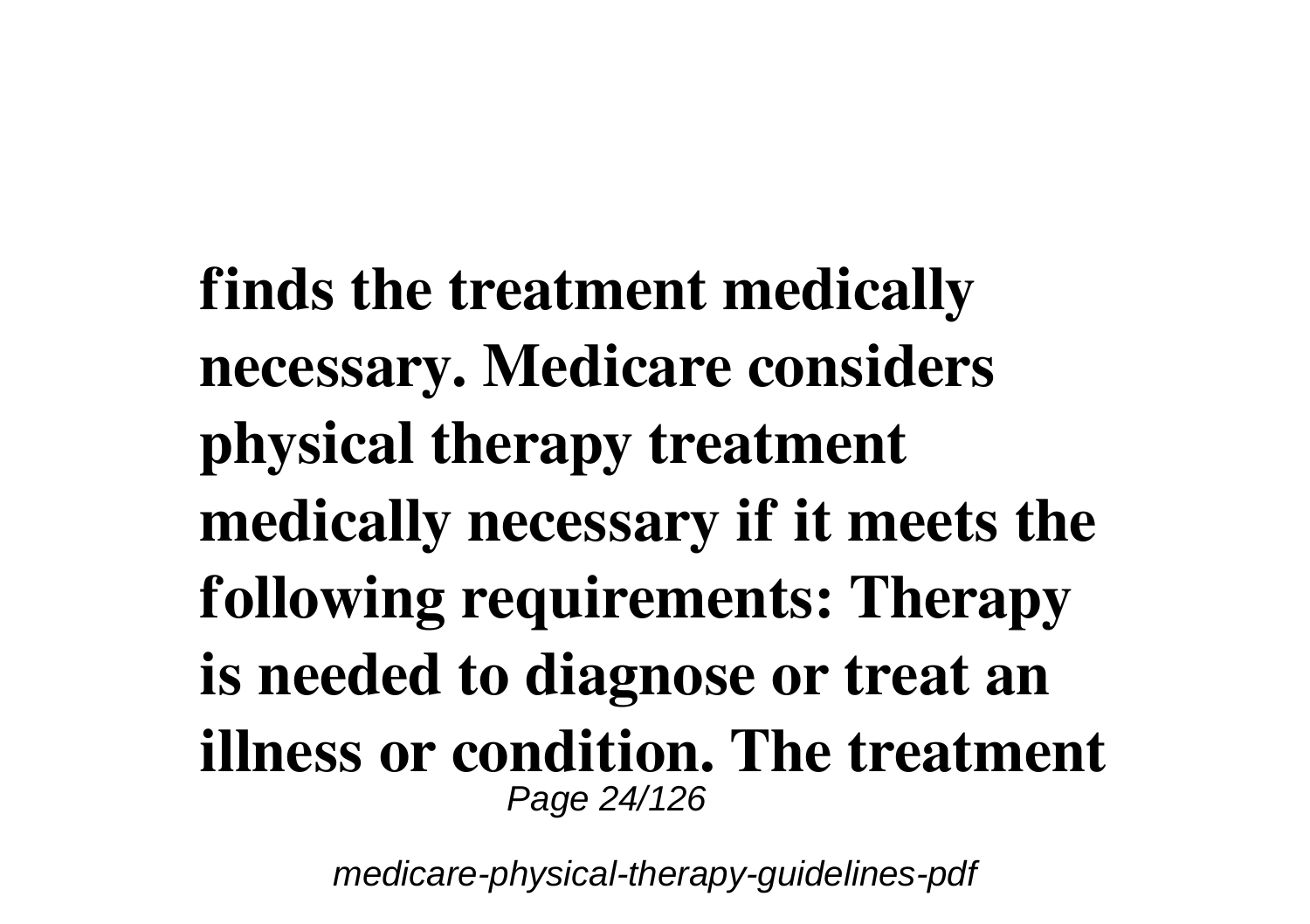**finds the treatment medically necessary. Medicare considers physical therapy treatment medically necessary if it meets the following requirements: Therapy is needed to diagnose or treat an illness or condition. The treatment**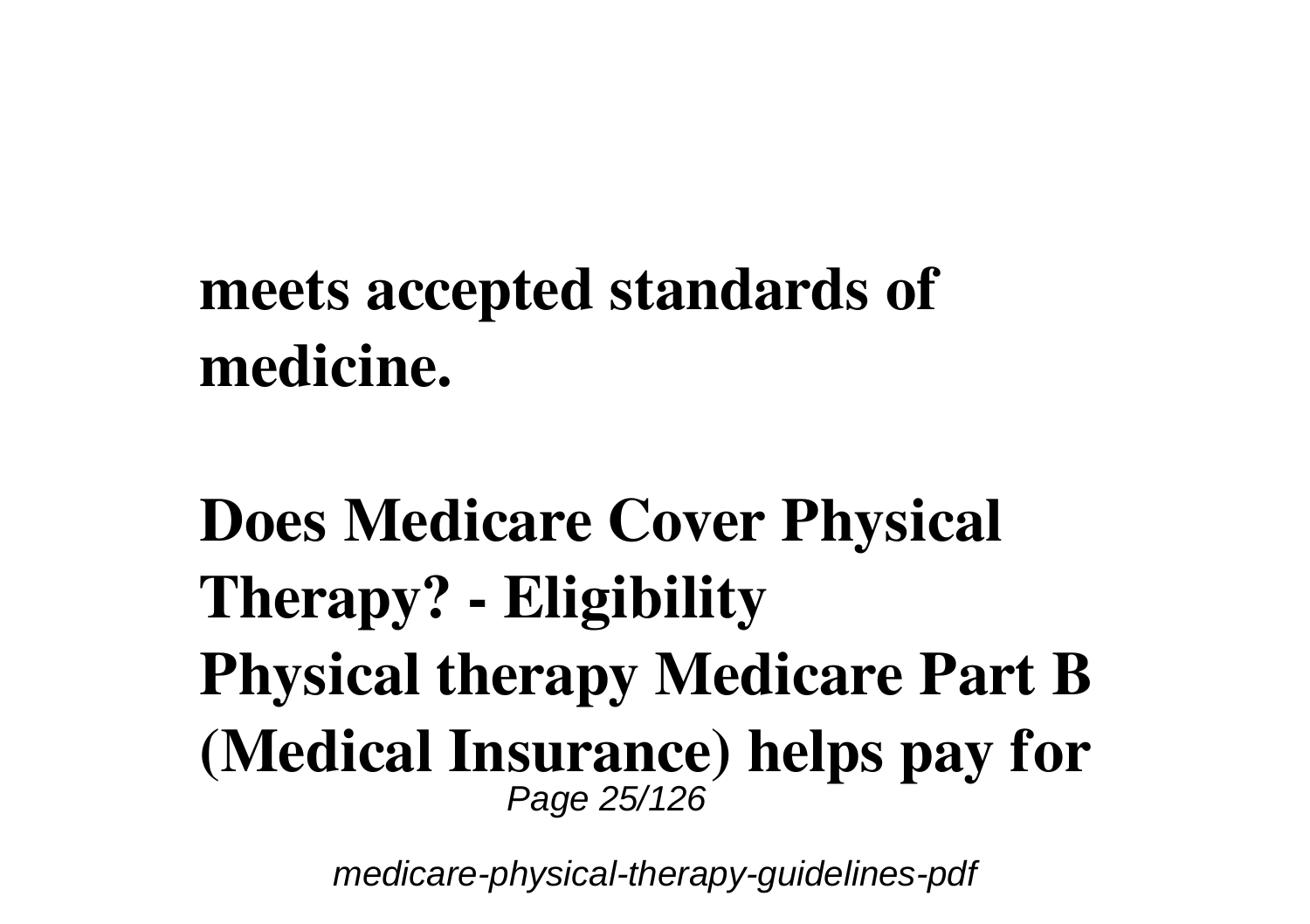**meets accepted standards of medicine.**

**Does Medicare Cover Physical Therapy? - Eligibility**

**Physical therapy Medicare Part B (Medical Insurance) helps pay for**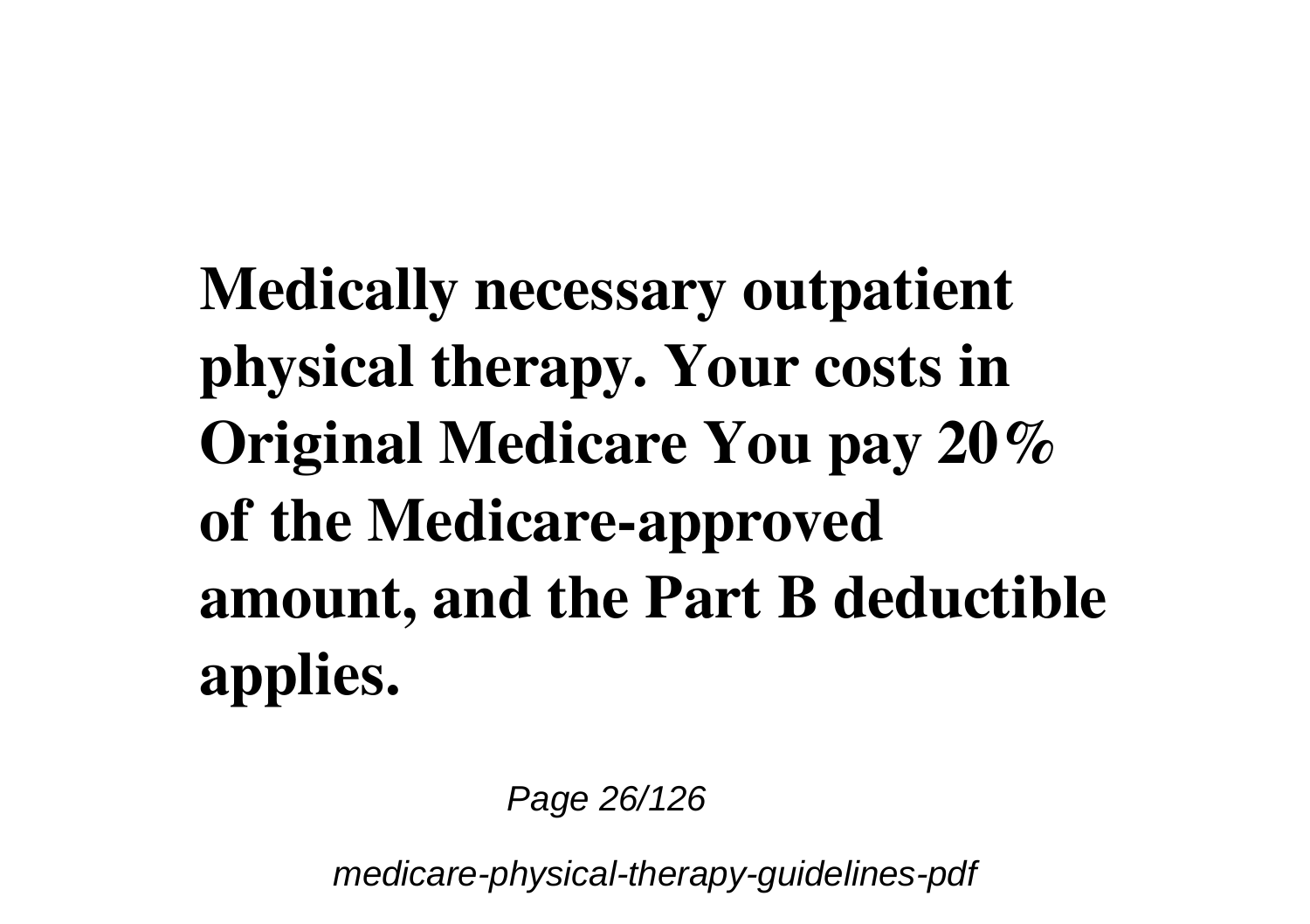**Medically necessary outpatient physical therapy. Your costs in Original Medicare You pay 20% of the Medicare-approved amount, and the Part B deductible applies.**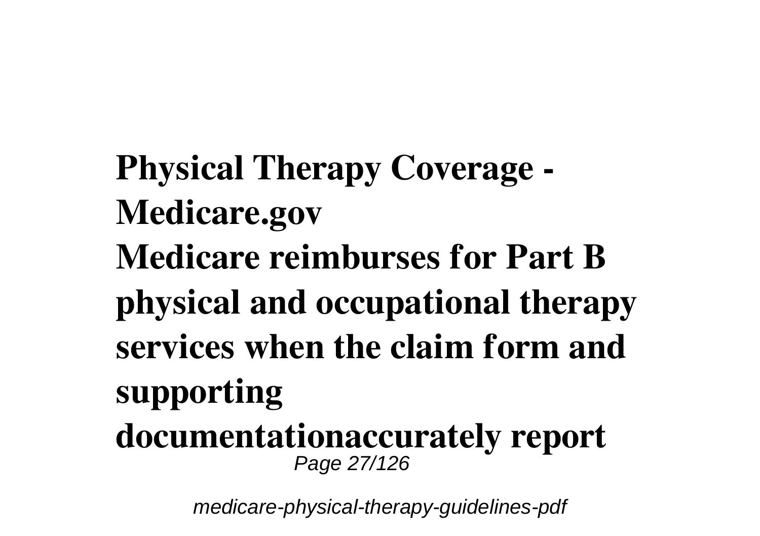**Physical Therapy Coverage - Medicare.gov**

**Medicare reimburses for Part B physical and occupational therapy services when the claim form and supporting documentationaccurately report**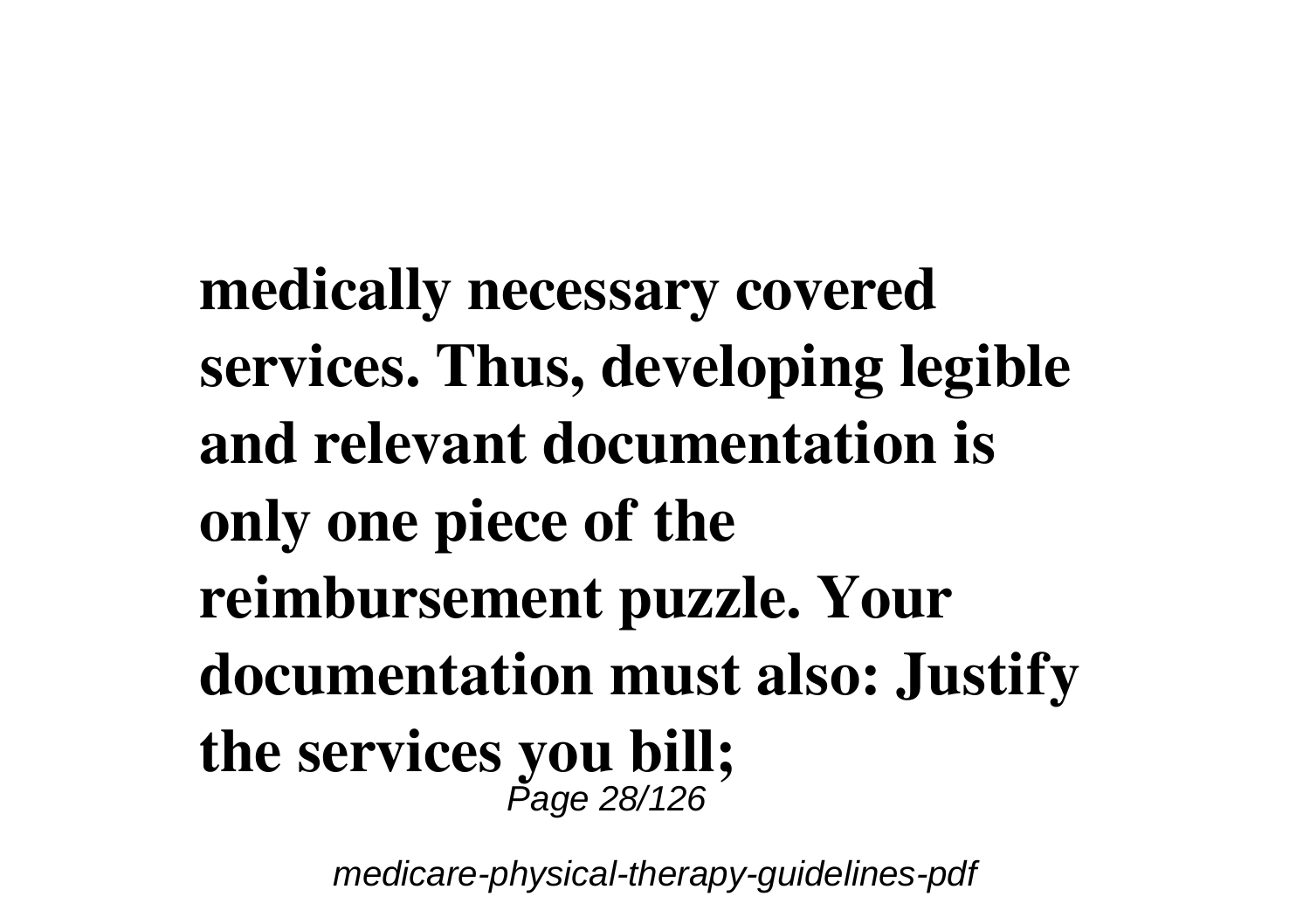**medically necessary covered services. Thus, developing legible and relevant documentation is only one piece of the reimbursement puzzle. Your documentation must also: Justify the services you bill;**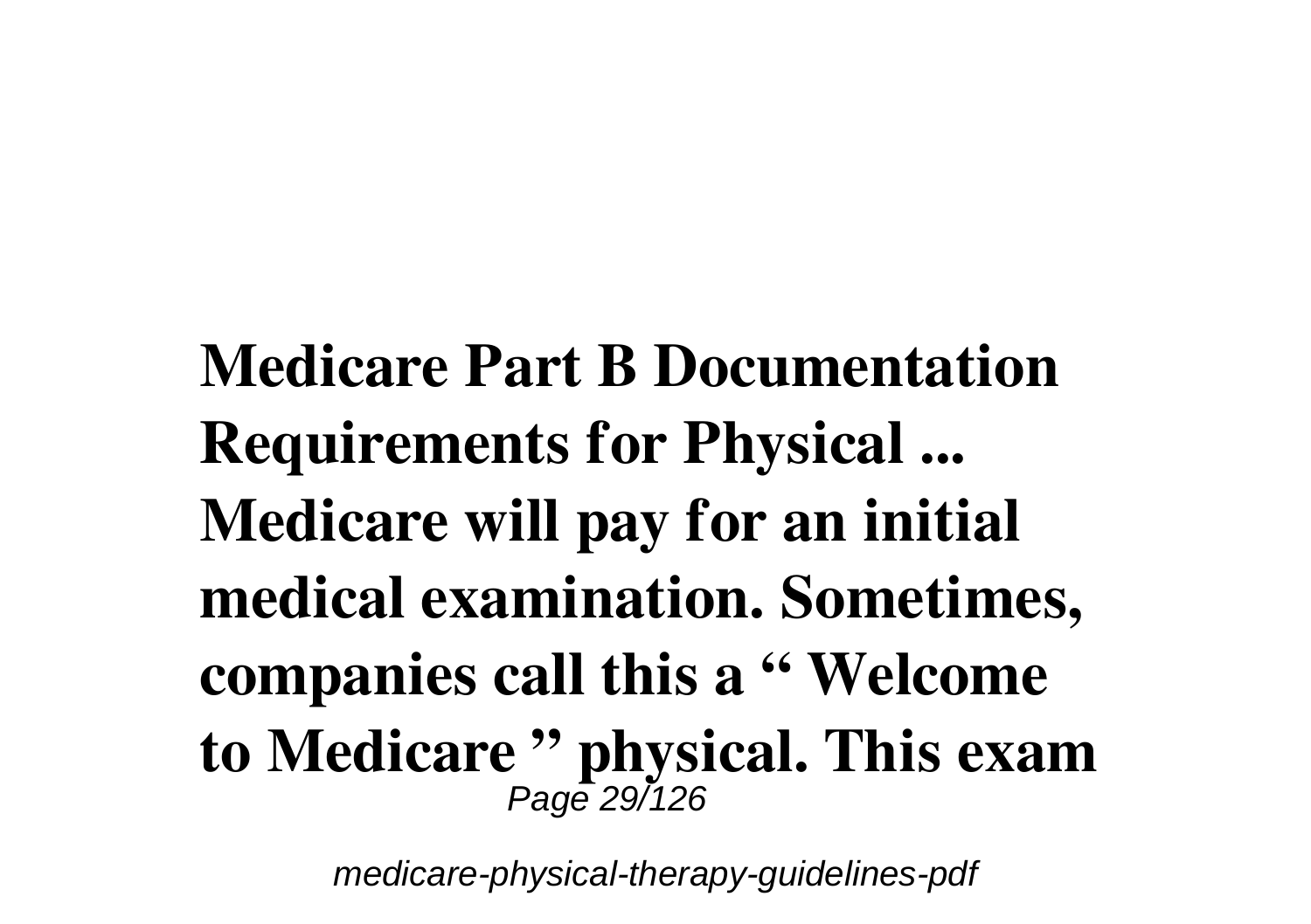**Medicare Part B Documentation Requirements for Physical ...**
**Medicare will pay for an initial medical examination. Sometimes, companies call this a " Welcome to Medicare " physical. This exam**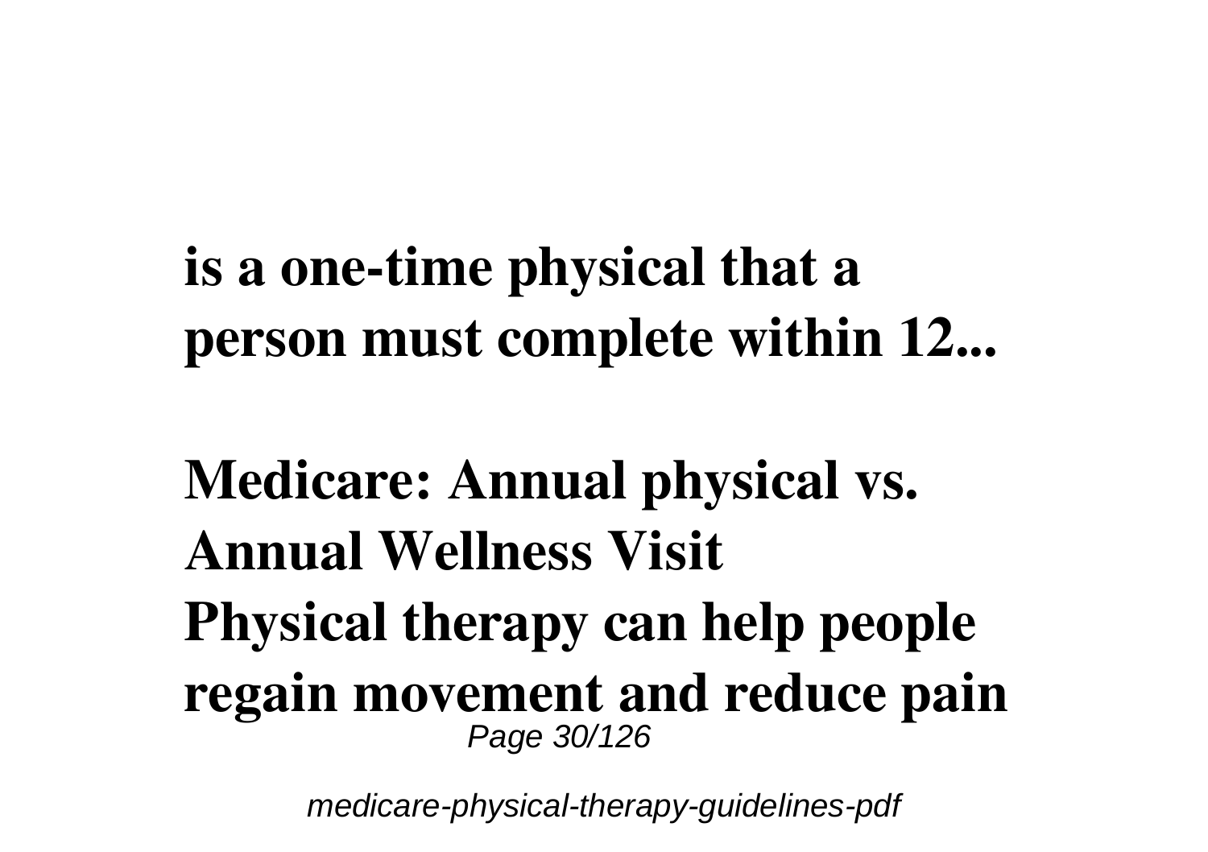**is a one-time physical that a person must complete within 12...**

**Medicare: Annual physical vs. Annual Wellness Visit**
**Physical therapy can help people regain movement and reduce pain**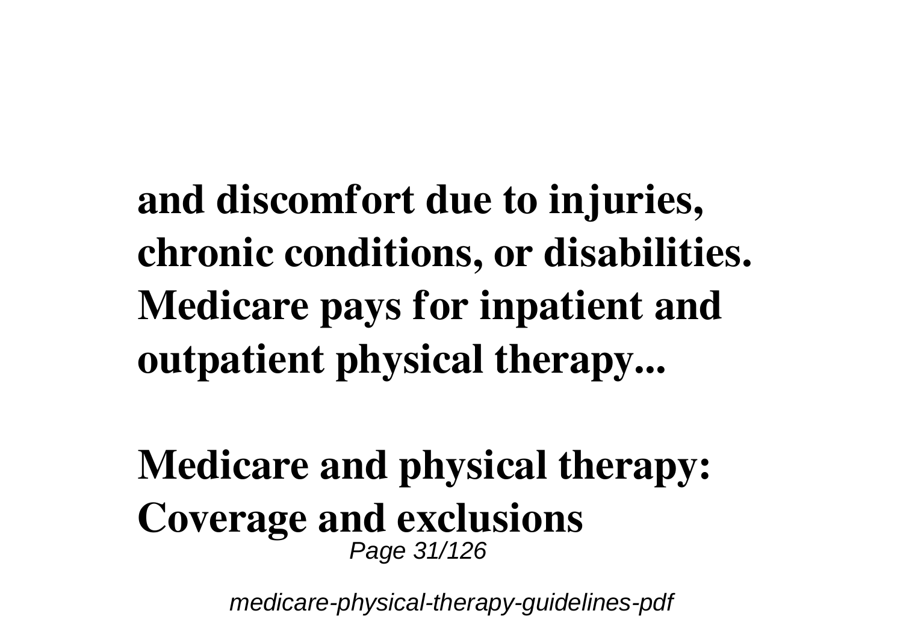**and discomfort due to injuries, chronic conditions, or disabilities. Medicare pays for inpatient and outpatient physical therapy...**

## Medicare and physical therapy: Coverage and exclusions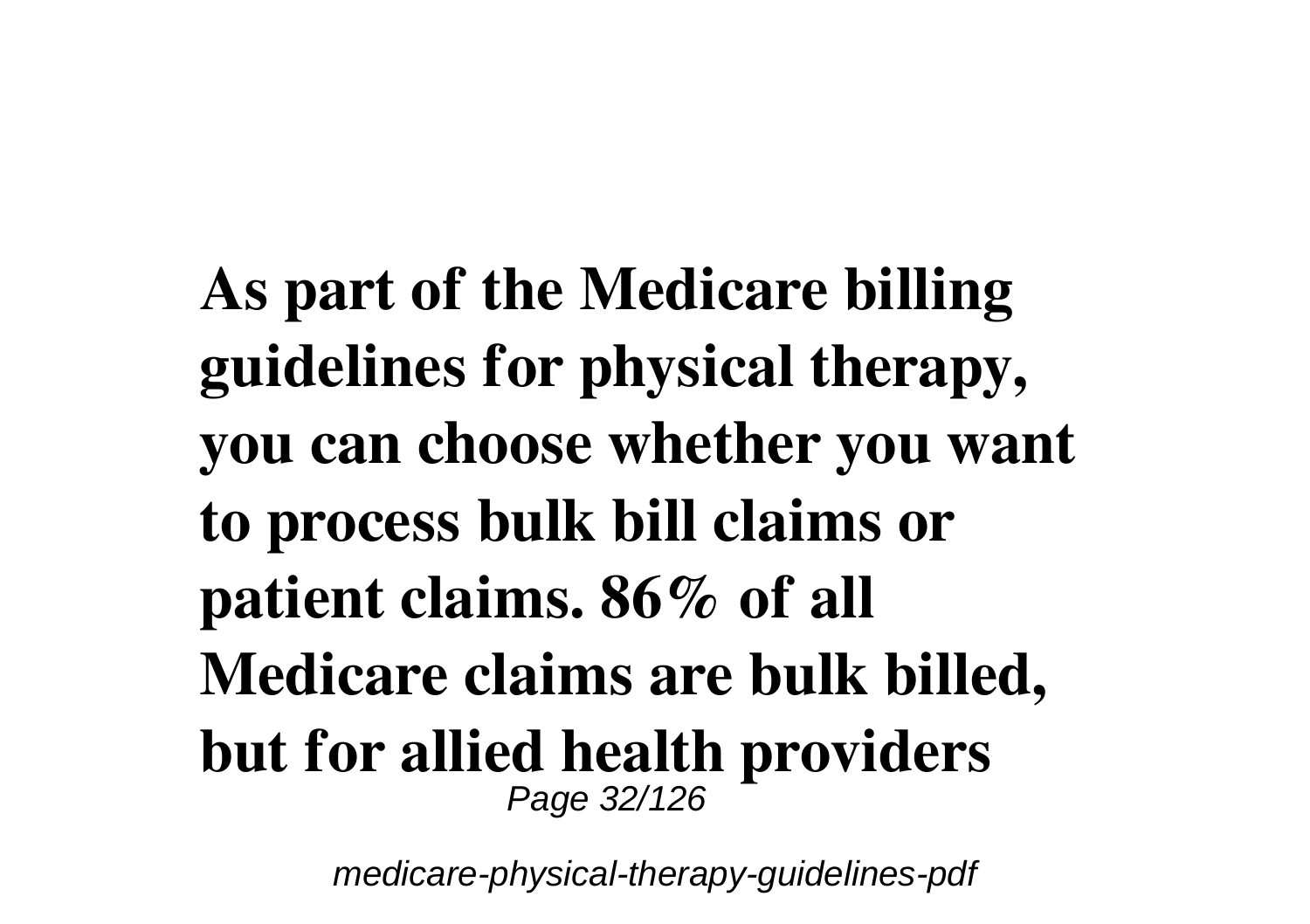**As part of the Medicare billing guidelines for physical therapy, you can choose whether you want to process bulk bill claims or patient claims. 86% of all Medicare claims are bulk billed, but for allied health providers**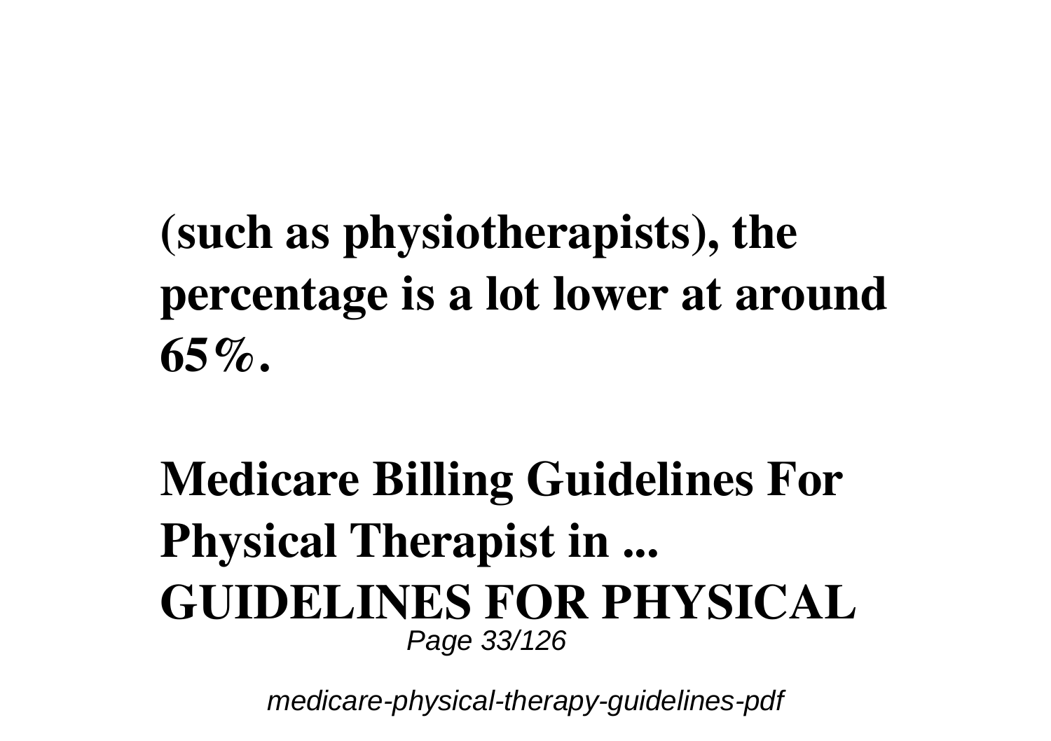**(such as physiotherapists), the percentage is a lot lower at around 65%.**

## Medicare Billing Guidelines For Physical Therapist in ...

**GUIDELINES FOR PHYSICAL**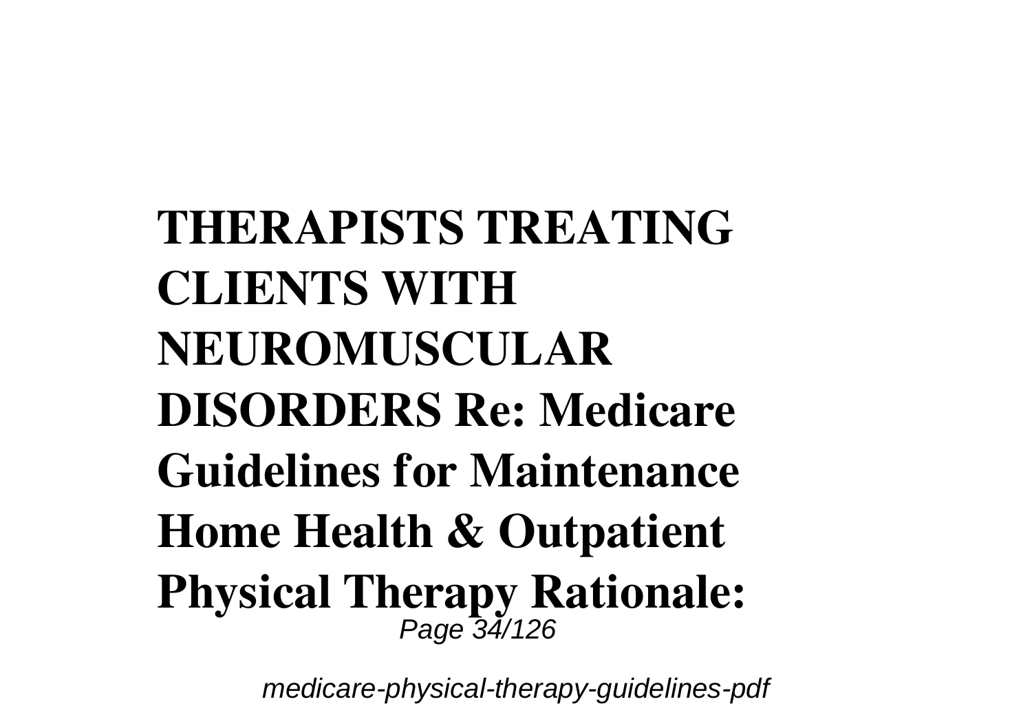**THERAPISTS TREATING CLIENTS WITH NEUROMUSCULAR DISORDERS Re: Medicare Guidelines for Maintenance Home Health & Outpatient Physical Therapy Rationale:**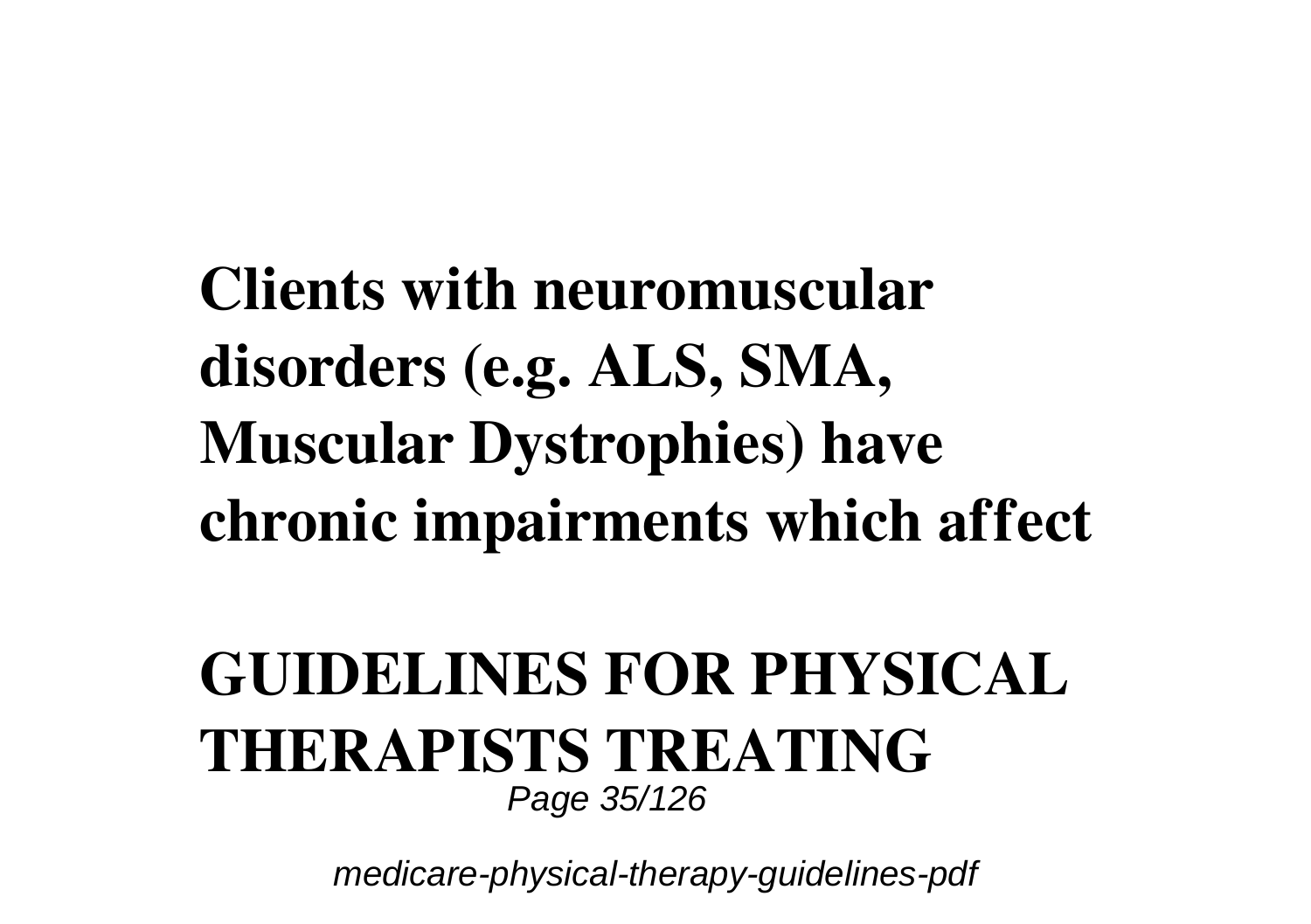**Clients with neuromuscular disorders (e.g. ALS, SMA, Muscular Dystrophies) have chronic impairments which affect**

## GUIDELINES FOR PHYSICAL THERAPISTS TREATING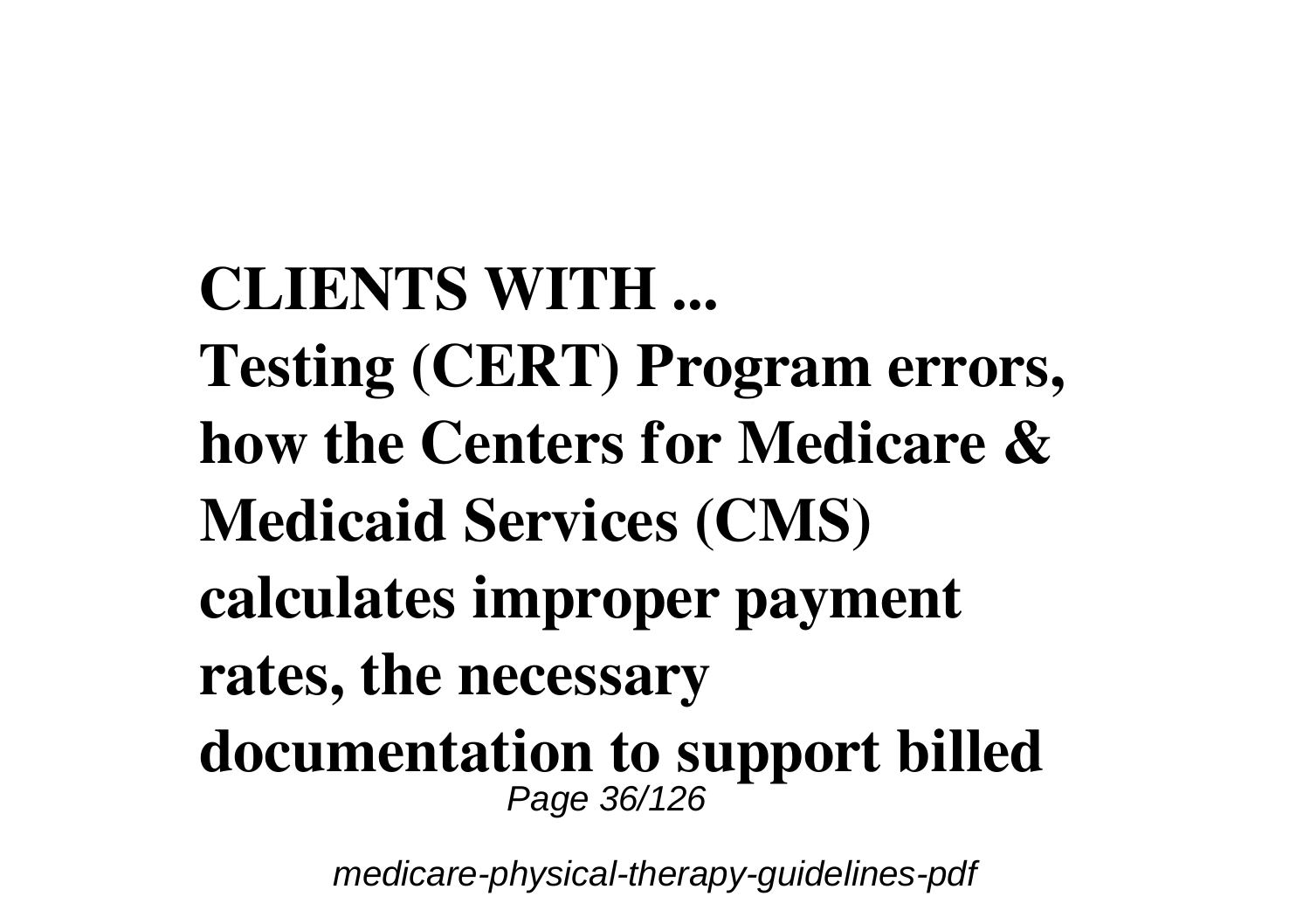**CLIENTS WITH ...**
**Testing (CERT) Program errors, how the Centers for Medicare & Medicaid Services (CMS) calculates improper payment rates, the necessary documentation to support billed**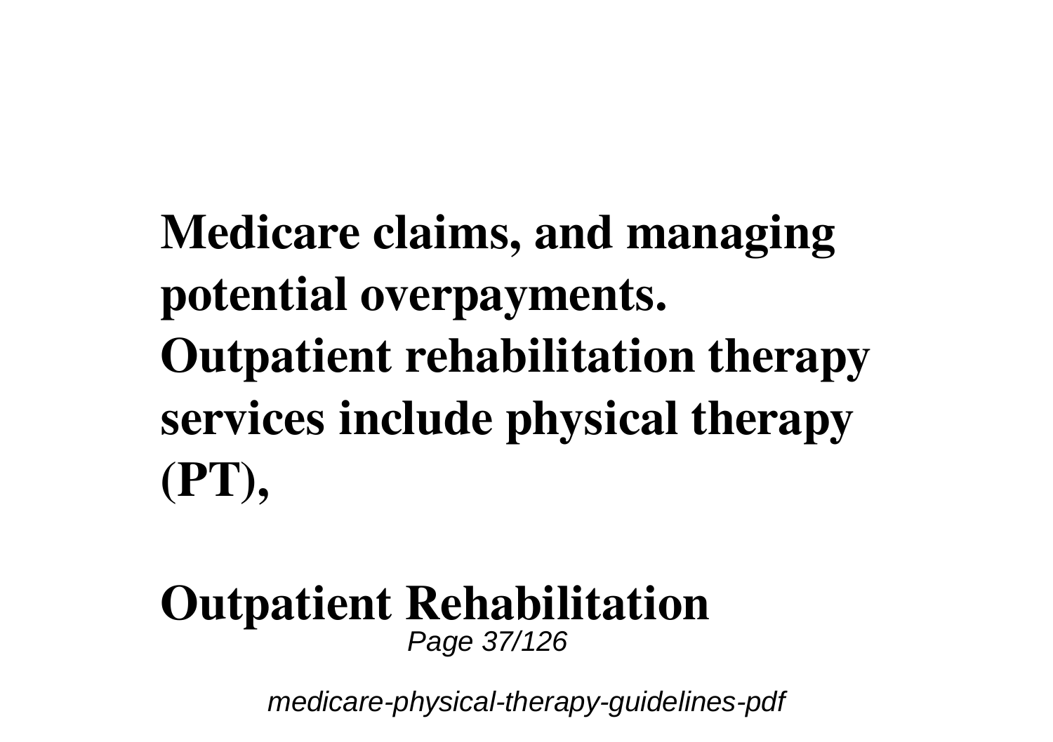**Medicare claims, and managing potential overpayments. Outpatient rehabilitation therapy services include physical therapy (PT),**

**Outpatient Rehabilitation**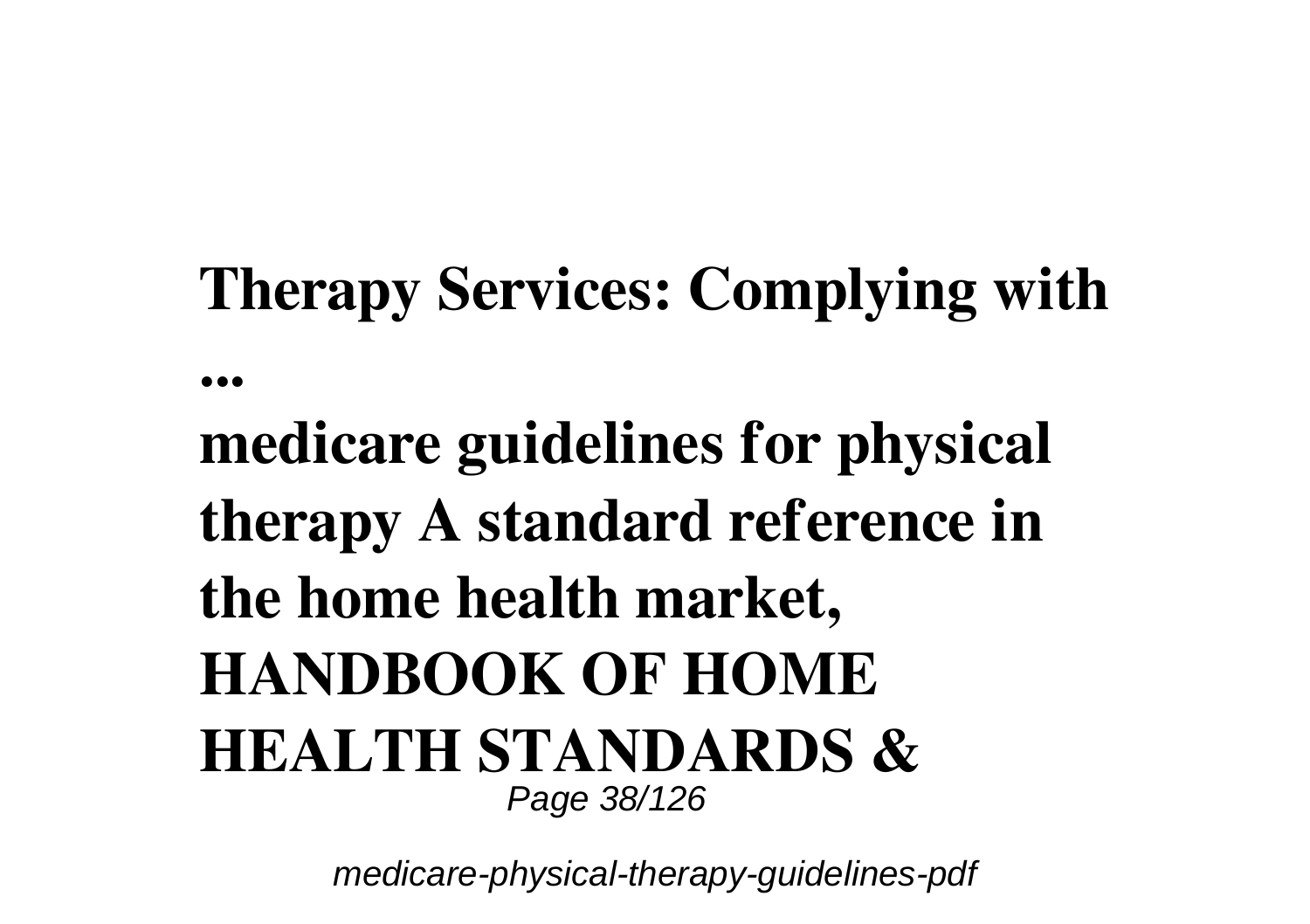**Therapy Services: Complying with ...**

**medicare guidelines for physical therapy A standard reference in the home health market, HANDBOOK OF HOME HEALTH STANDARDS &**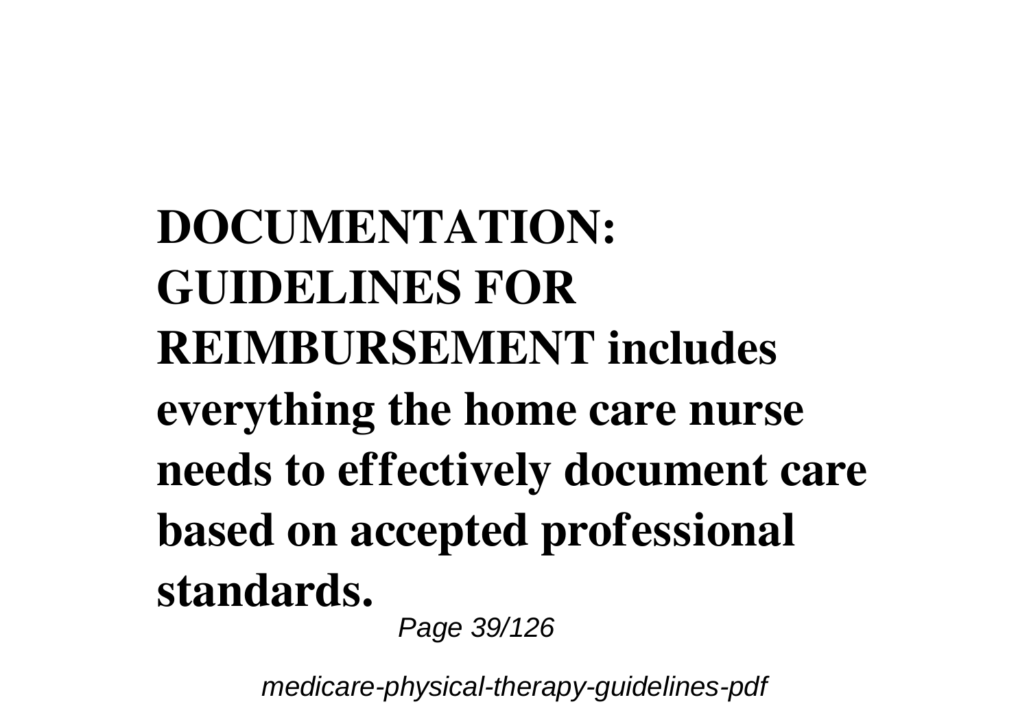**DOCUMENTATION: GUIDELINES FOR REIMBURSEMENT includes everything the home care nurse needs to effectively document care based on accepted professional standards.**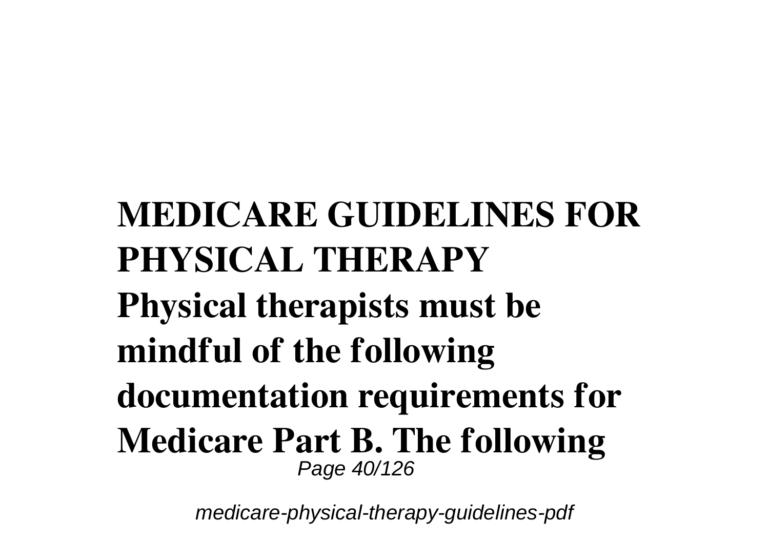**MEDICARE GUIDELINES FOR PHYSICAL THERAPY**

**Physical therapists must be mindful of the following documentation requirements for Medicare Part B. The following**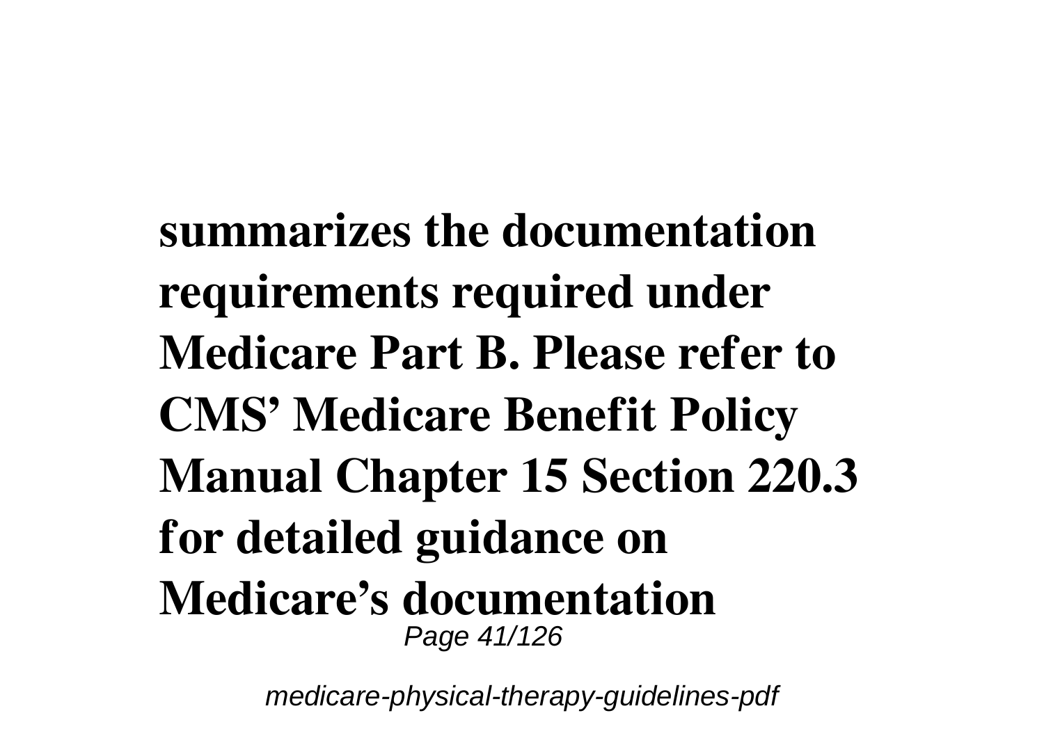**summarizes the documentation requirements required under Medicare Part B. Please refer to CMS' Medicare Benefit Policy Manual Chapter 15 Section 220.3 for detailed guidance on Medicare's documentation**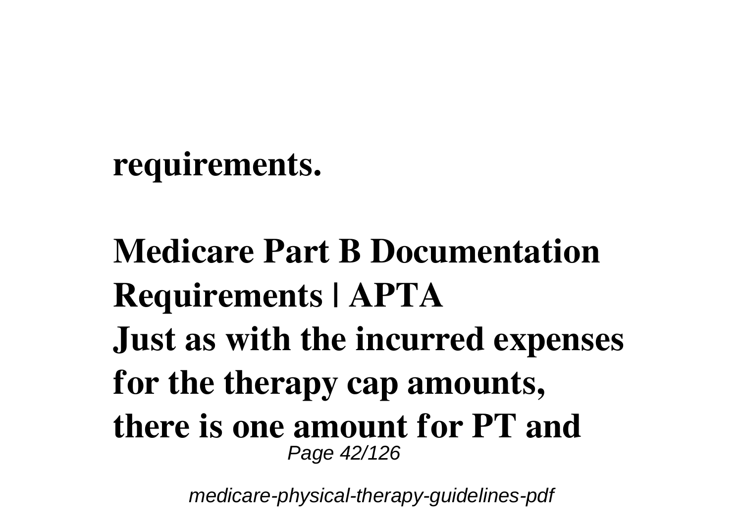**requirements.**

**Medicare Part B Documentation Requirements | APTA**
**Just as with the incurred expenses for the therapy cap amounts, there is one amount for PT and**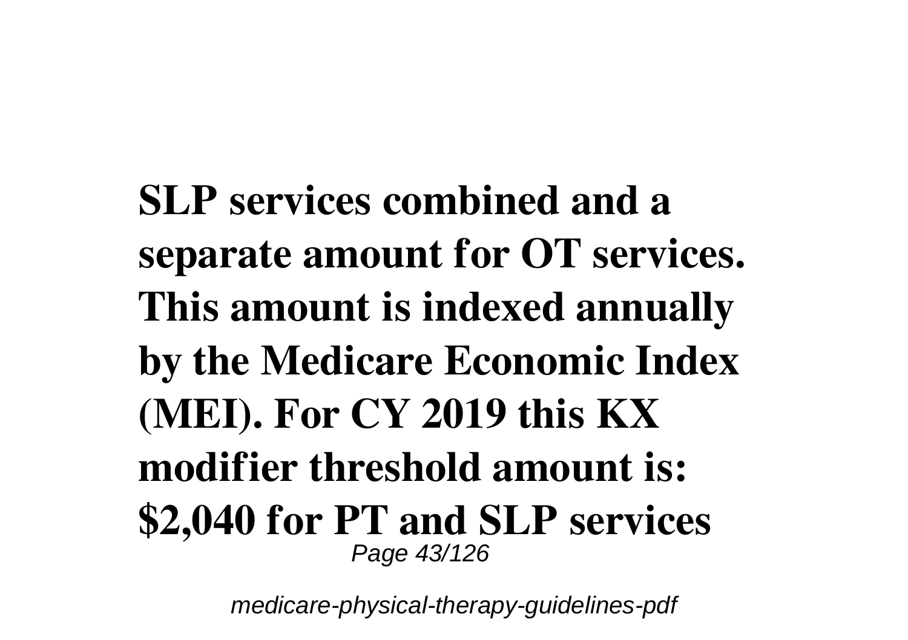**SLP services combined and a separate amount for OT services. This amount is indexed annually by the Medicare Economic Index (MEI). For CY 2019 this KX modifier threshold amount is: $2,040 for PT and SLP services**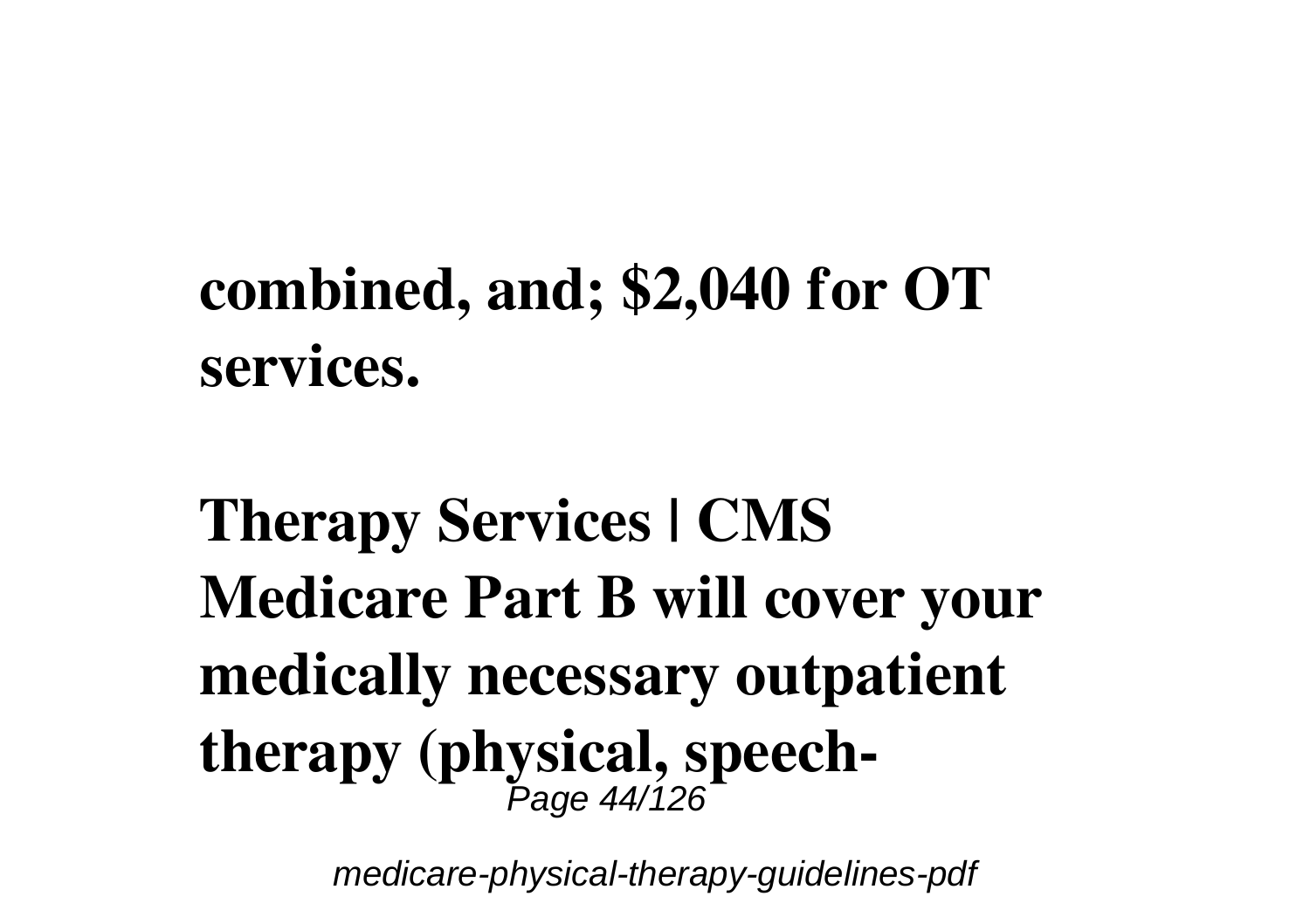**combined, and; $2,040 for OT services.**

**Therapy Services | CMS Medicare Part B will cover your medically necessary outpatient therapy (physical, speech-**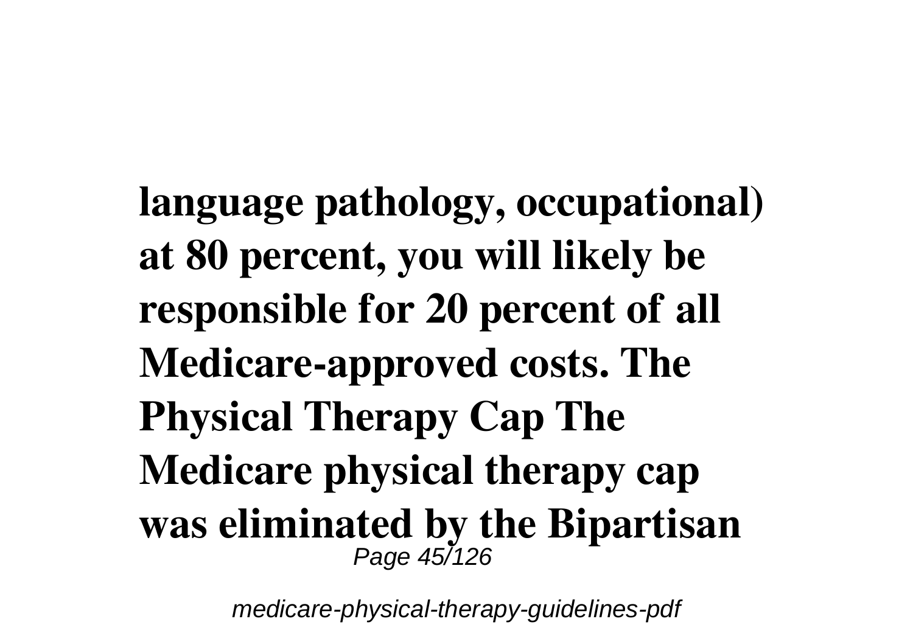**language pathology, occupational) at 80 percent, you will likely be responsible for 20 percent of all Medicare-approved costs. The Physical Therapy Cap The Medicare physical therapy cap was eliminated by the Bipartisan**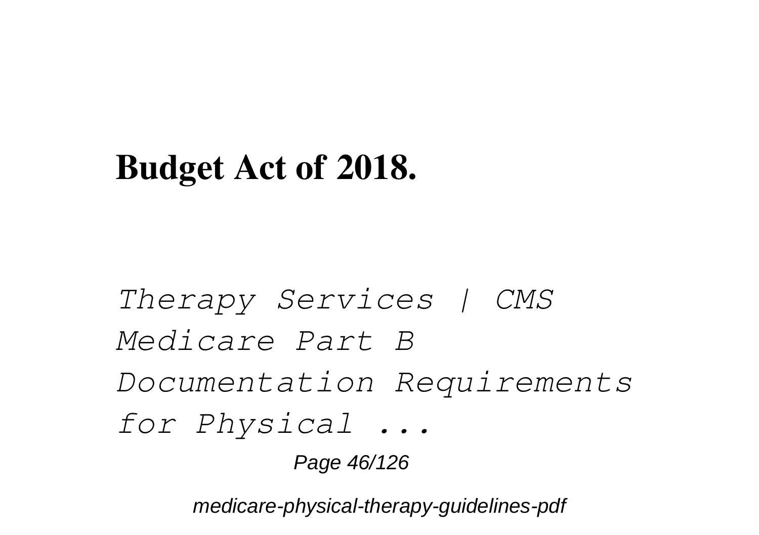**Budget Act of 2018.**

*Therapy Services | CMS*
*Medicare Part B Documentation Requirements for Physical ...*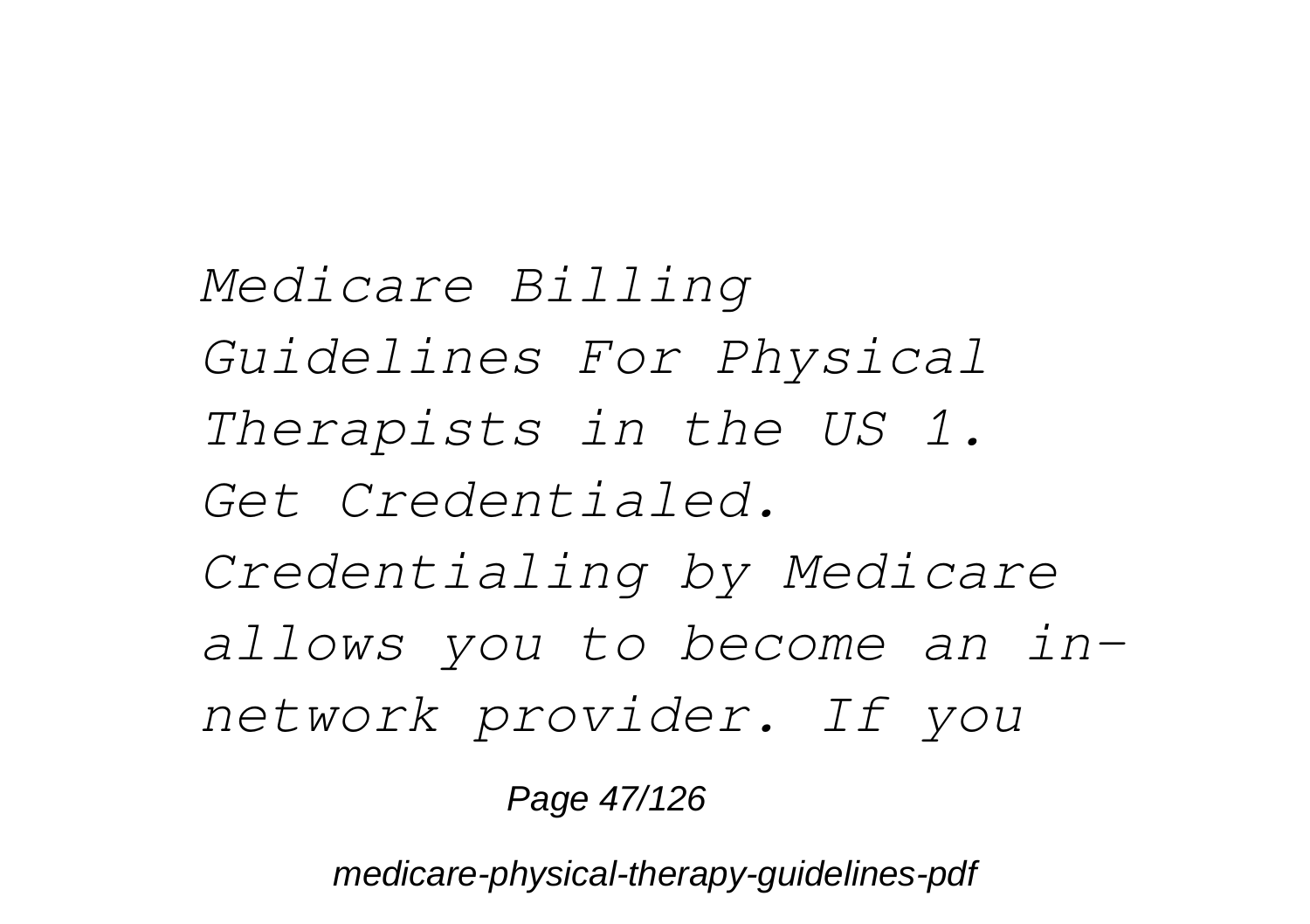*Medicare Billing Guidelines For Physical Therapists in the US 1. Get Credentialed. Credentialing by Medicare allows you to become an in-network provider. If you*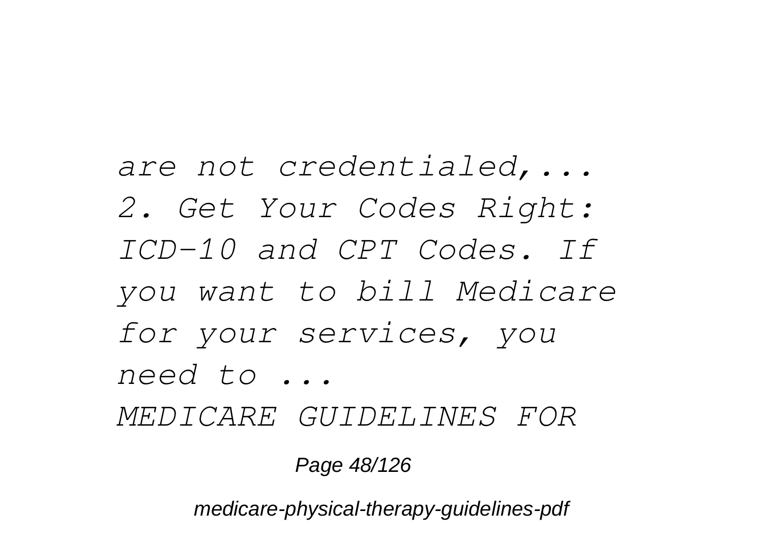*are not credentialed,... 2. Get Your Codes Right: ICD-10 and CPT Codes. If you want to bill Medicare for your services, you need to ...*

*MEDICARE GUIDELINES FOR*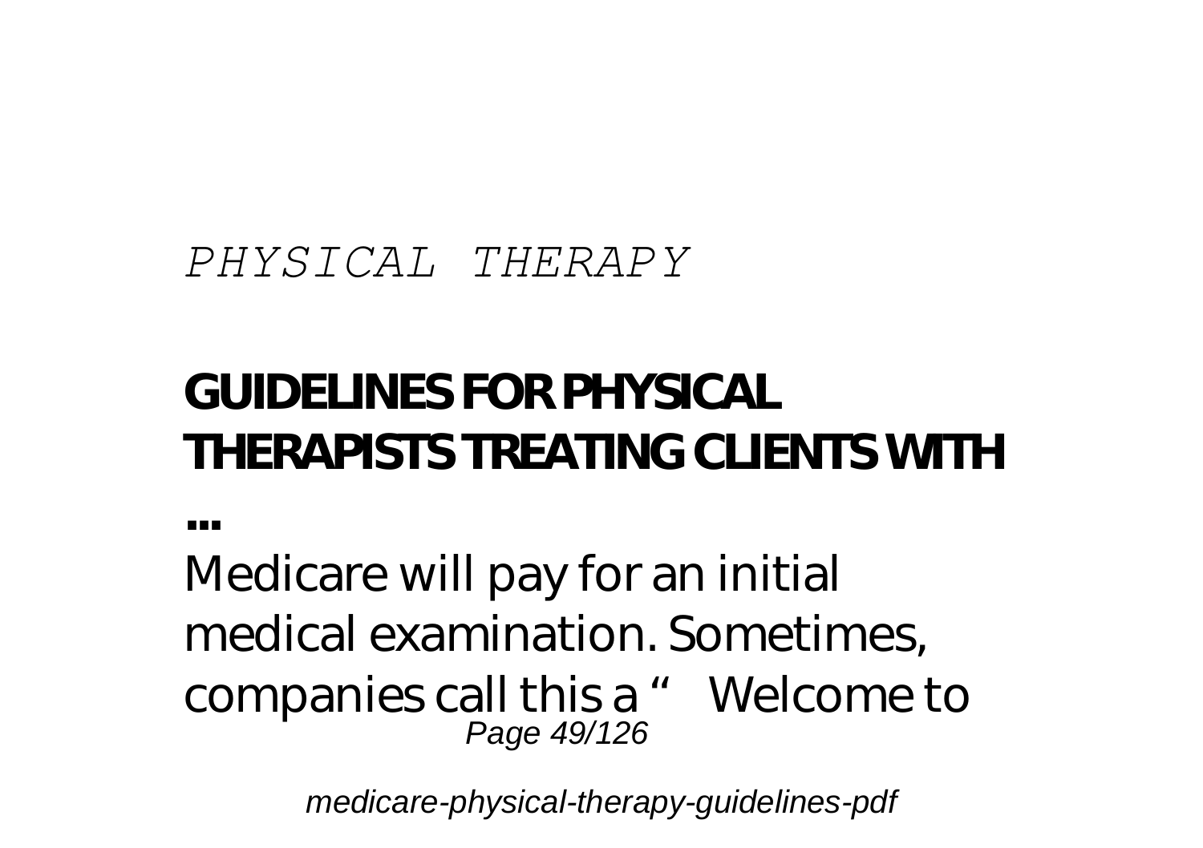*PHYSICAL THERAPY*

## GUIDELINES FOR PHYSICAL THERAPISTS TREATING CLIENTS WITH ...

Medicare will pay for an initial medical examination. Sometimes, companies call this a " Welcome to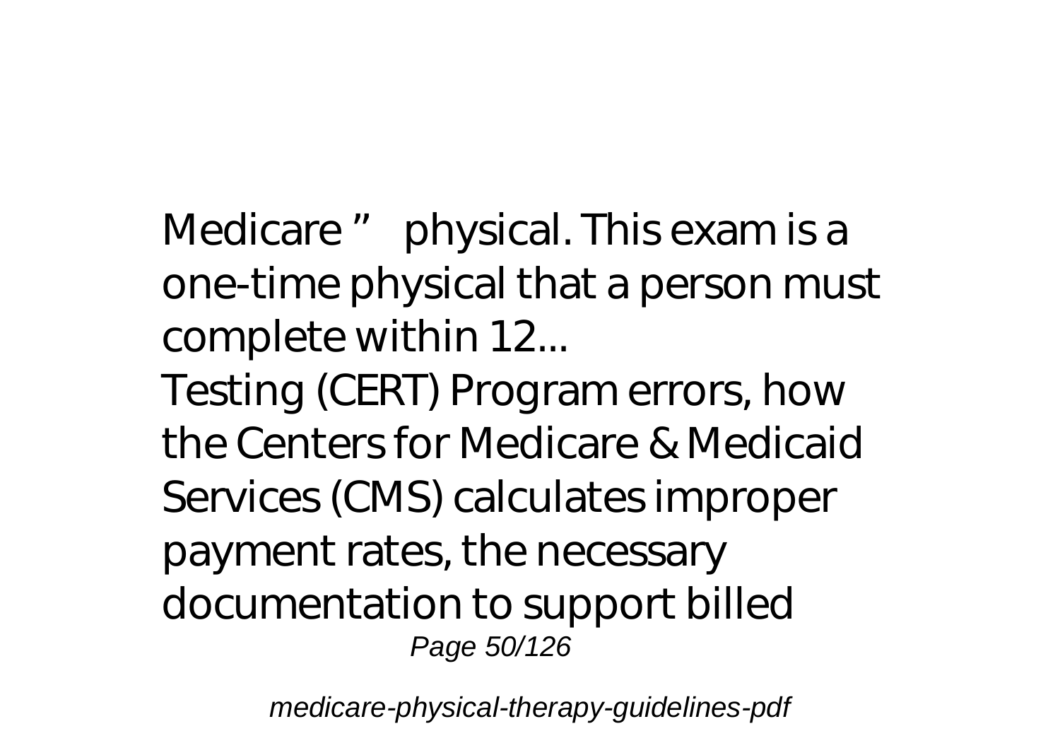Medicare " physical. This exam is a one-time physical that a person must complete within 12...

Testing (CERT) Program errors, how the Centers for Medicare & Medicaid Services (CMS) calculates improper payment rates, the necessary documentation to support billed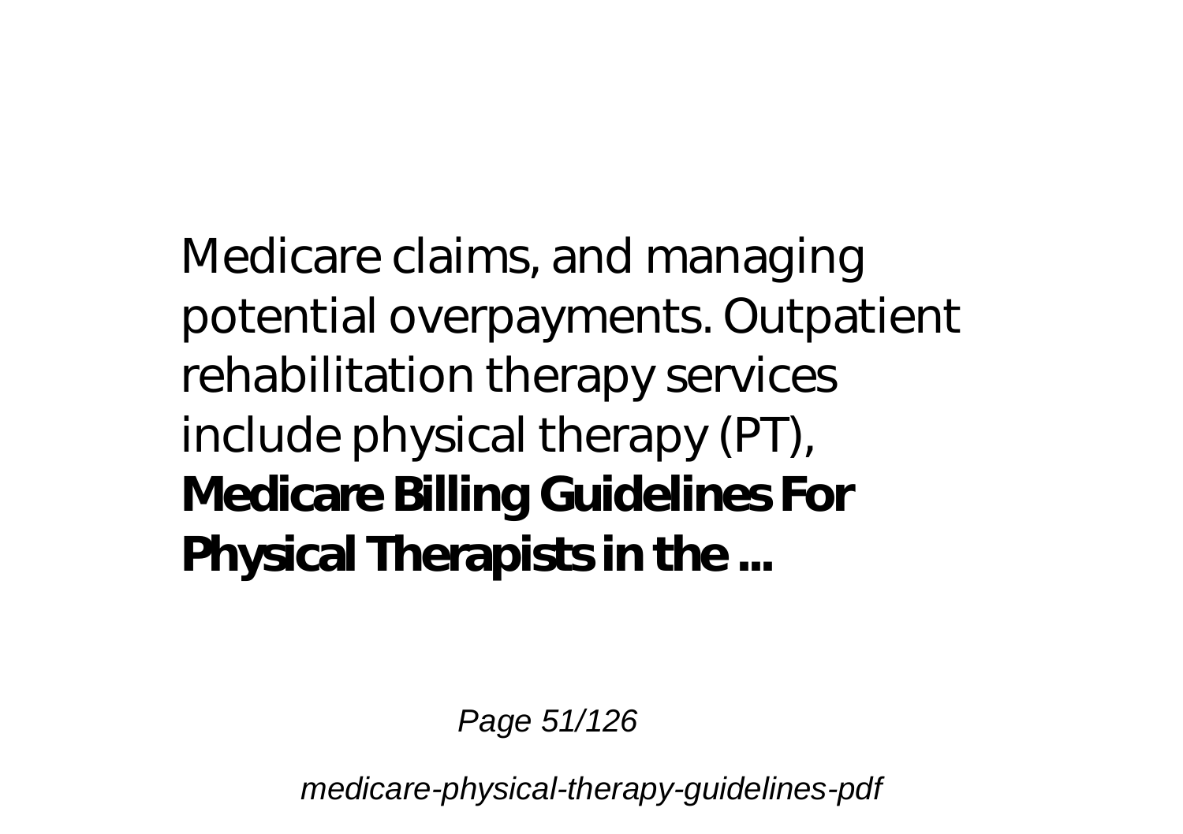Medicare claims, and managing potential overpayments. Outpatient rehabilitation therapy services include physical therapy (PT),

**Medicare Billing Guidelines For Physical Therapists in the ...**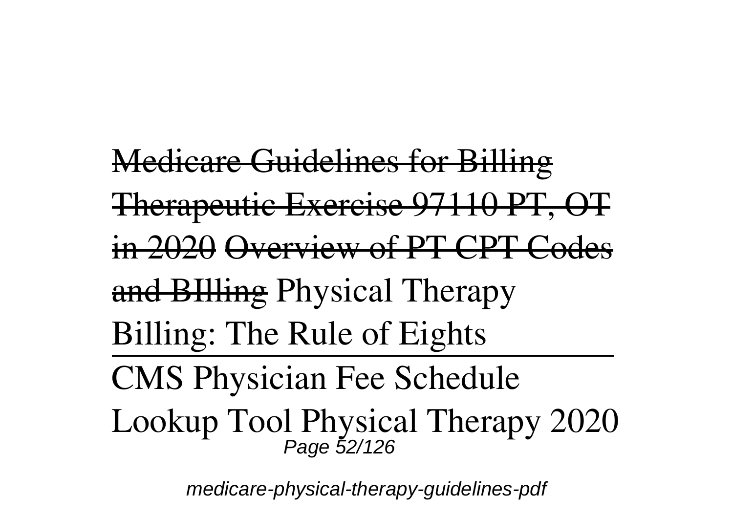~~Medicare Guidelines for Billing Therapeutic Exercise 97110 PT, OT in 2020~~ ~~Overview of PT CPT Codes and BIlling~~ Physical Therapy Billing: The Rule of Eights

---

CMS Physician Fee Schedule Lookup Tool Physical Therapy 2020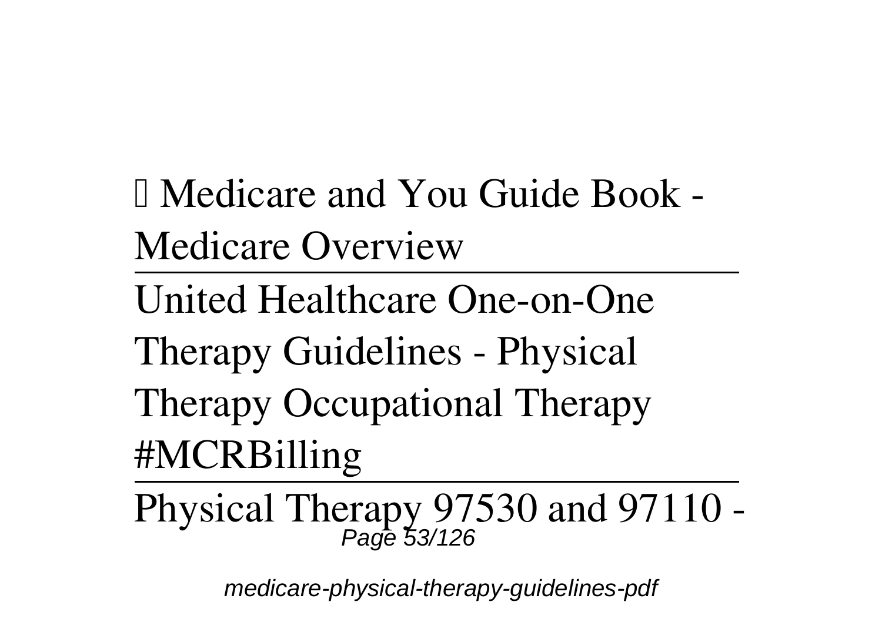Medicare and You Guide Book - Medicare Overview

---

United Healthcare One-on-One Therapy Guidelines - Physical Therapy Occupational Therapy #MCRBilling

---

Physical Therapy 97530 and 97110 -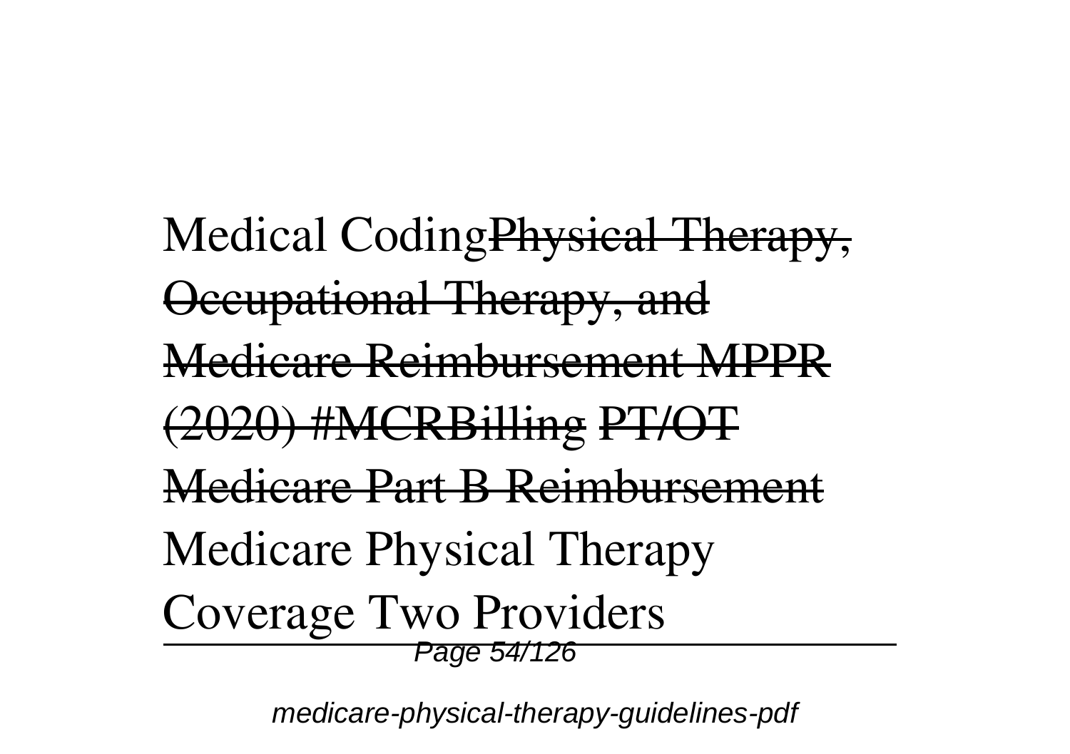Medical Coding~~Physical Therapy, Occupational Therapy, and Medicare Reimbursement MPPR (2020) #MCRBilling~~ ~~PT/OT Medicare Part B Reimbursement~~ Medicare Physical Therapy Coverage Two Providers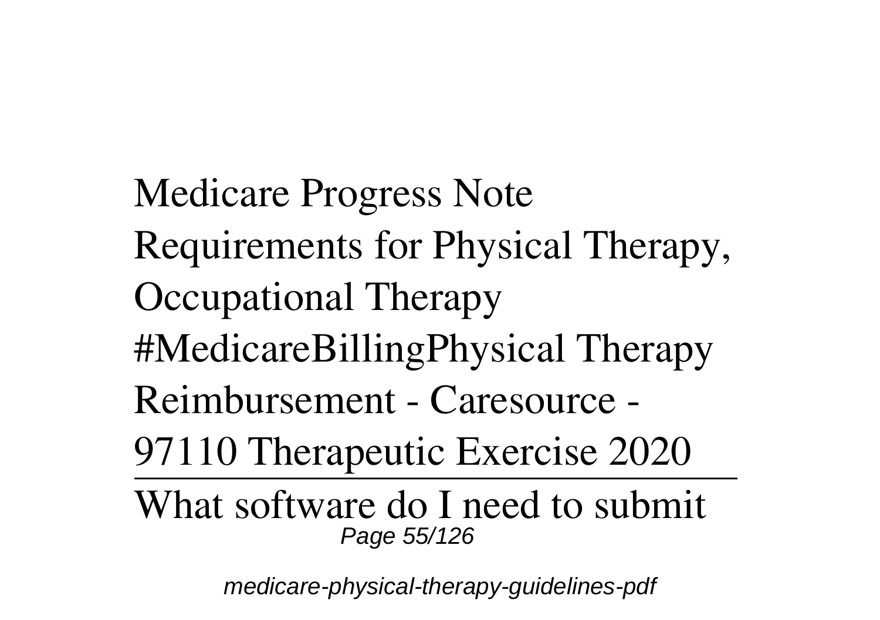Medicare Progress Note Requirements for Physical Therapy, Occupational Therapy #MedicareBillingPhysical Therapy Reimbursement - Caresource - 97110 Therapeutic Exercise 2020

---

What software do I need to submit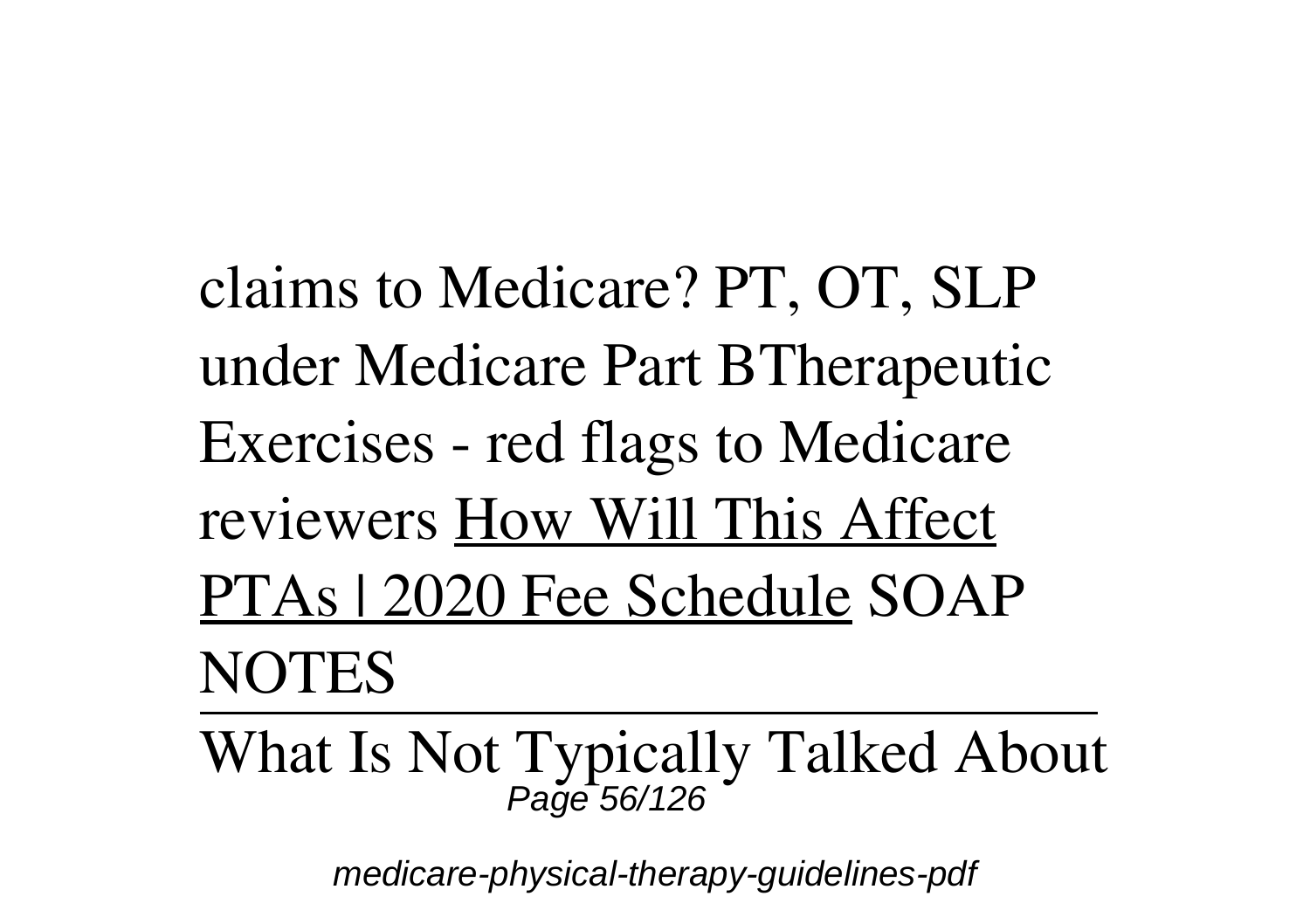claims to Medicare? PT, OT, SLP under Medicare Part BTherapeutic Exercises - red flags to Medicare reviewers How Will This Affect PTAs | 2020 Fee Schedule SOAP NOTES

What Is Not Typically Talked About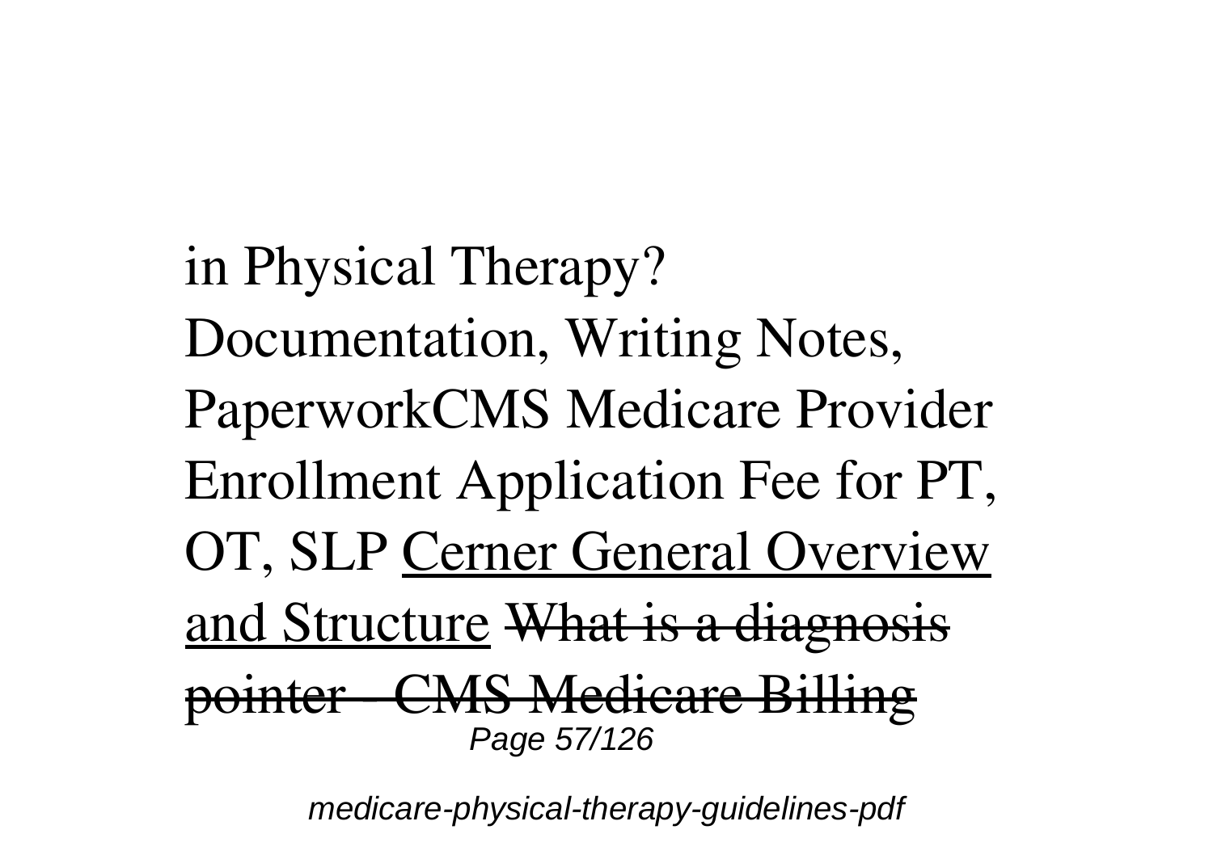in Physical Therapy? Documentation, Writing Notes, PaperworkCMS Medicare Provider Enrollment Application Fee for PT, OT, SLP Cerner General Overview and Structure ~~What is a diagnosis pointer - CMS Medicare Billing~~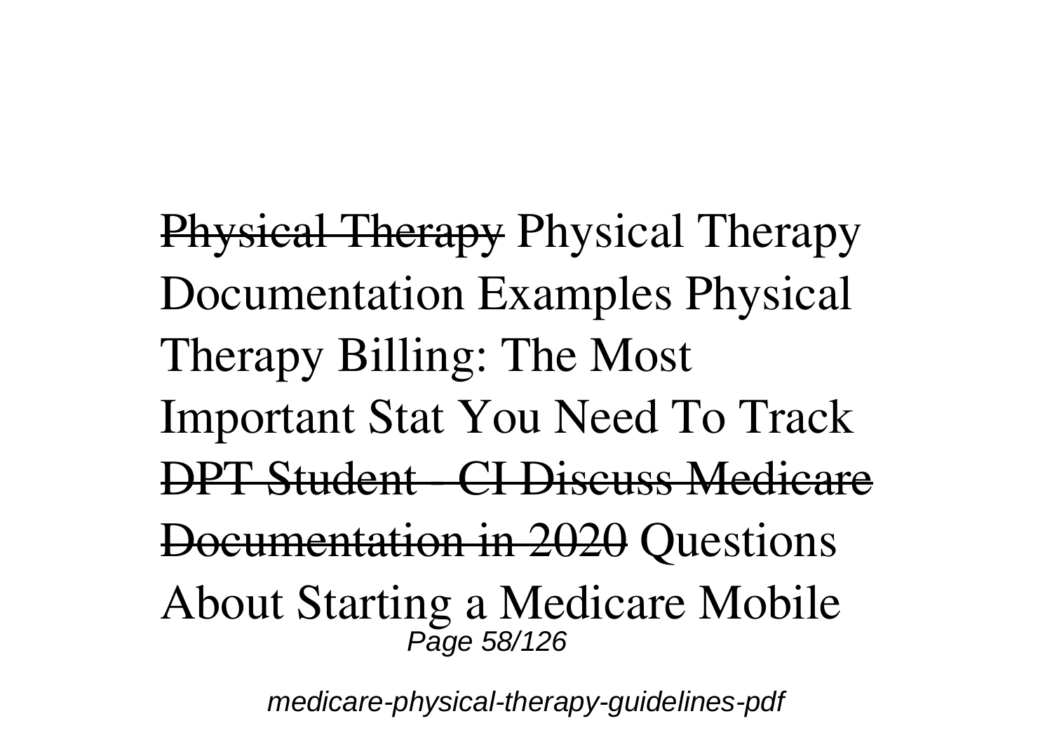~~Physical Therapy~~ Physical Therapy Documentation Examples Physical Therapy Billing: The Most Important Stat You Need To Track ~~DPT Student - CI Discuss Medicare Documentation in 2020~~ Questions About Starting a Medicare Mobile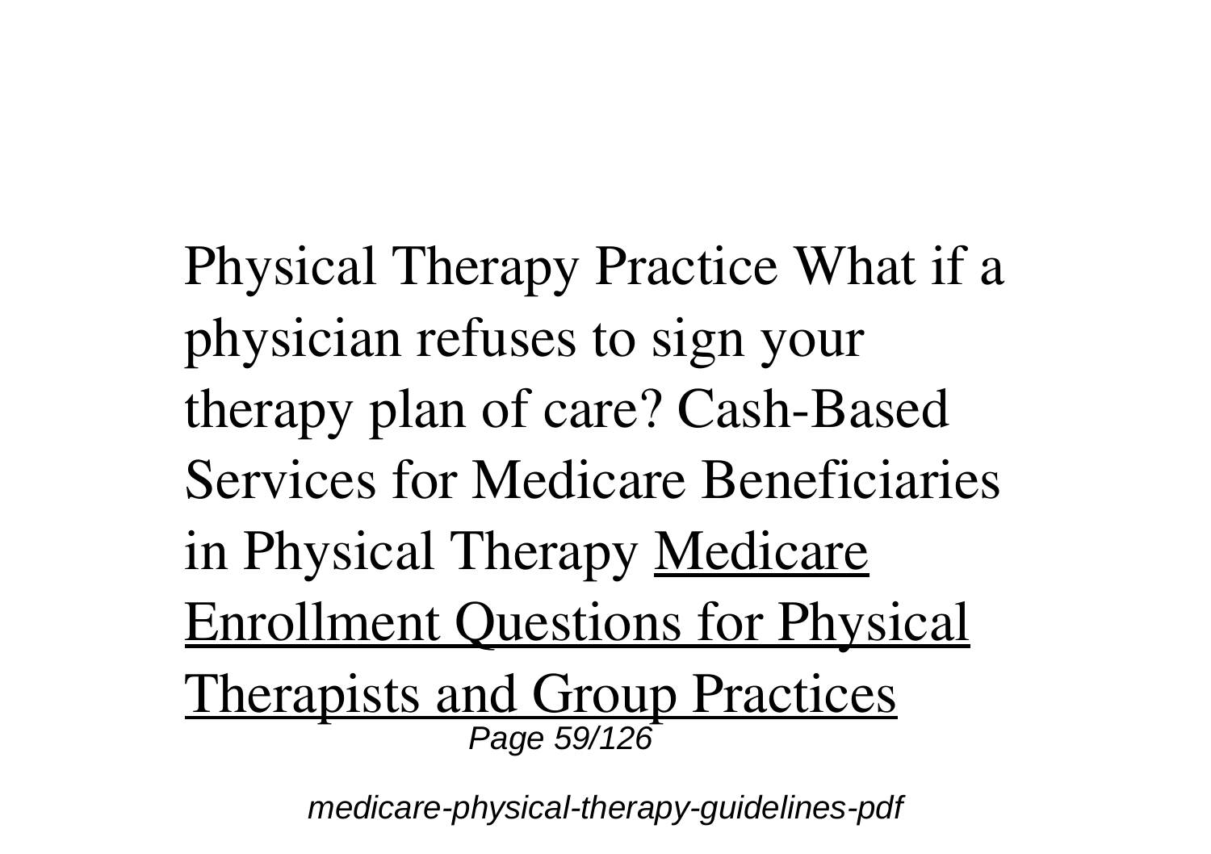Physical Therapy Practice What if a physician refuses to sign your therapy plan of care? Cash-Based Services for Medicare Beneficiaries in Physical Therapy Medicare Enrollment Questions for Physical Therapists and Group Practices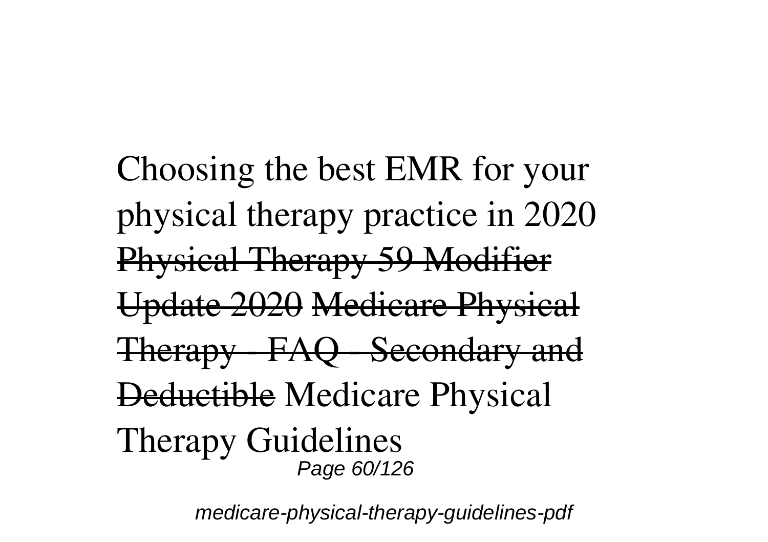Choosing the best EMR for your physical therapy practice in 2020 ~~Physical Therapy 59 Modifier Update 2020~~ ~~Medicare Physical Therapy - FAQ - Secondary and Deductible~~ Medicare Physical Therapy Guidelines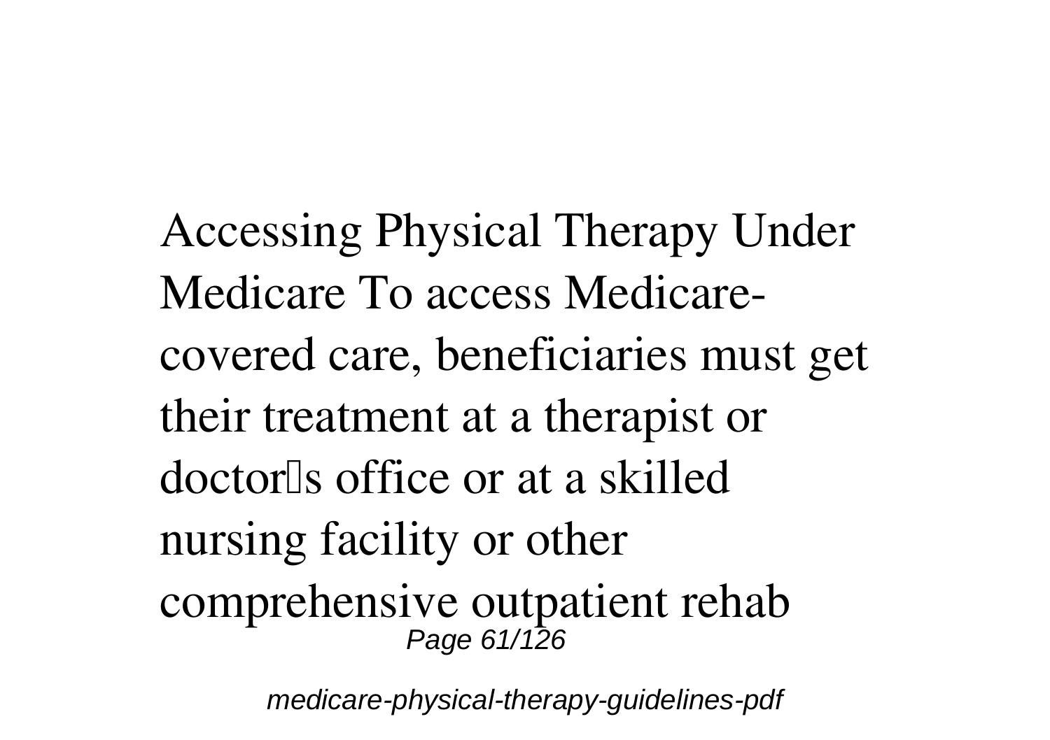Accessing Physical Therapy Under Medicare To access Medicare-covered care, beneficiaries must get their treatment at a therapist or doctor's office or at a skilled nursing facility or other comprehensive outpatient rehab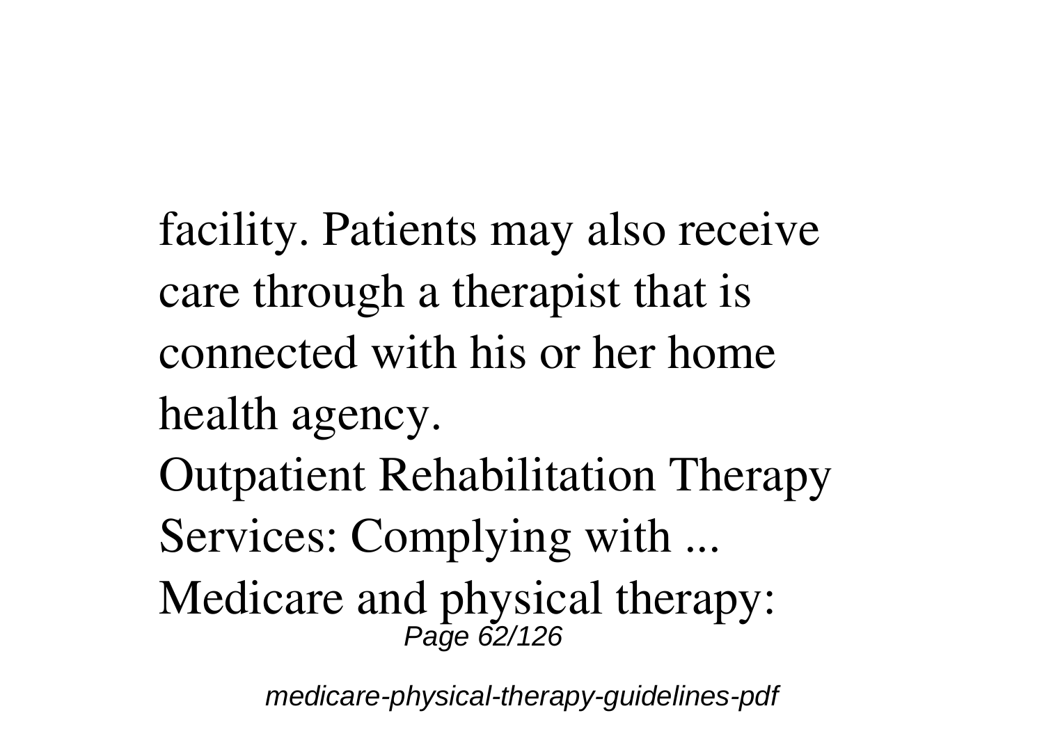facility. Patients may also receive care through a therapist that is connected with his or her home health agency.

Outpatient Rehabilitation Therapy Services: Complying with ...

Medicare and physical therapy: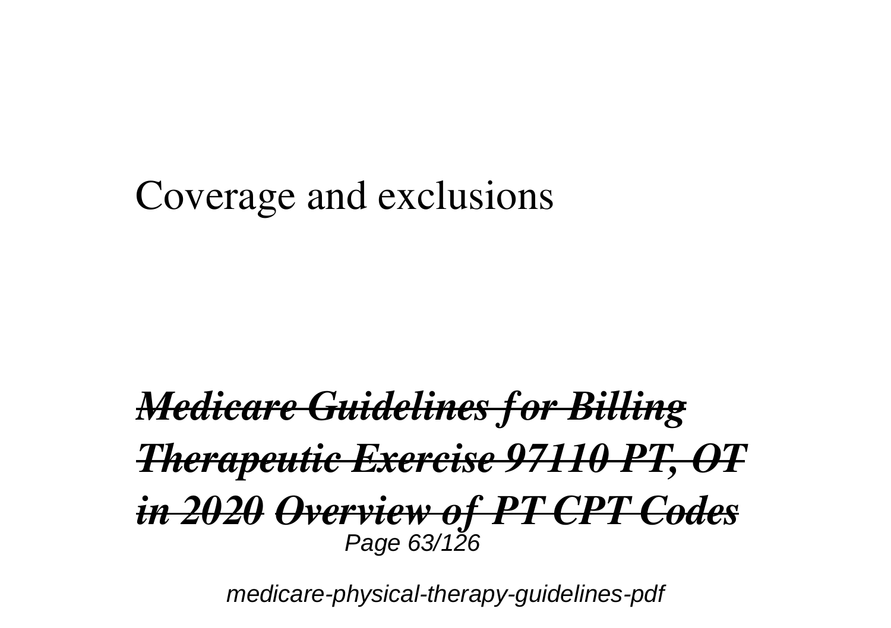Coverage and exclusions

***Medicare Guidelines for Billing Therapeutic Exercise 97110 PT, OT in 2020*** ***Overview of PT CPT Codes***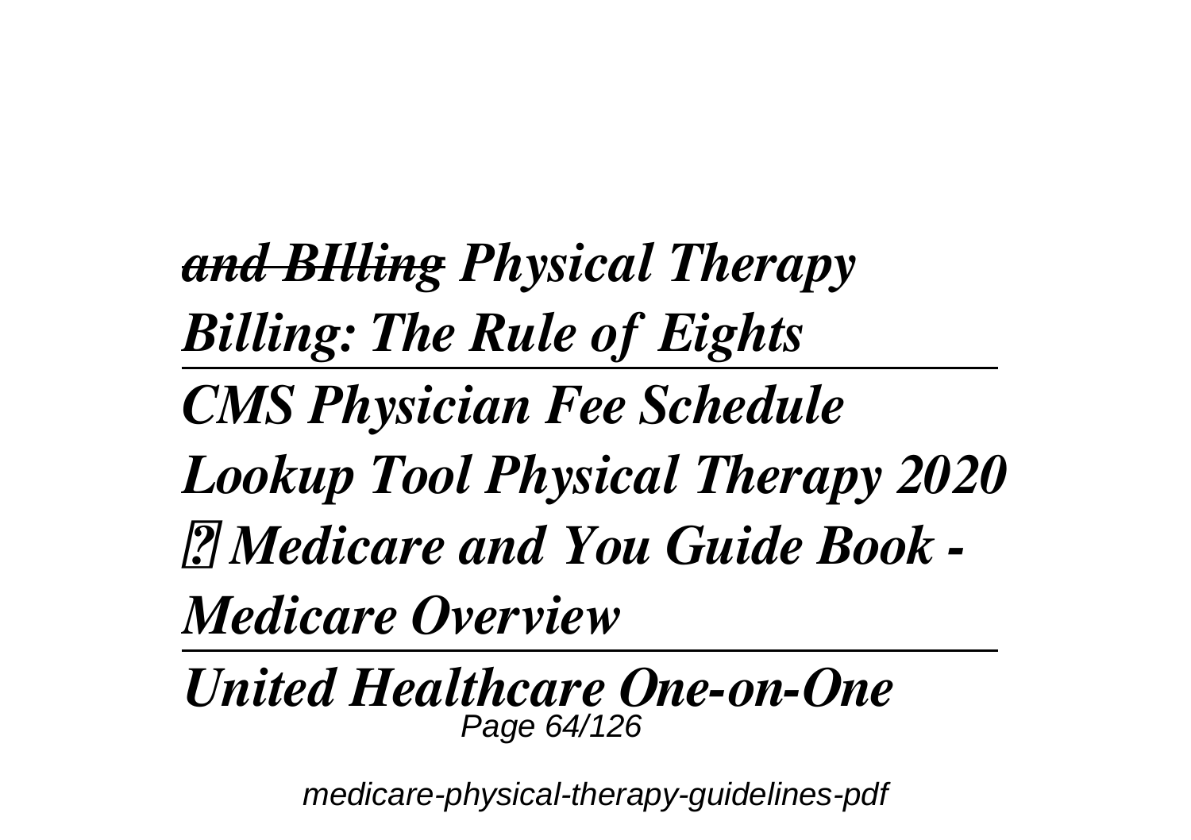~~*and BIlling*~~ *Physical Therapy Billing: The Rule of Eights*

---

*CMS Physician Fee Schedule Lookup Tool Physical Therapy 2020 ✓ Medicare and You Guide Book - Medicare Overview*

---

*United Healthcare One-on-One*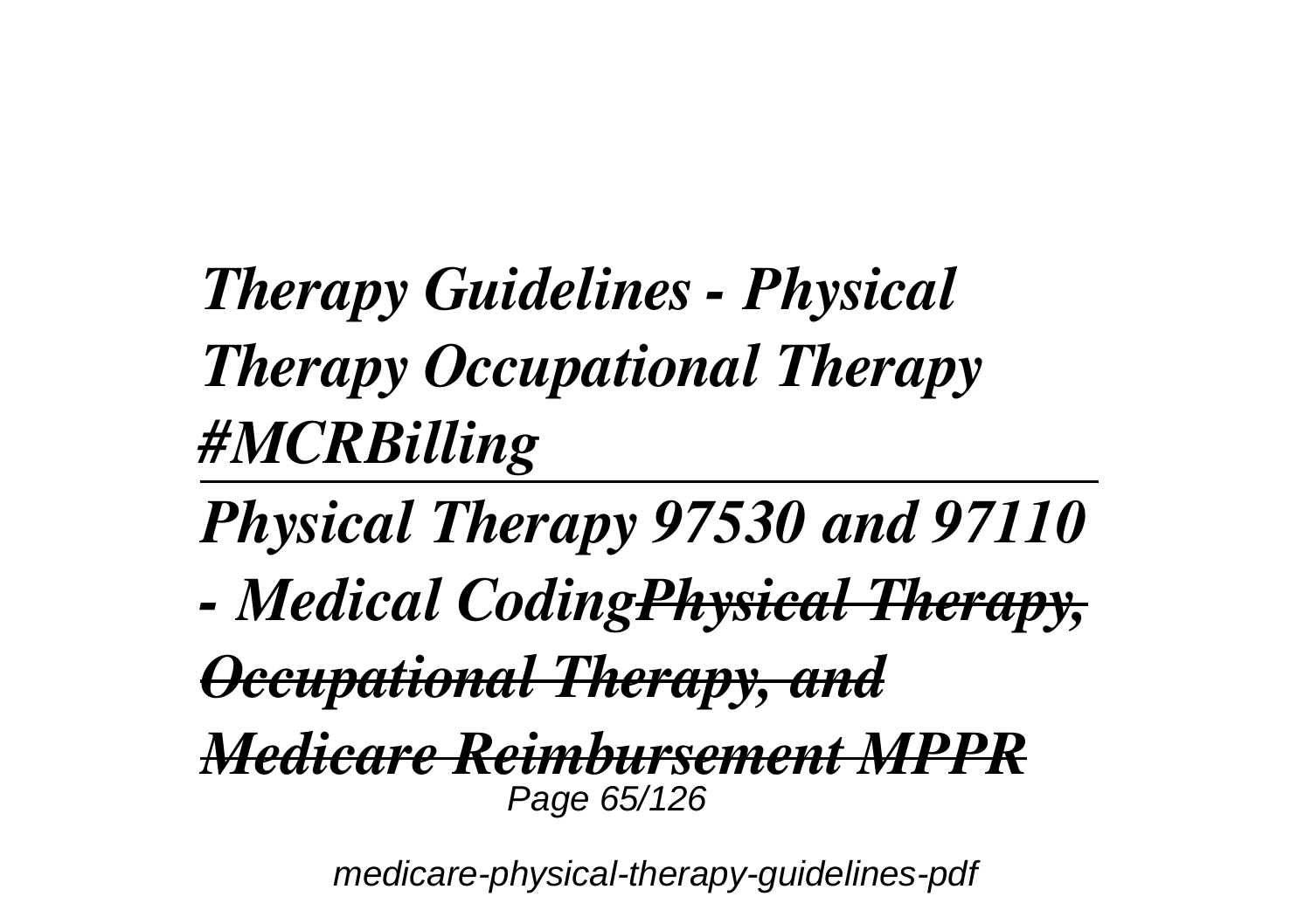*Therapy Guidelines - Physical Therapy Occupational Therapy #MCRBilling*

---

*Physical Therapy 97530 and 97110 - Medical Coding~~Physical Therapy, Occupational Therapy, and Medicare Reimbursement MPPR~~*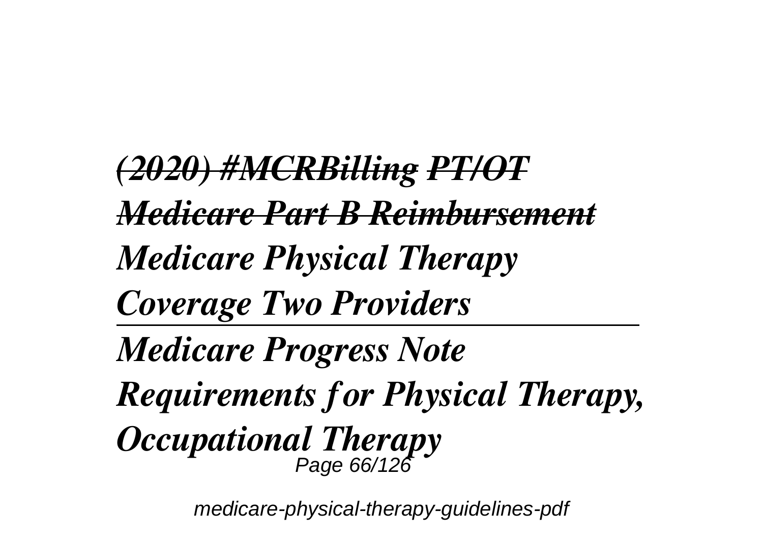*(2020) #MCRBilling PT/OT Medicare Part B Reimbursement*

*Medicare Physical Therapy Coverage Two Providers*

---

*Medicare Progress Note Requirements for Physical Therapy, Occupational Therapy*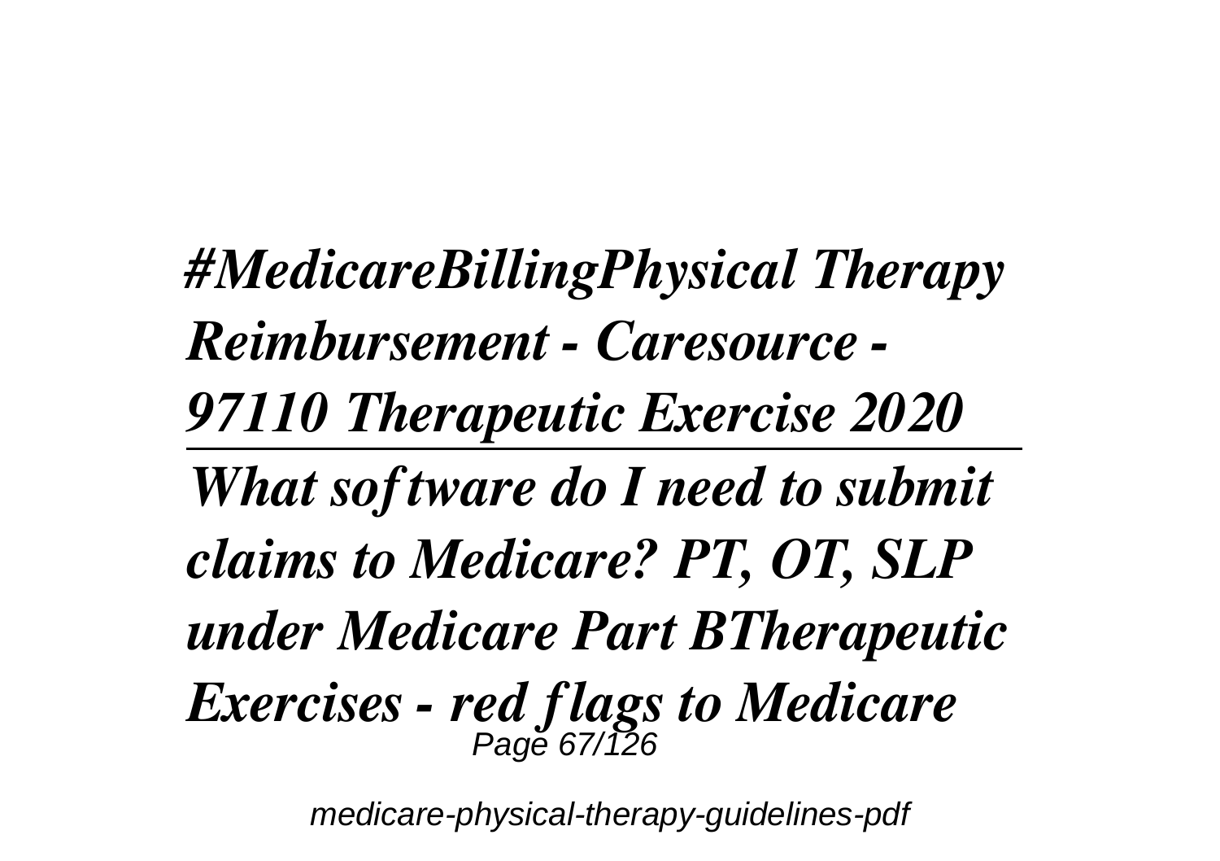*#MedicareBillingPhysical Therapy Reimbursement - Caresource - 97110 Therapeutic Exercise 2020*

---

*What software do I need to submit claims to Medicare? PT, OT, SLP under Medicare Part BTherapeutic Exercises - red flags to Medicare*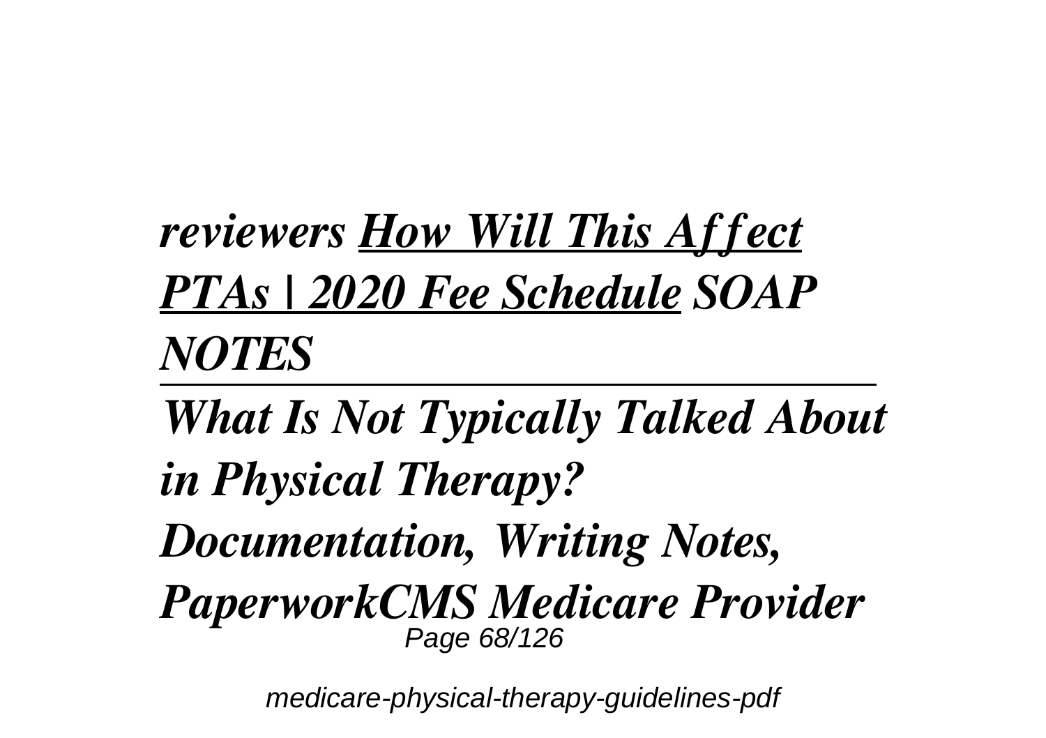*reviewers* ***How Will This Affect PTAs | 2020 Fee Schedule*** *SOAP NOTES*

---

*What Is Not Typically Talked About in Physical Therapy? Documentation, Writing Notes, PaperworkCMS Medicare Provider*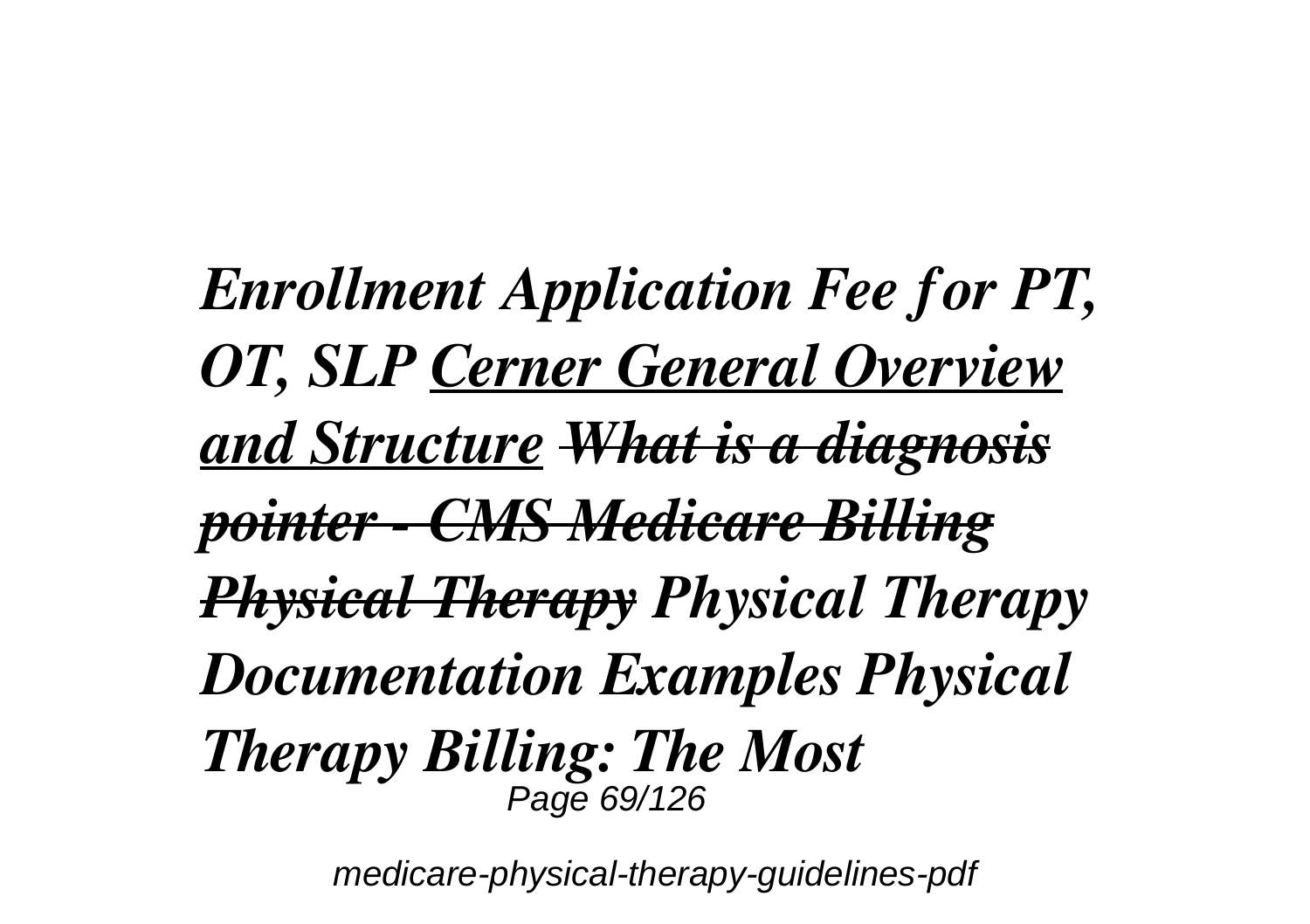*Enrollment Application Fee for PT, OT, SLP* ***Cerner General Overview and Structure*** *~~What is a diagnosis pointer - CMS Medicare Billing Physical Therapy~~* ***Physical Therapy Documentation Examples Physical Therapy Billing: The Most***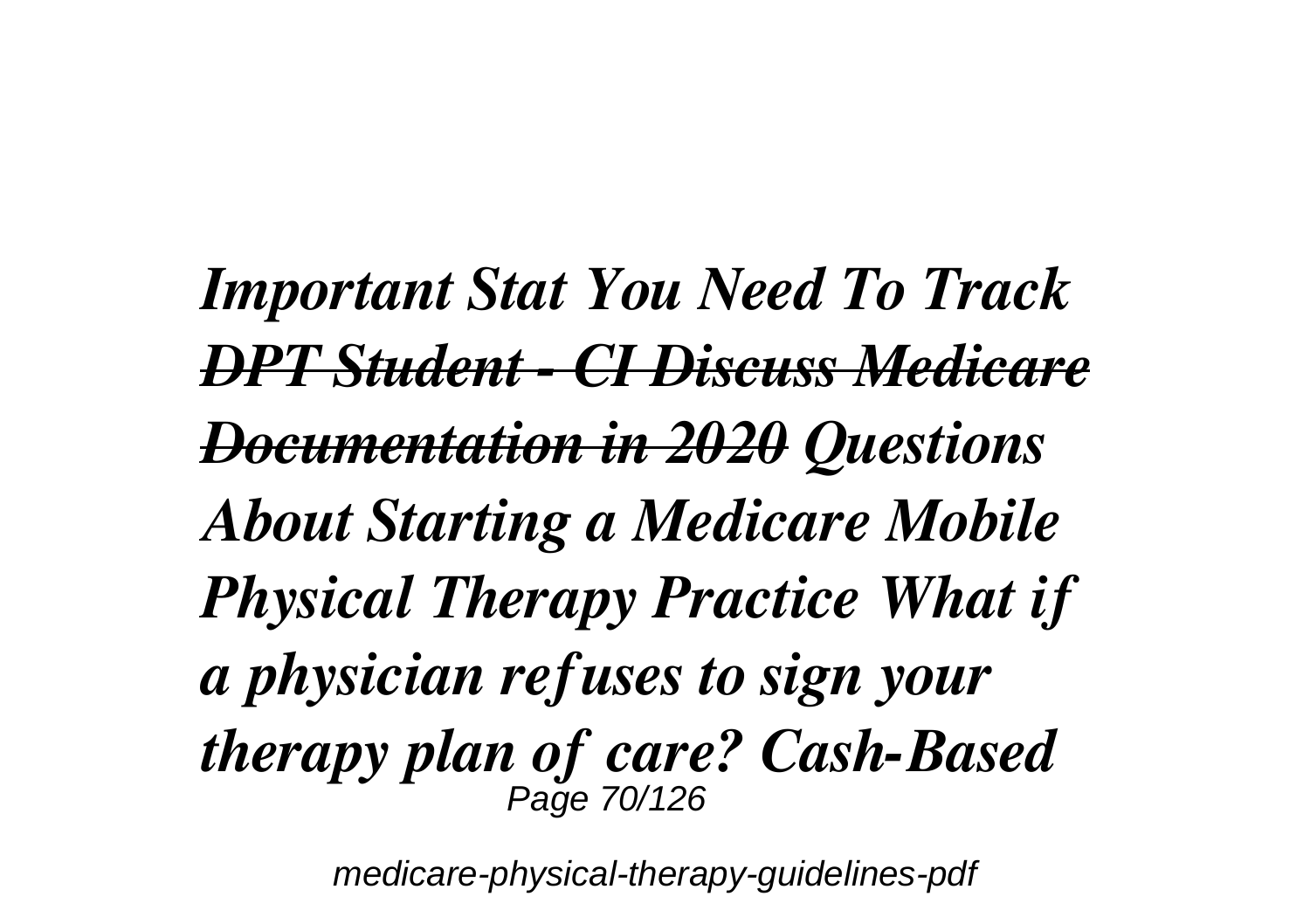***Important Stat You Need To Track*** ~~***DPT Student - CI Discuss Medicare Documentation in 2020***~~ ***Questions About Starting a Medicare Mobile Physical Therapy Practice What if a physician refuses to sign your therapy plan of care? Cash-Based***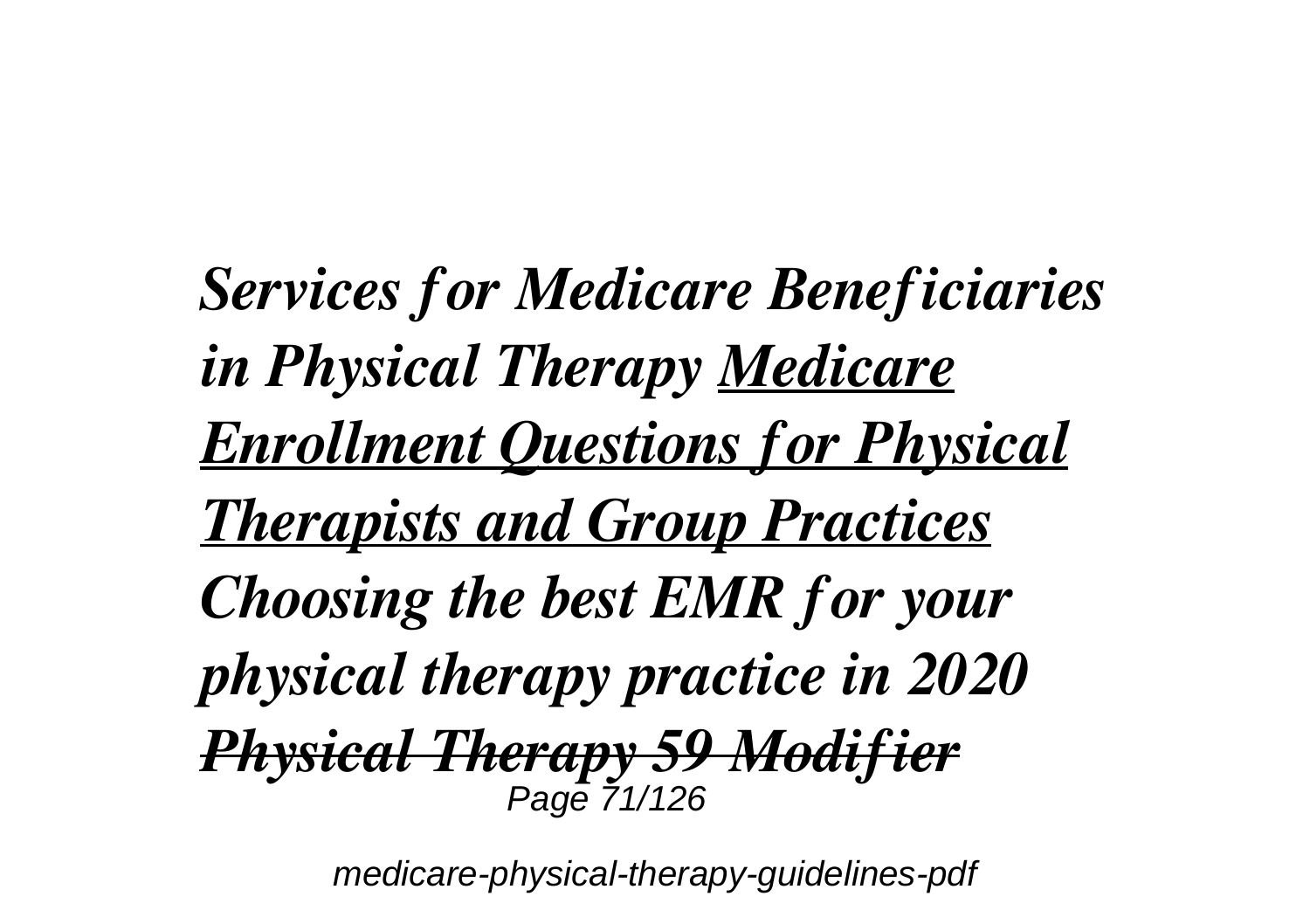*Services for Medicare Beneficiaries in Physical Therapy* ***Medicare Enrollment Questions for Physical Therapists and Group Practices*** *Choosing the best EMR for your physical therapy practice in 2020* ***Physical Therapy 59 Modifier***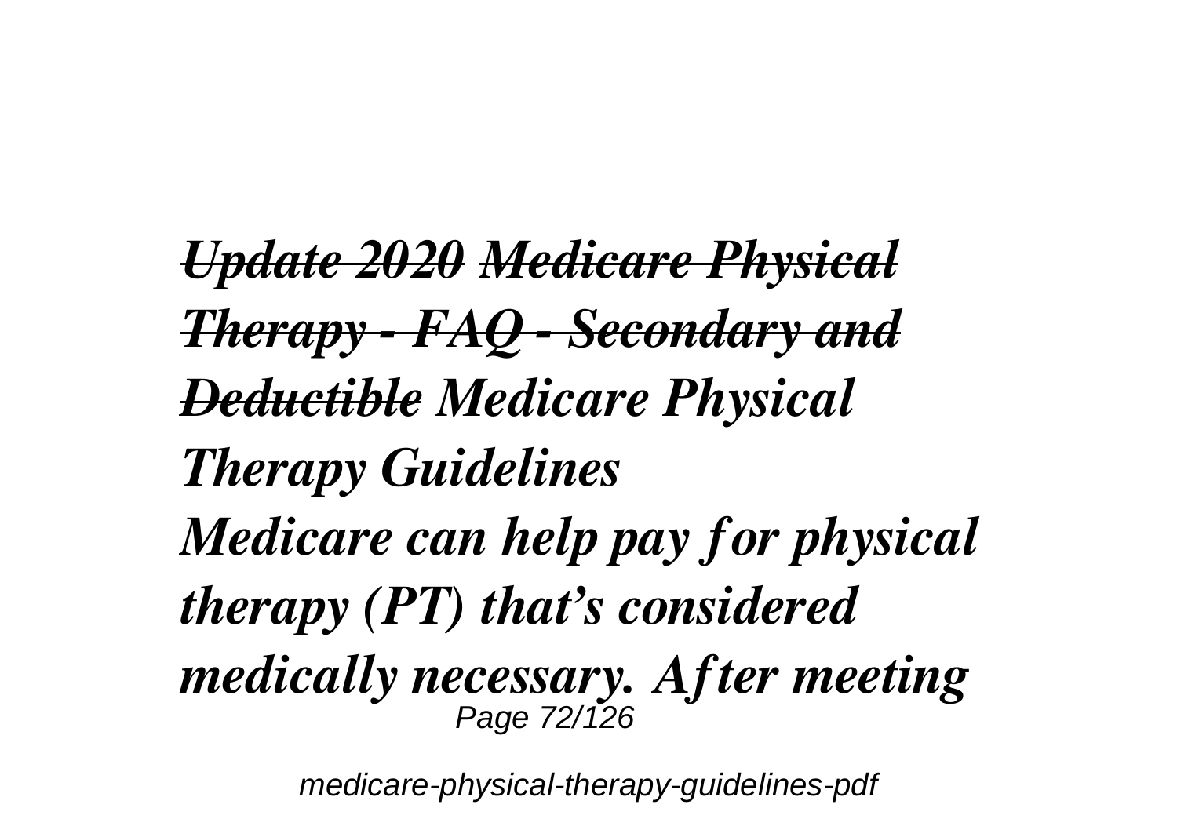***Update 2020 Medicare Physical Therapy - FAQ - Secondary and Deductible** Medicare Physical Therapy Guidelines*
*Medicare can help pay for physical therapy (PT) that's considered medically necessary. After meeting*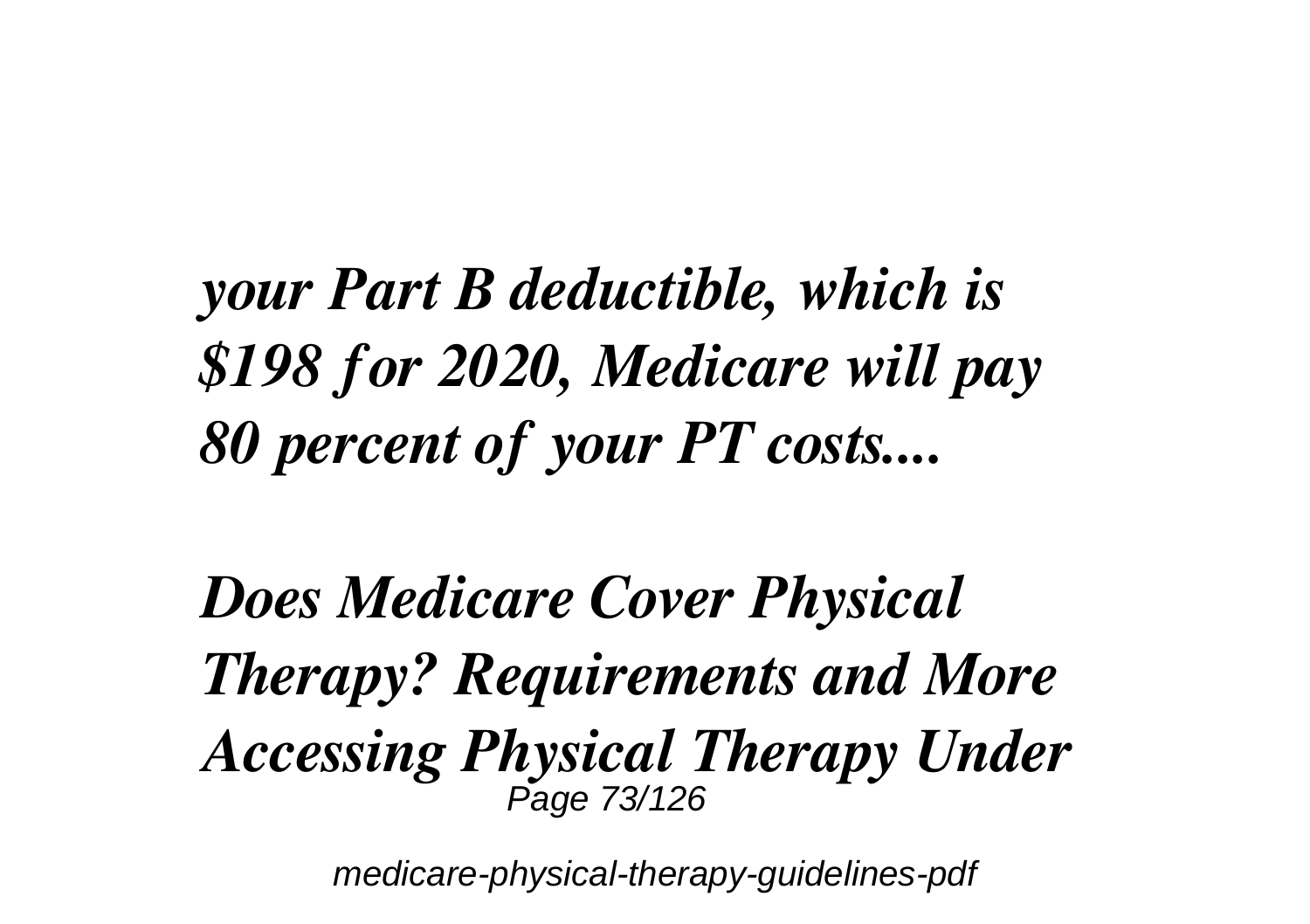*your Part B deductible, which is $198 for 2020, Medicare will pay 80 percent of your PT costs....*

***Does Medicare Cover Physical Therapy? Requirements and More***

***Accessing Physical Therapy Under***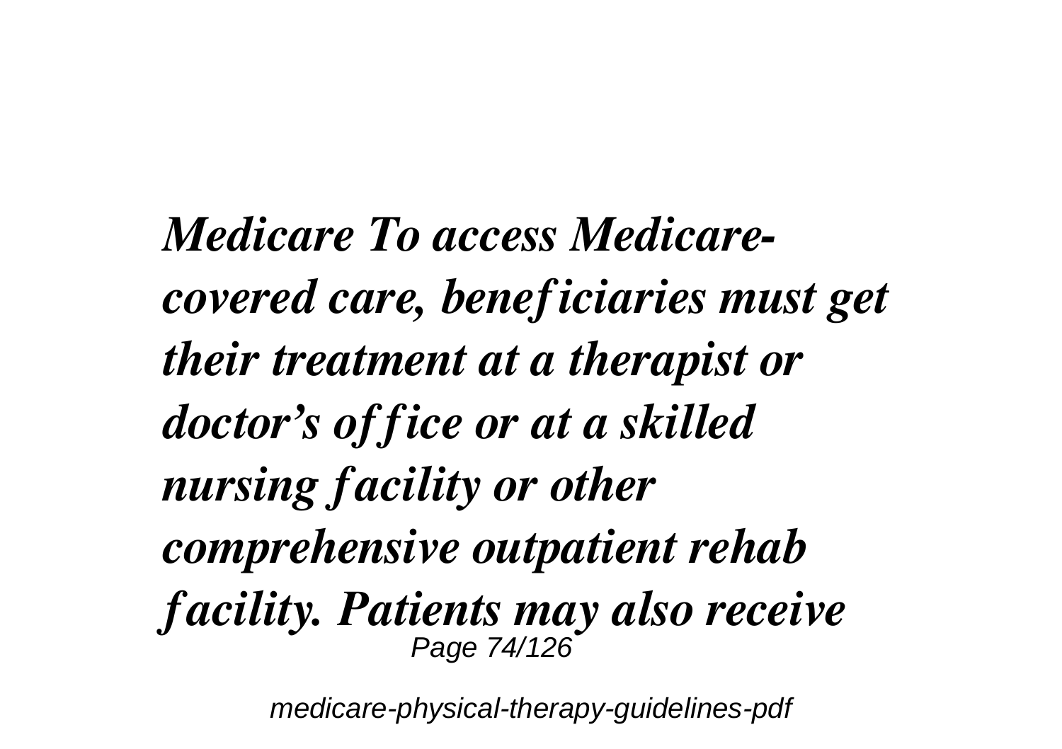*Medicare To access Medicare-covered care, beneficiaries must get their treatment at a therapist or doctor's office or at a skilled nursing facility or other comprehensive outpatient rehab facility. Patients may also receive*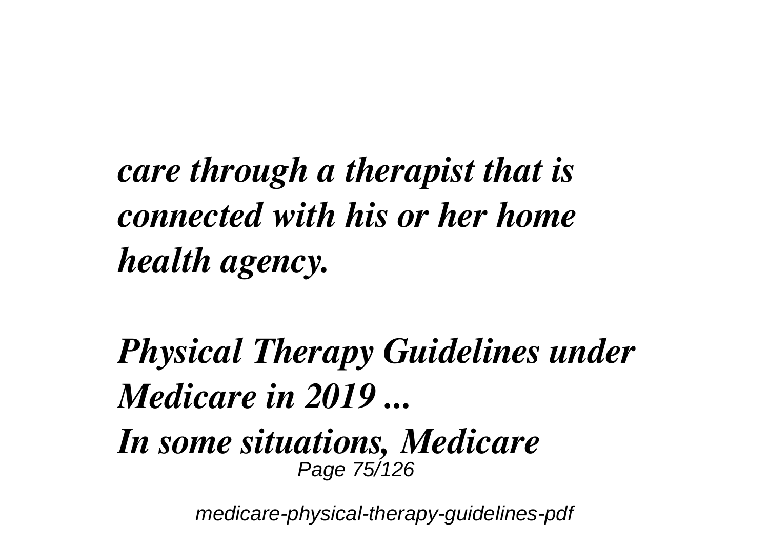*care through a therapist that is connected with his or her home health agency.*

*Physical Therapy Guidelines under Medicare in 2019 ...*

*In some situations, Medicare*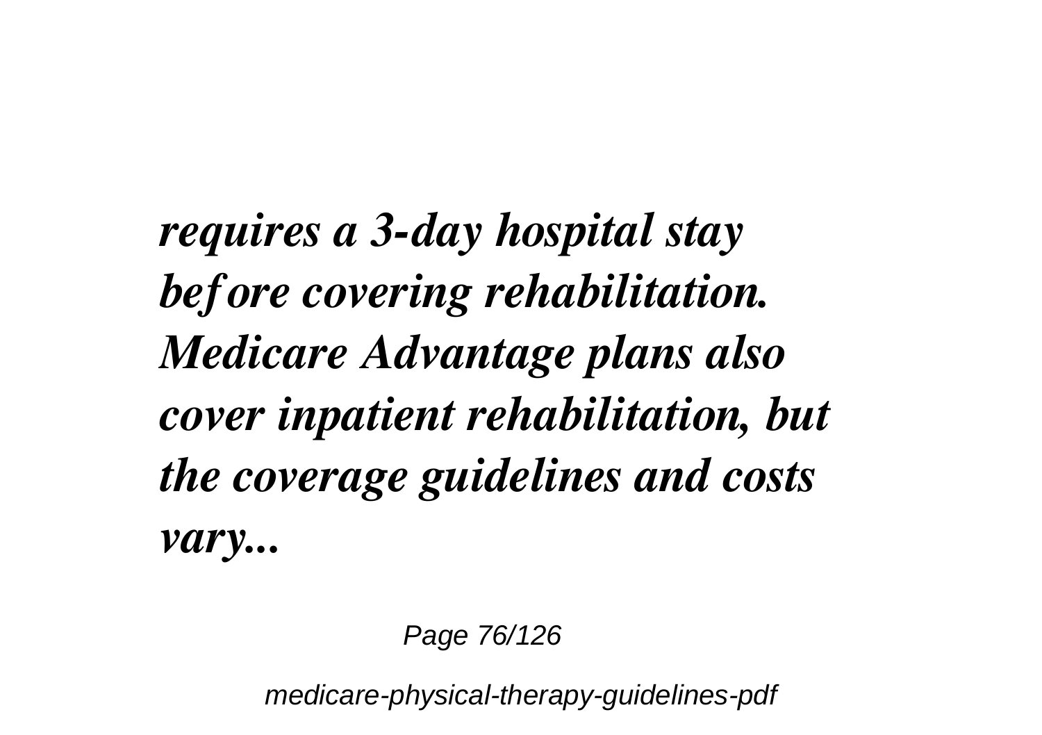*requires a 3-day hospital stay before covering rehabilitation. Medicare Advantage plans also cover inpatient rehabilitation, but the coverage guidelines and costs vary...*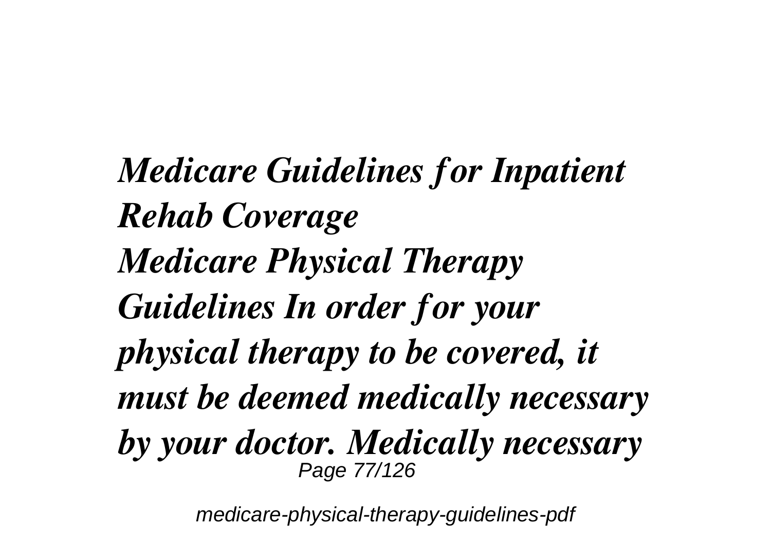***Medicare Guidelines for Inpatient Rehab Coverage***

***Medicare Physical Therapy Guidelines In order for your physical therapy to be covered, it must be deemed medically necessary by your doctor. Medically necessary***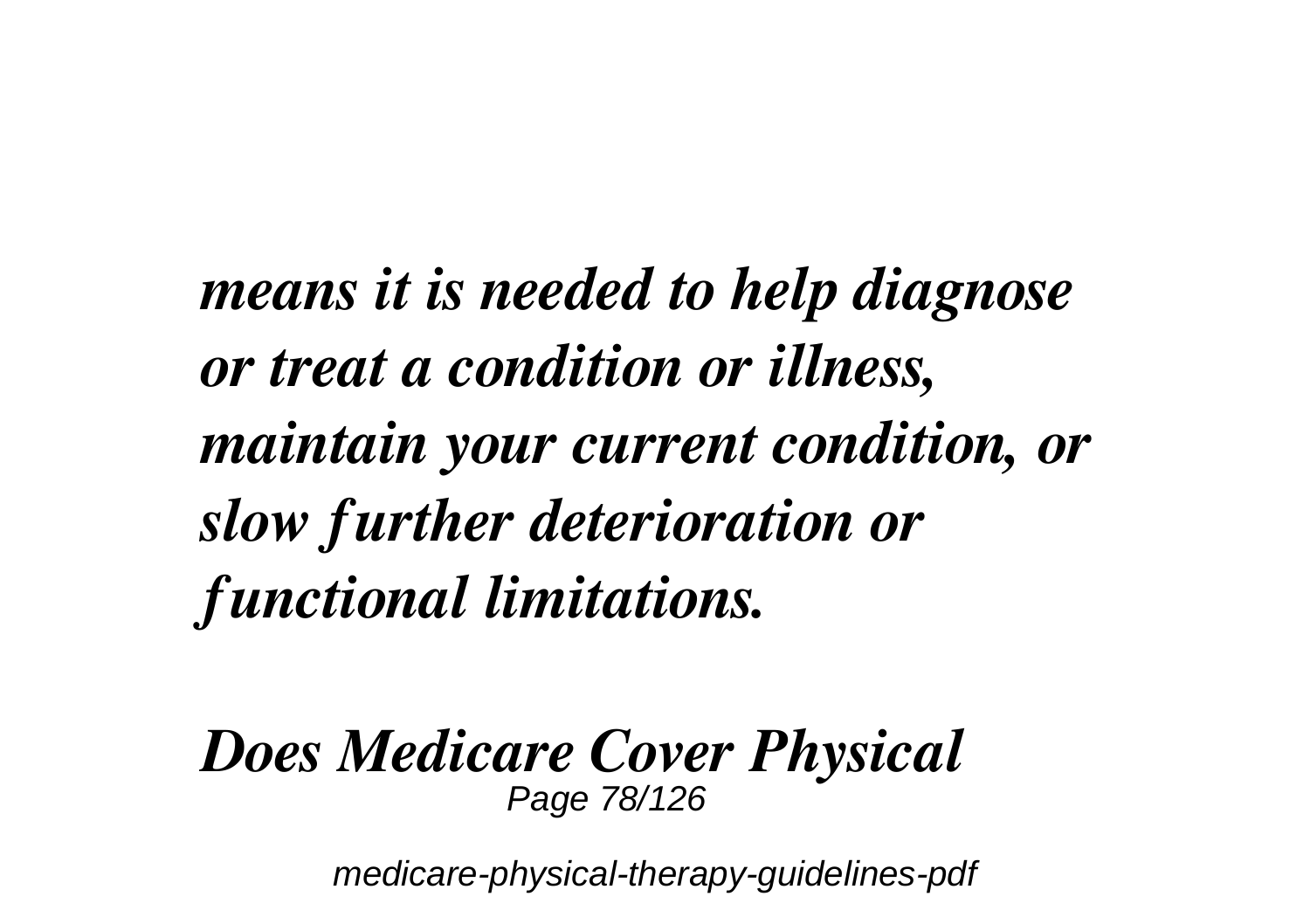*means it is needed to help diagnose or treat a condition or illness, maintain your current condition, or slow further deterioration or functional limitations.*

***Does Medicare Cover Physical***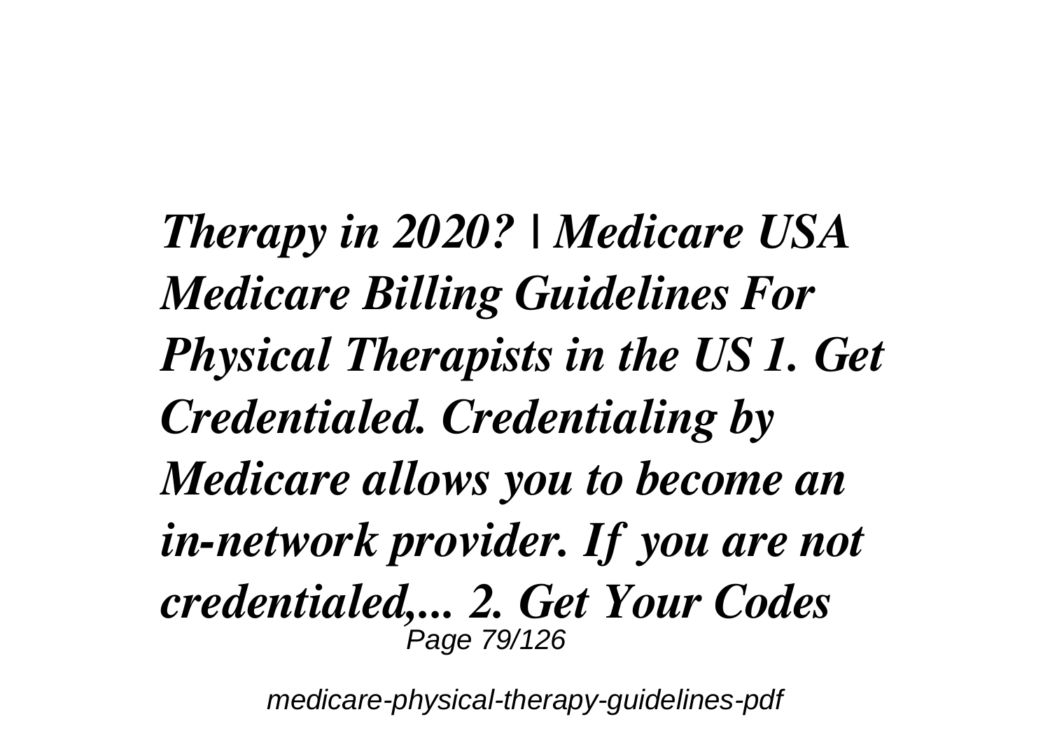*Therapy in 2020? | Medicare USA Medicare Billing Guidelines For Physical Therapists in the US 1. Get Credentialed. Credentialing by Medicare allows you to become an in-network provider. If you are not credentialed,... 2. Get Your Codes*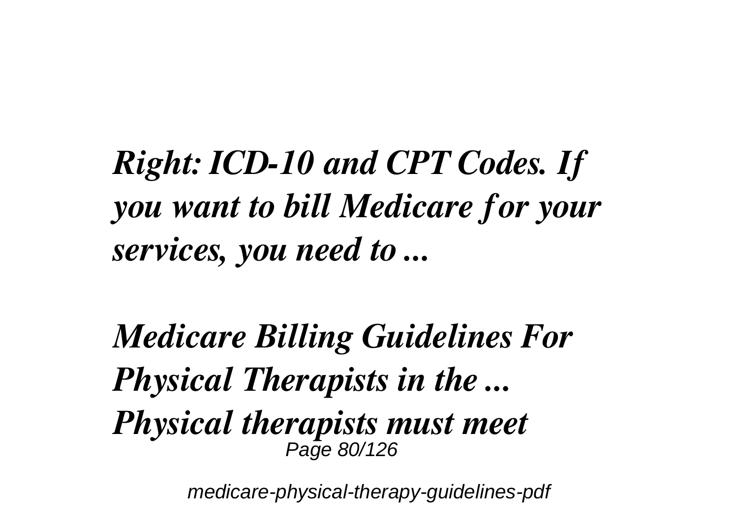*Right: ICD-10 and CPT Codes. If you want to bill Medicare for your services, you need to ...*

*Medicare Billing Guidelines For Physical Therapists in the ...*
*Physical therapists must meet*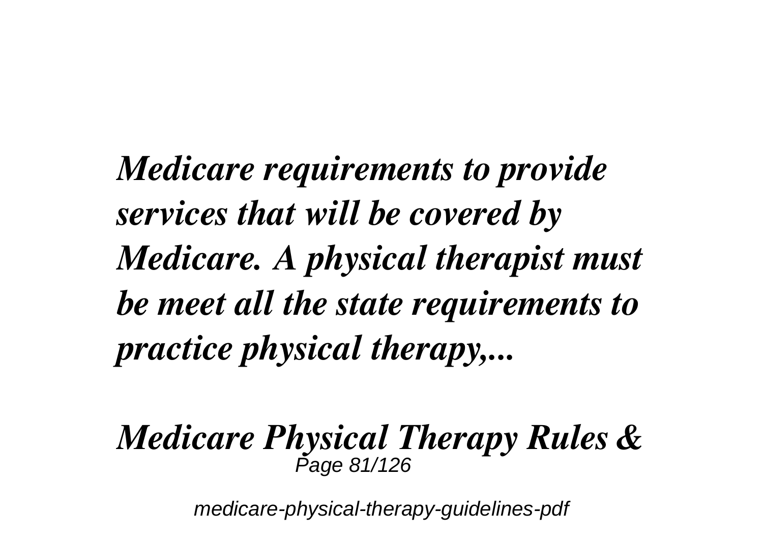*Medicare requirements to provide services that will be covered by Medicare. A physical therapist must be meet all the state requirements to practice physical therapy,...*

## *Medicare Physical Therapy Rules &*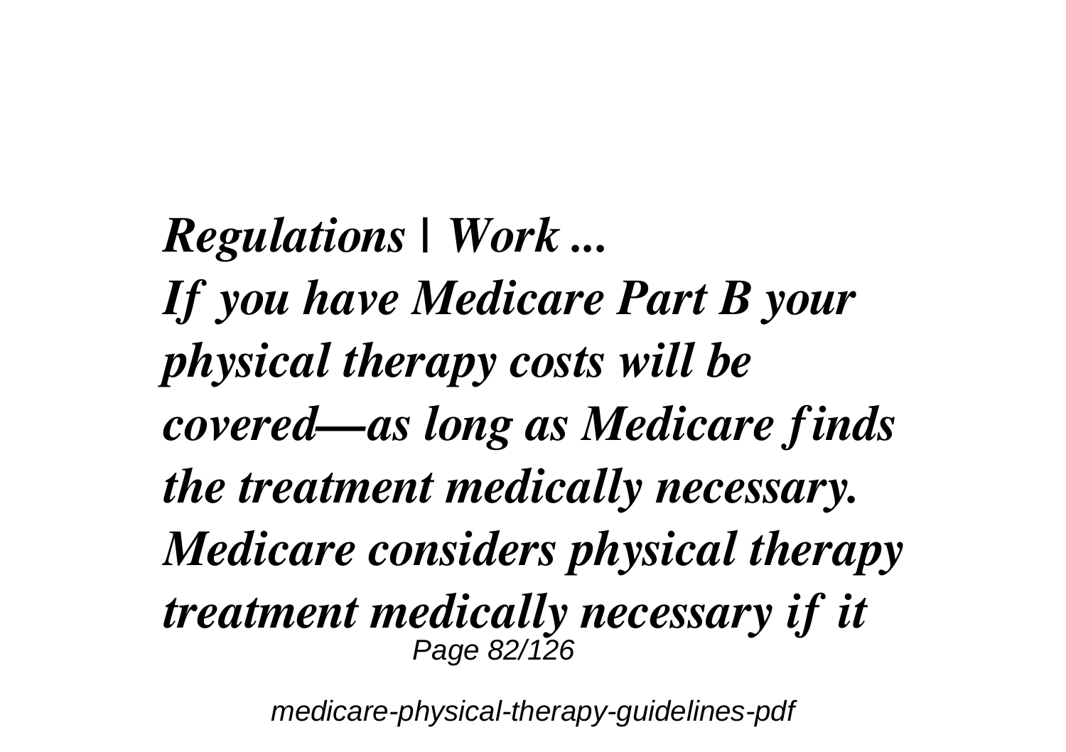*Regulations | Work ...*

*If you have Medicare Part B your physical therapy costs will be covered—as long as Medicare finds the treatment medically necessary. Medicare considers physical therapy treatment medically necessary if it*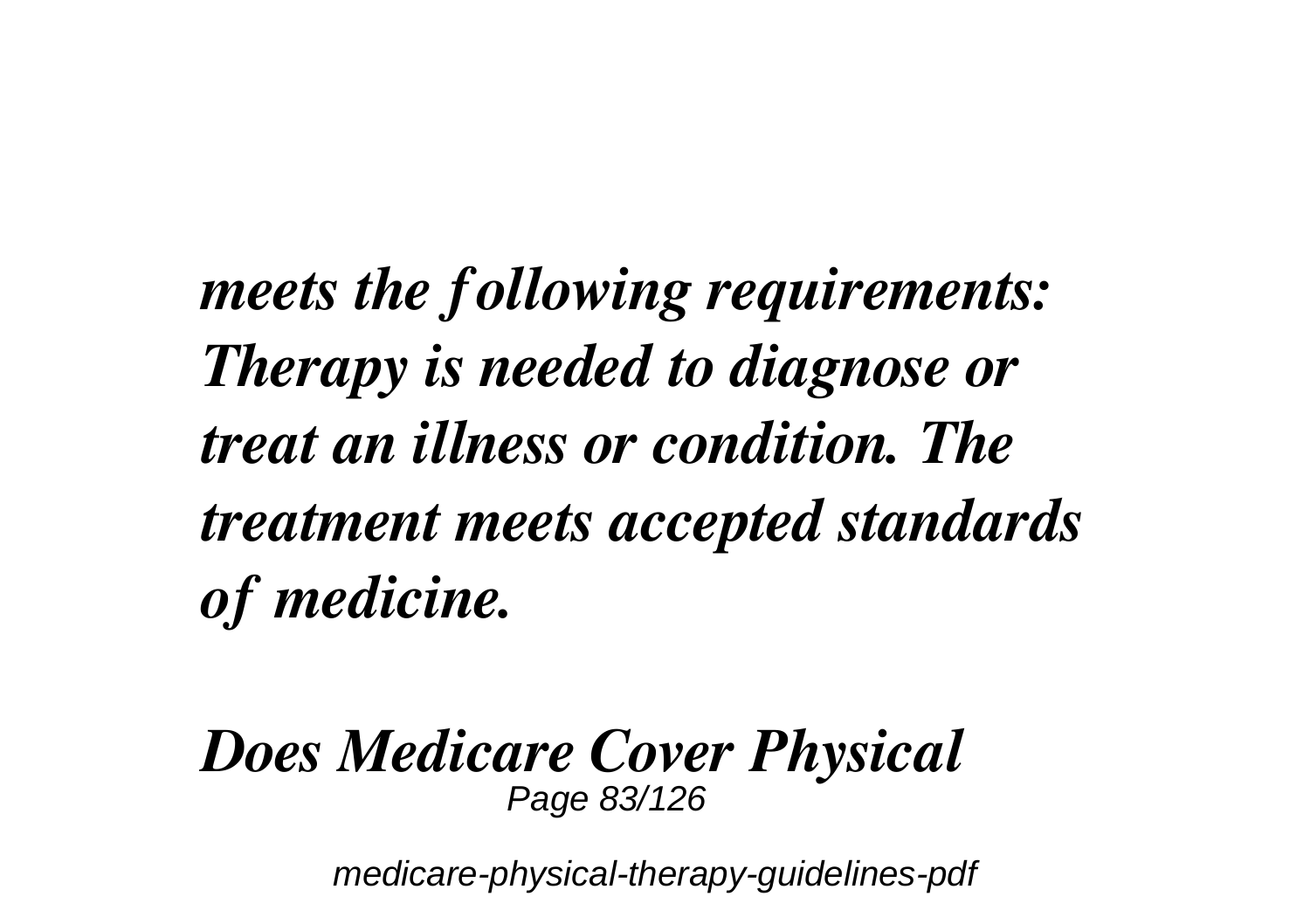*meets the following requirements: Therapy is needed to diagnose or treat an illness or condition. The treatment meets accepted standards of medicine.*

***Does Medicare Cover Physical***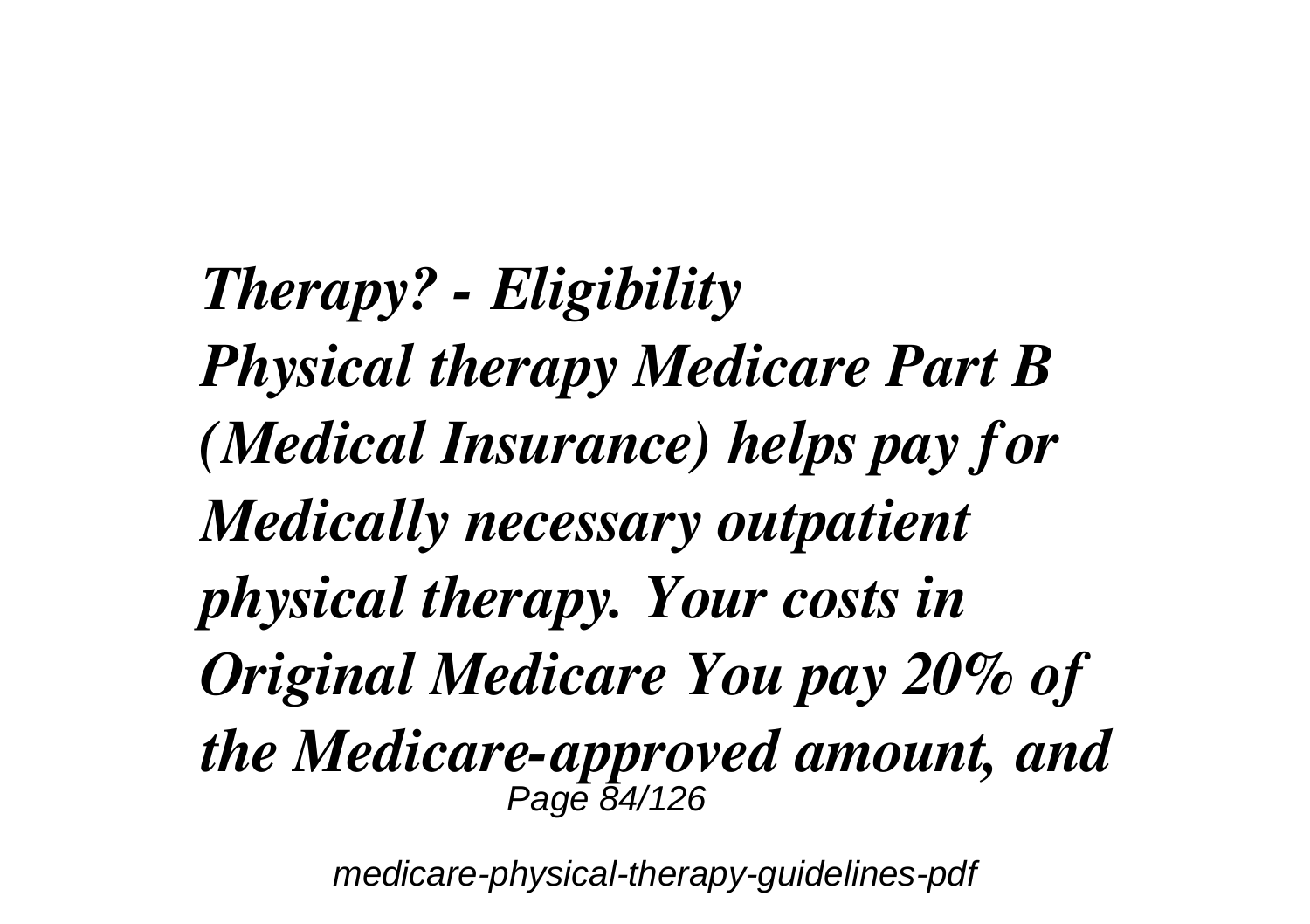*Therapy? - Eligibility*
***Physical therapy Medicare Part B (Medical Insurance) helps pay for Medically necessary outpatient physical therapy. Your costs in Original Medicare You pay 20% of the Medicare-approved amount, and***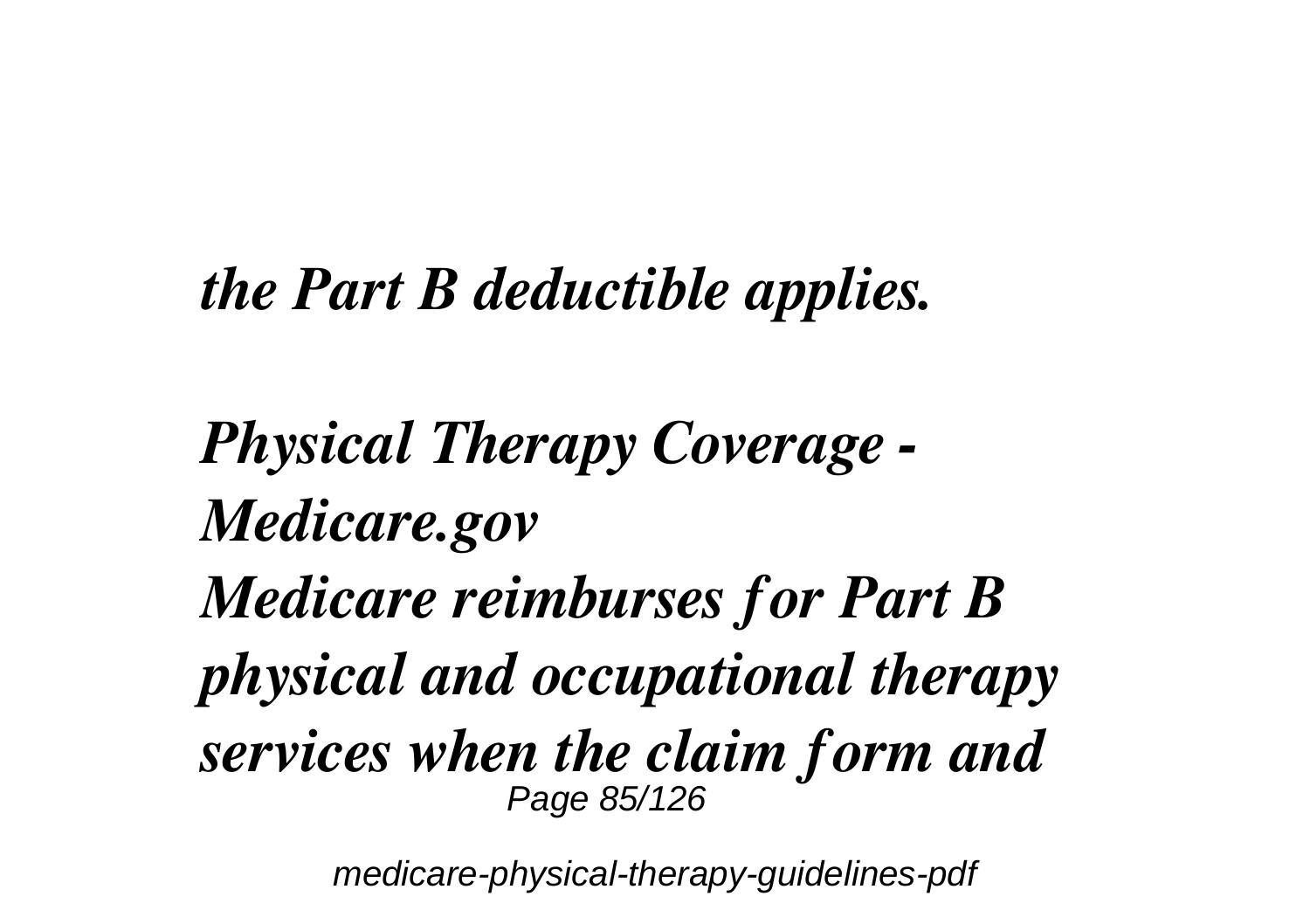*the Part B deductible applies.*

***Physical Therapy Coverage - Medicare.gov***

***Medicare reimburses for Part B physical and occupational therapy services when the claim form and***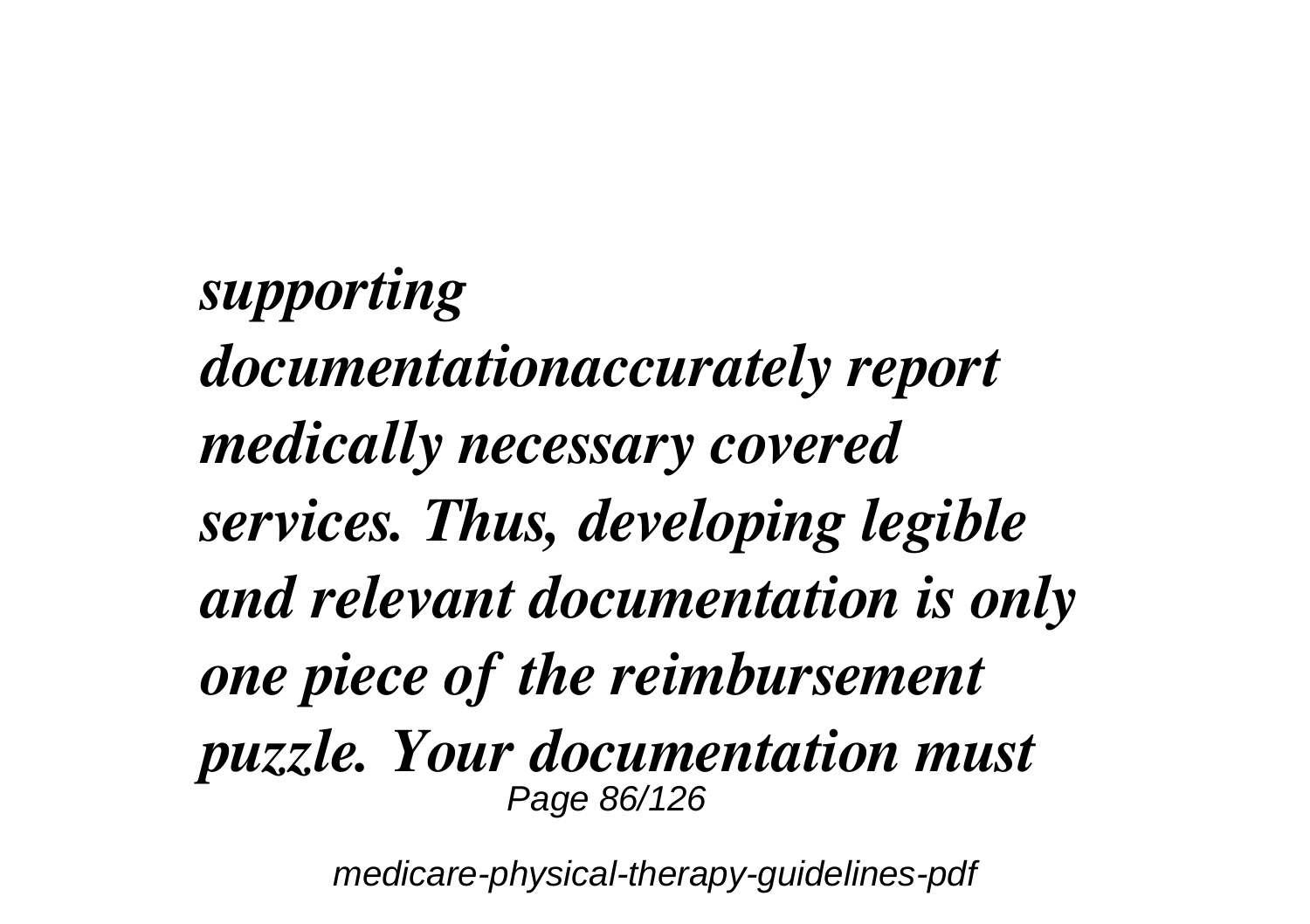*supporting documentationaccurately report medically necessary covered services. Thus, developing legible and relevant documentation is only one piece of the reimbursement puzzle. Your documentation must*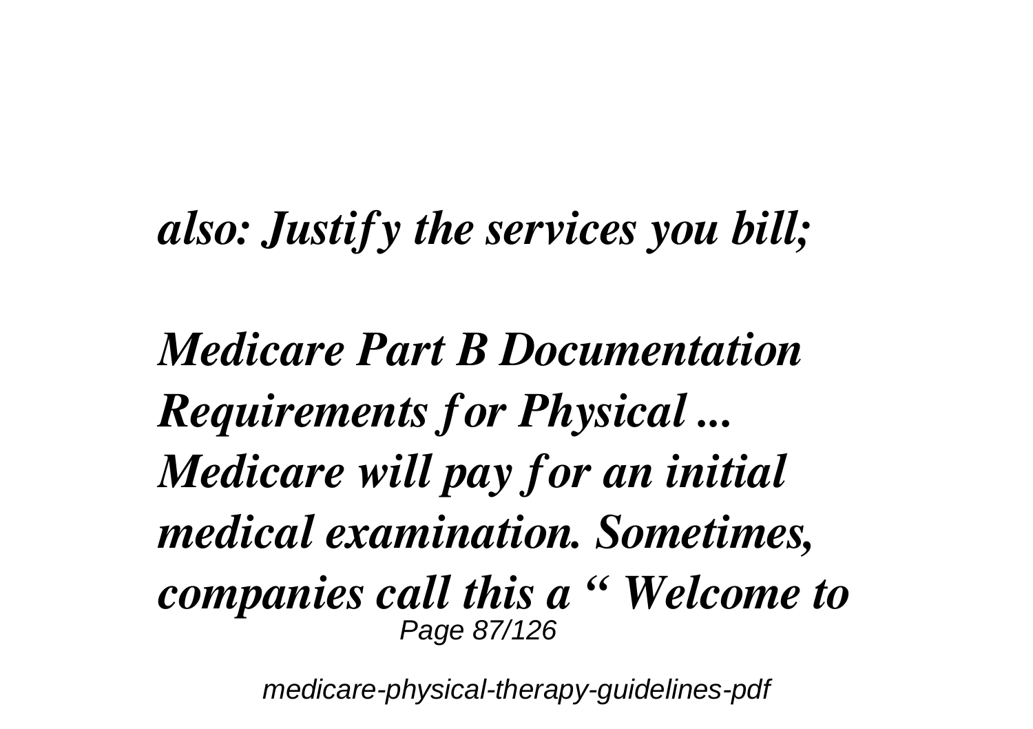*also: Justify the services you bill;*

*Medicare Part B Documentation Requirements for Physical ...*

*Medicare will pay for an initial medical examination. Sometimes, companies call this a " Welcome to*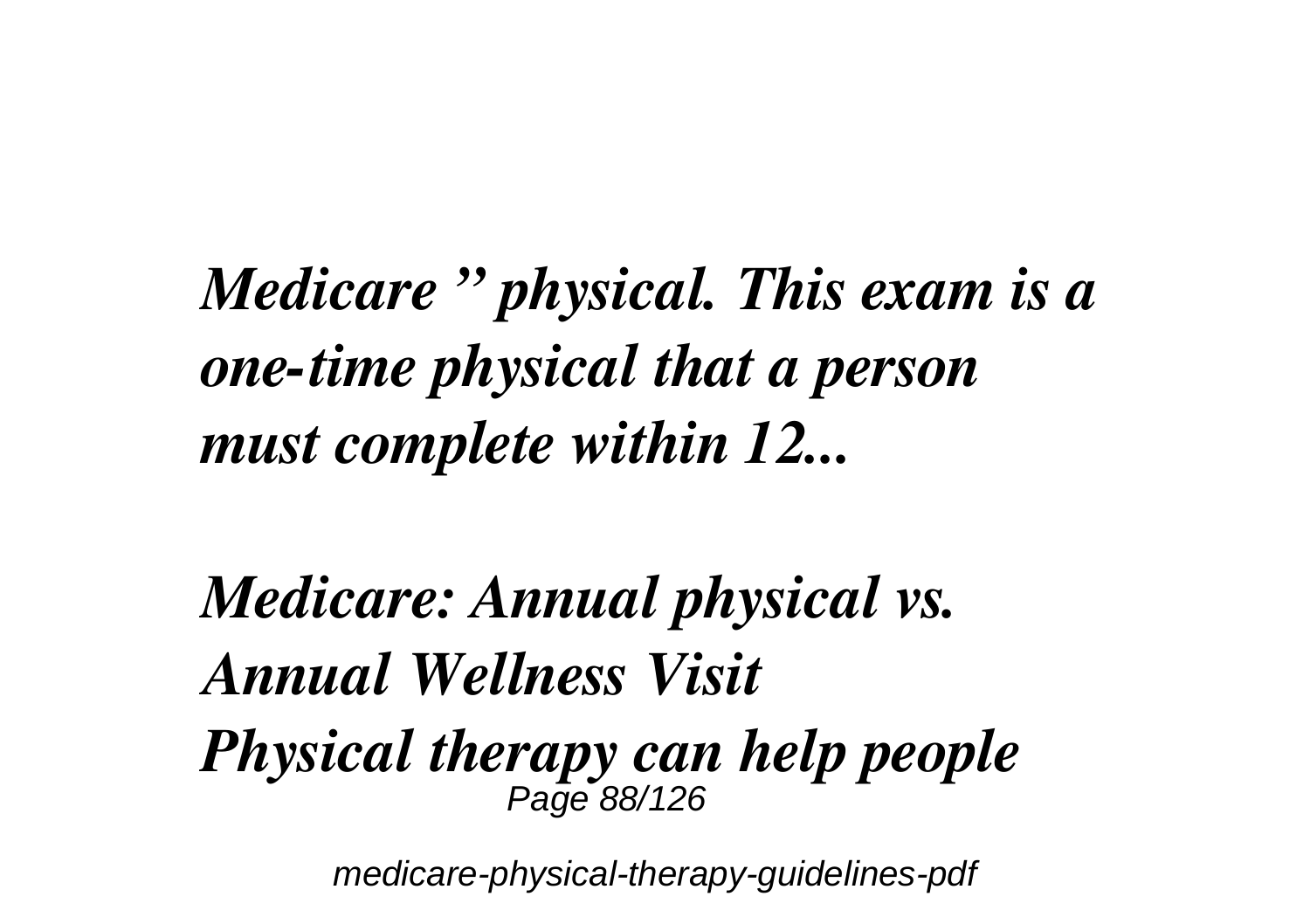*Medicare " physical. This exam is a one-time physical that a person must complete within 12...*

*Medicare: Annual physical vs. Annual Wellness Visit*

*Physical therapy can help people*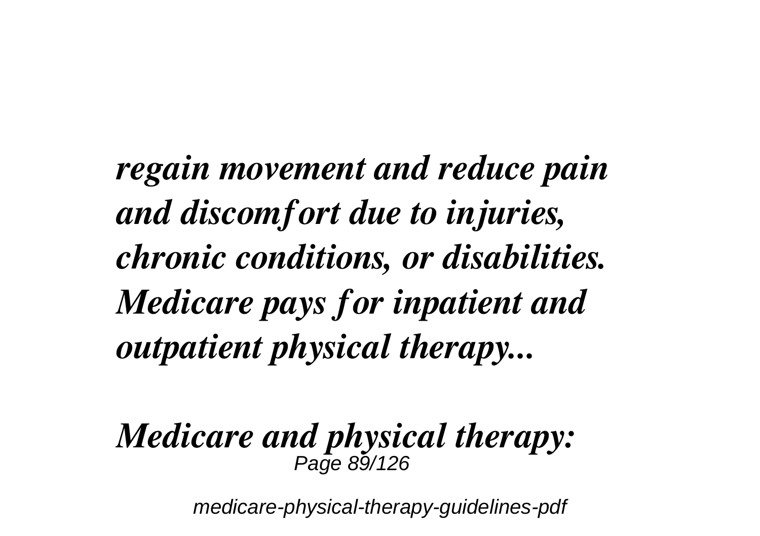***regain movement and reduce pain and discomfort due to injuries, chronic conditions, or disabilities. Medicare pays for inpatient and outpatient physical therapy...***

***Medicare and physical therapy:***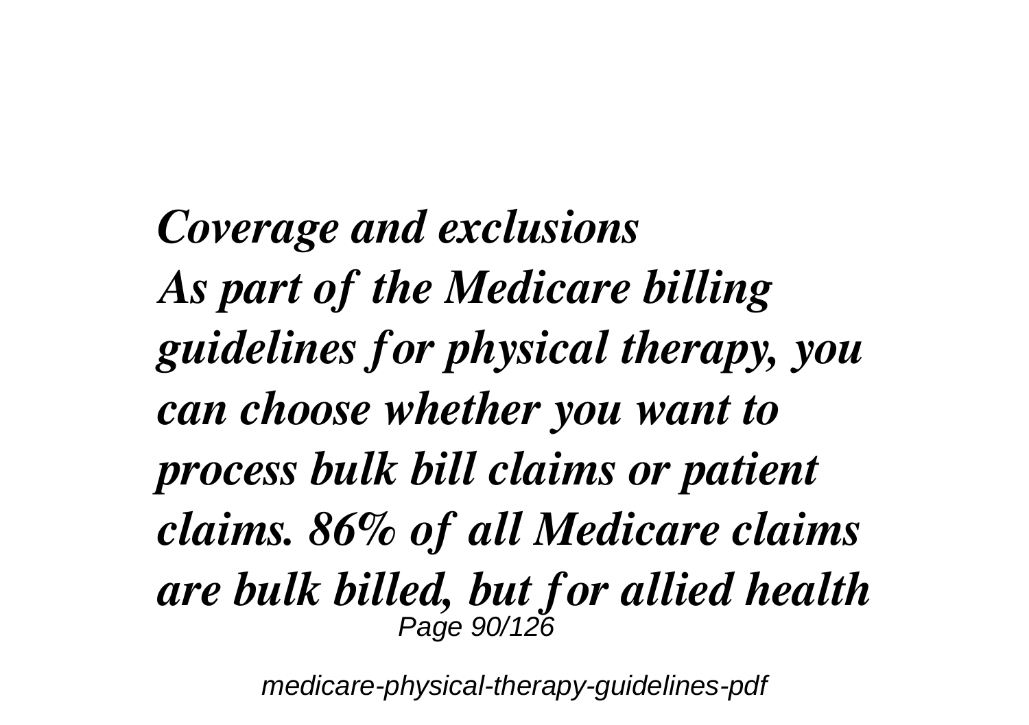*Coverage and exclusions*
*As part of the Medicare billing guidelines for physical therapy, you can choose whether you want to process bulk bill claims or patient claims. 86% of all Medicare claims are bulk billed, but for allied health*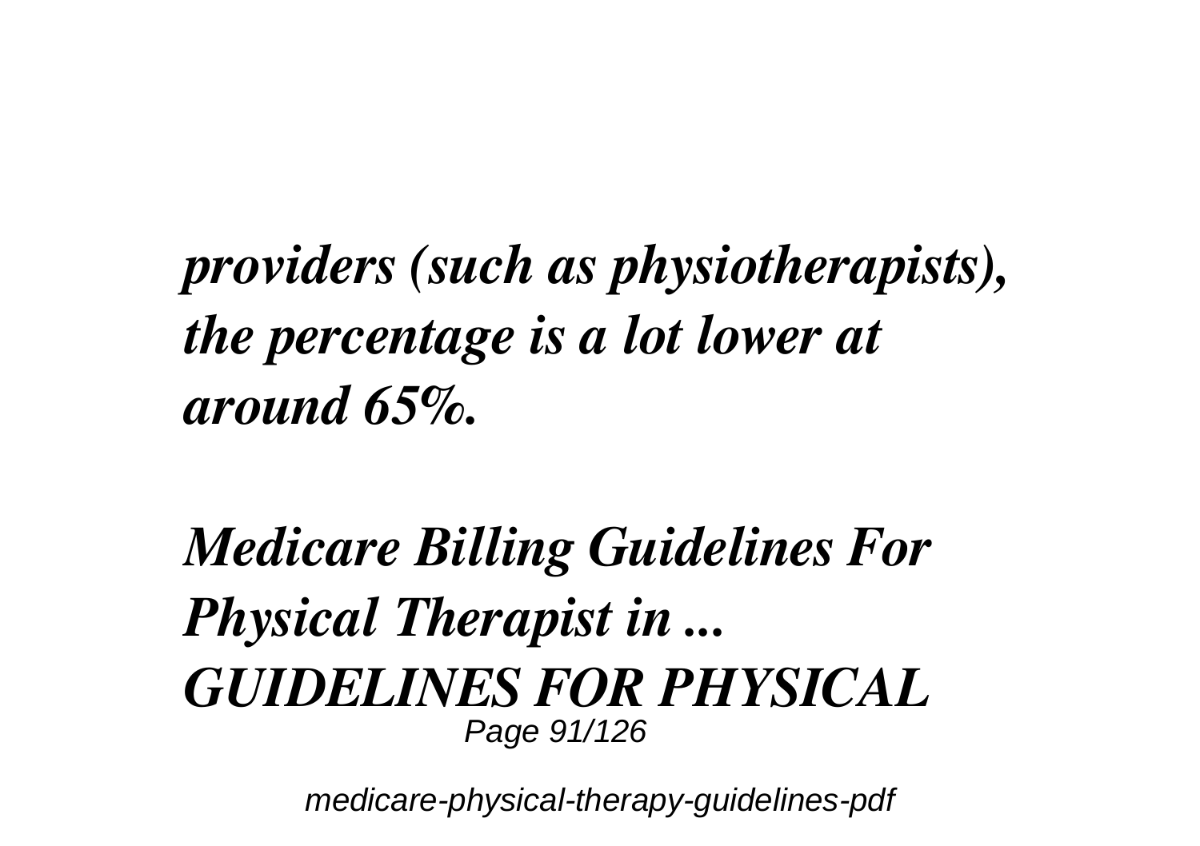*providers (such as physiotherapists), the percentage is a lot lower at around 65%.*

***Medicare Billing Guidelines For Physical Therapist in ...***
***GUIDELINES FOR PHYSICAL***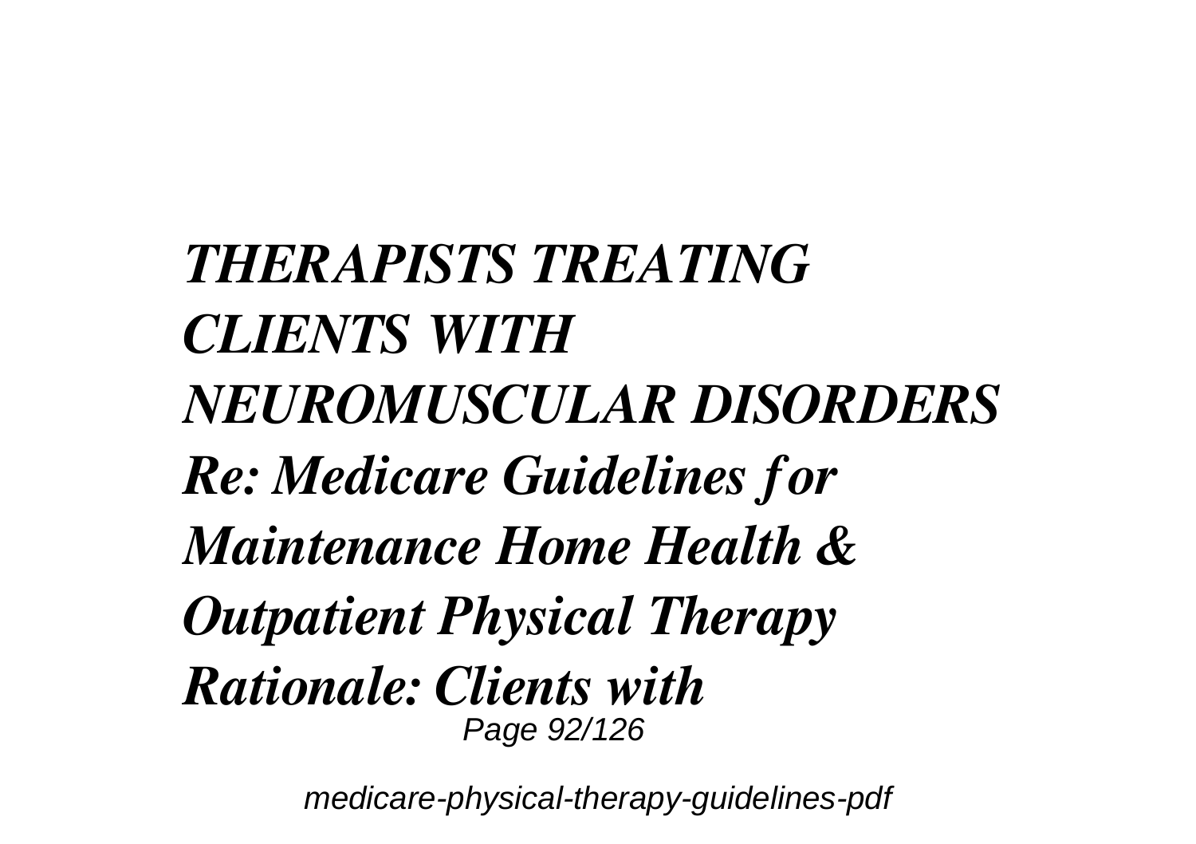***THERAPISTS TREATING CLIENTS WITH NEUROMUSCULAR DISORDERS Re: Medicare Guidelines for Maintenance Home Health & Outpatient Physical Therapy Rationale: Clients with***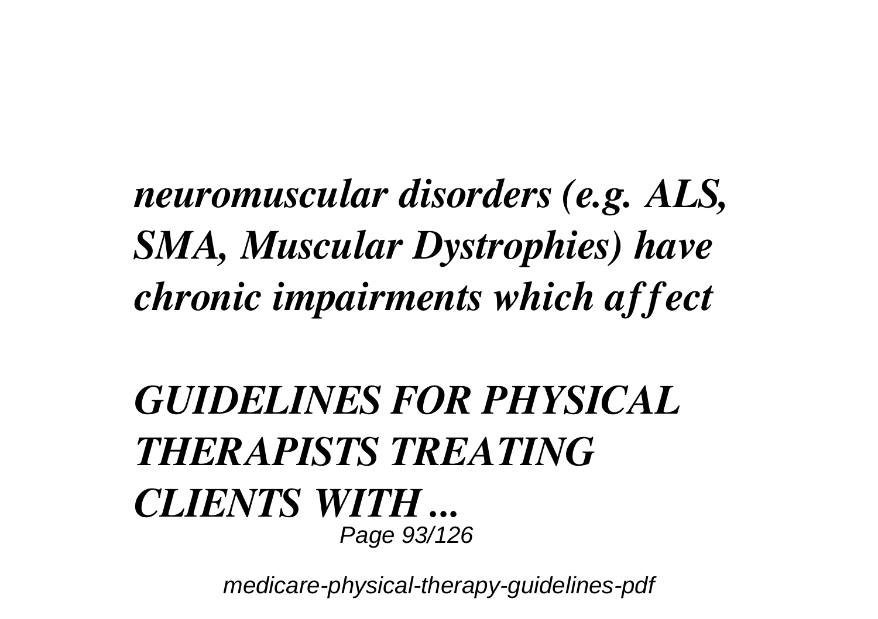*neuromuscular disorders (e.g. ALS, SMA, Muscular Dystrophies) have chronic impairments which affect*

## *GUIDELINES FOR PHYSICAL THERAPISTS TREATING CLIENTS WITH ...*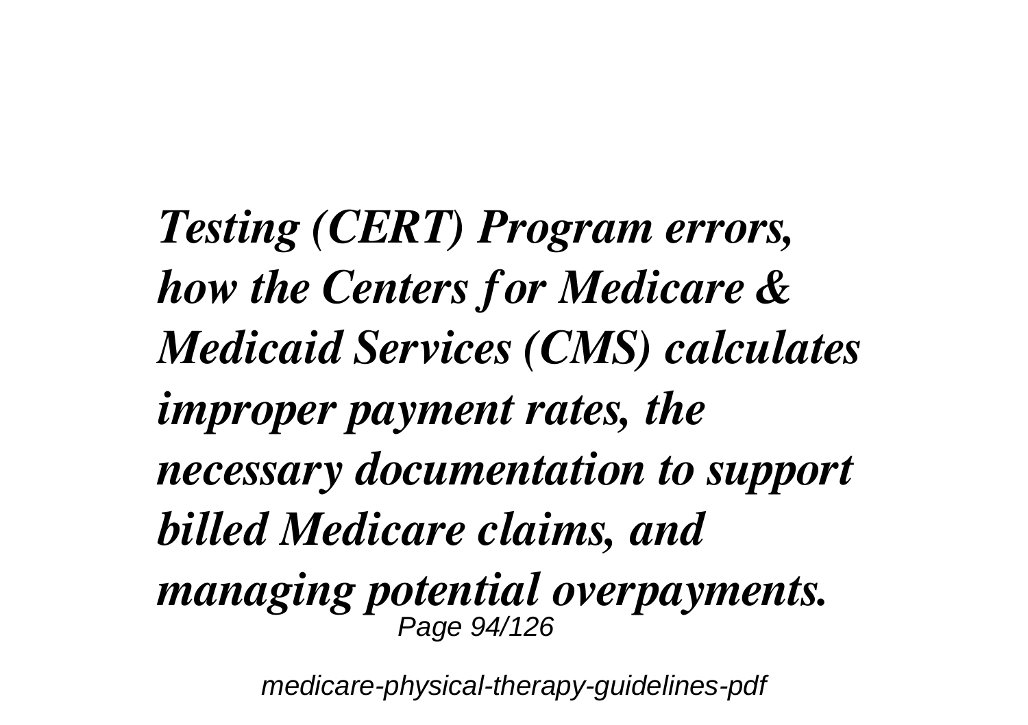***Testing (CERT) Program errors, how the Centers for Medicare & Medicaid Services (CMS) calculates improper payment rates, the necessary documentation to support billed Medicare claims, and managing potential overpayments.***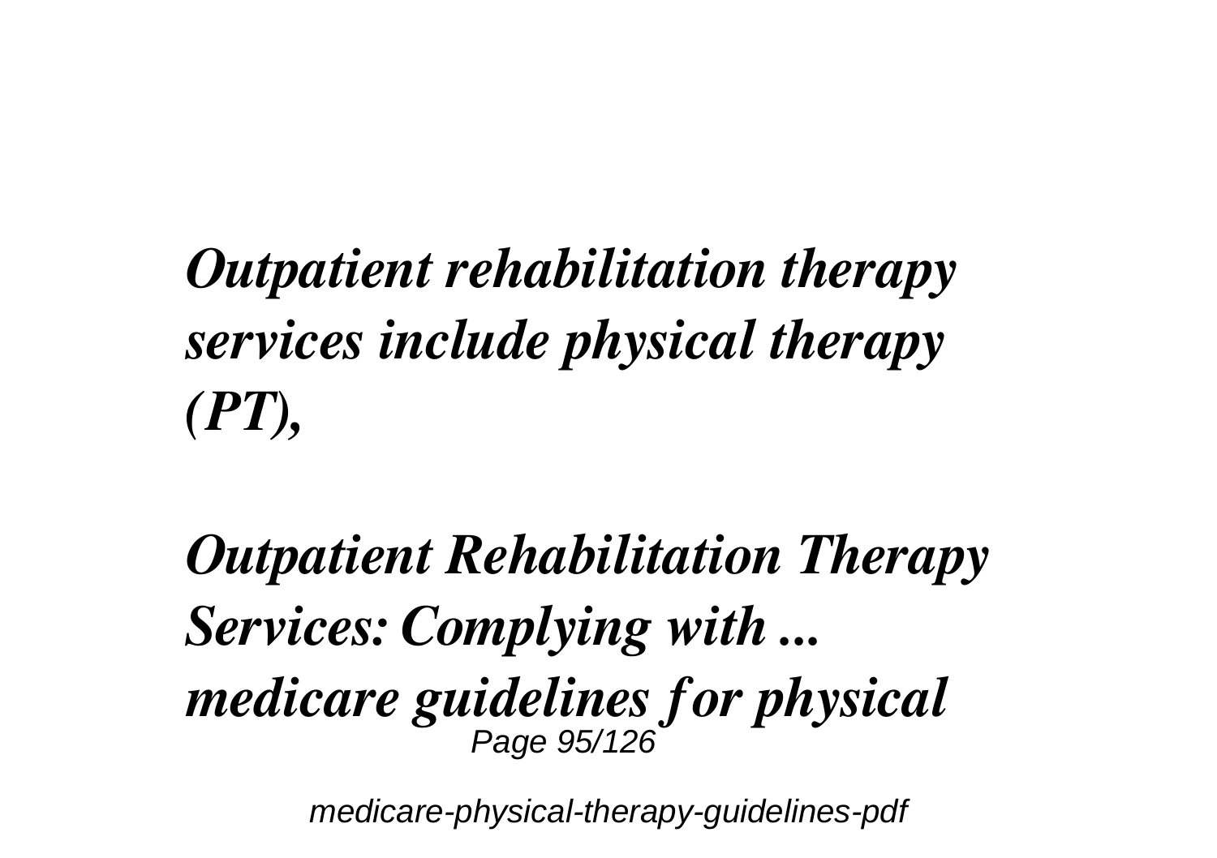***Outpatient rehabilitation therapy services include physical therapy (PT),***

***Outpatient Rehabilitation Therapy Services: Complying with ... medicare guidelines for physical***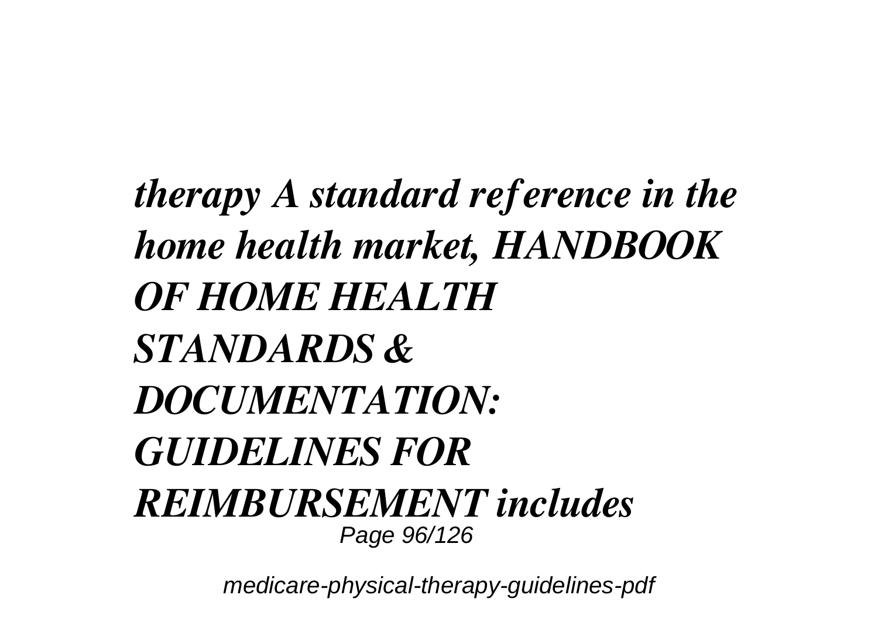*therapy A standard reference in the home health market, HANDBOOK OF HOME HEALTH STANDARDS & DOCUMENTATION: GUIDELINES FOR REIMBURSEMENT includes*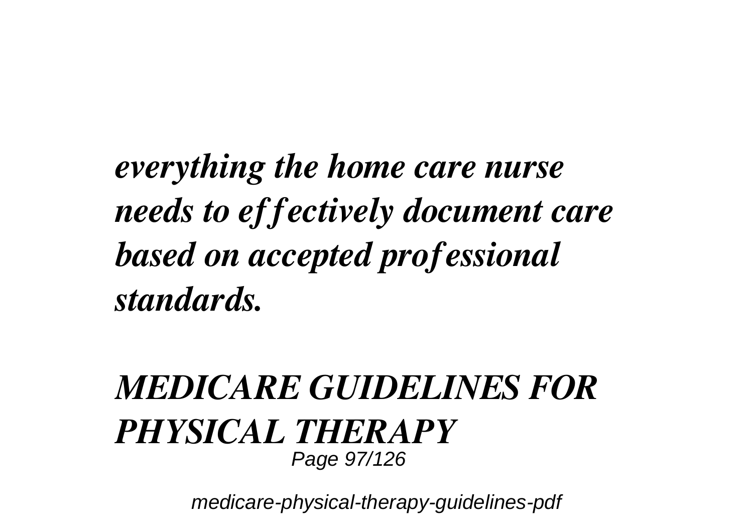*everything the home care nurse needs to effectively document care based on accepted professional standards.*

## *MEDICARE GUIDELINES FOR PHYSICAL THERAPY*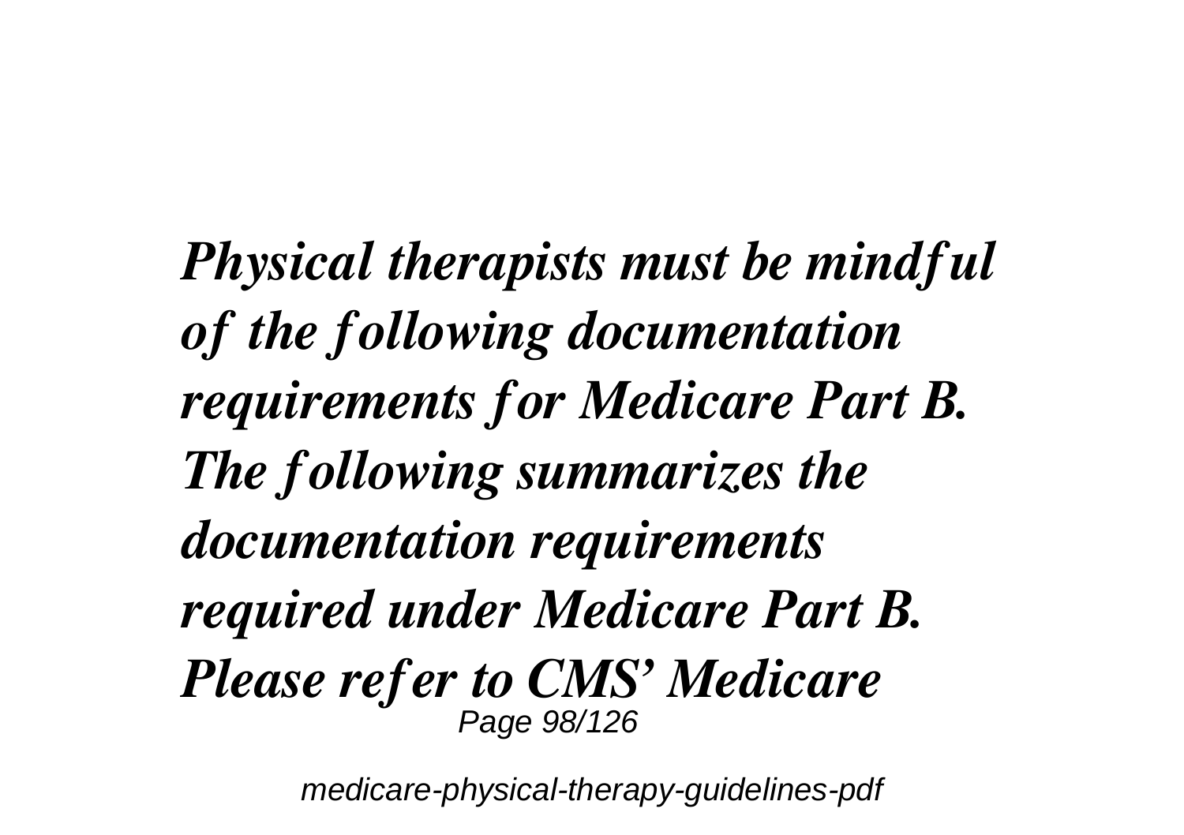*Physical therapists must be mindful of the following documentation requirements for Medicare Part B. The following summarizes the documentation requirements required under Medicare Part B. Please refer to CMS' Medicare*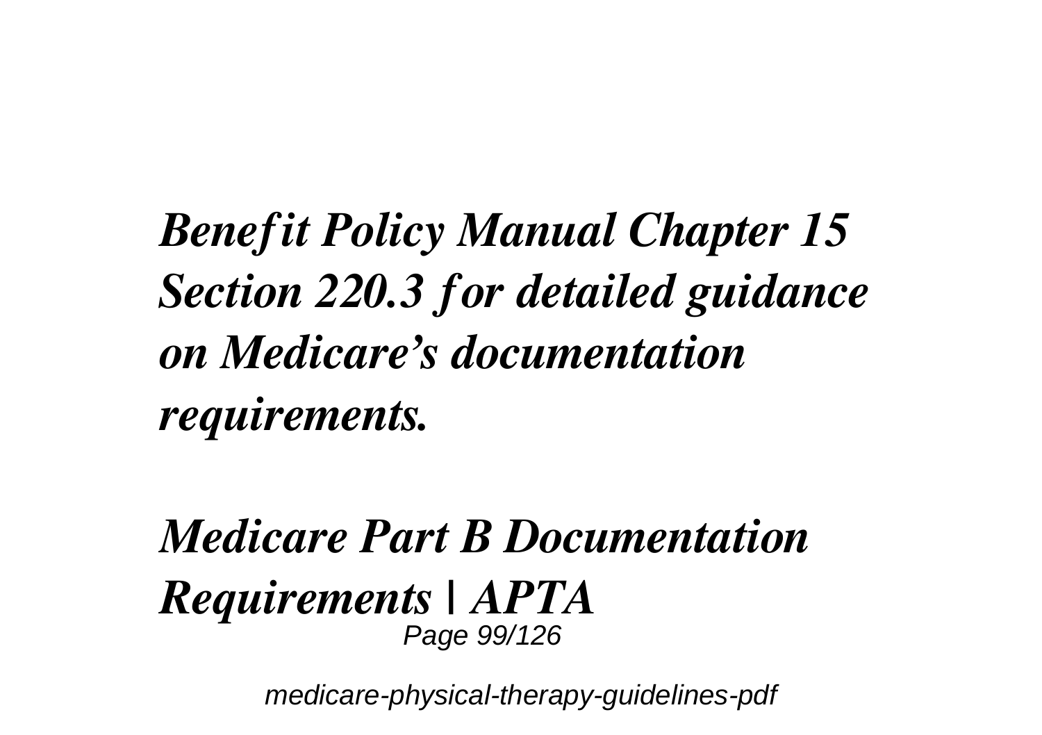*Benefit Policy Manual Chapter 15 Section 220.3 for detailed guidance on Medicare's documentation requirements.*

## *Medicare Part B Documentation Requirements | APTA*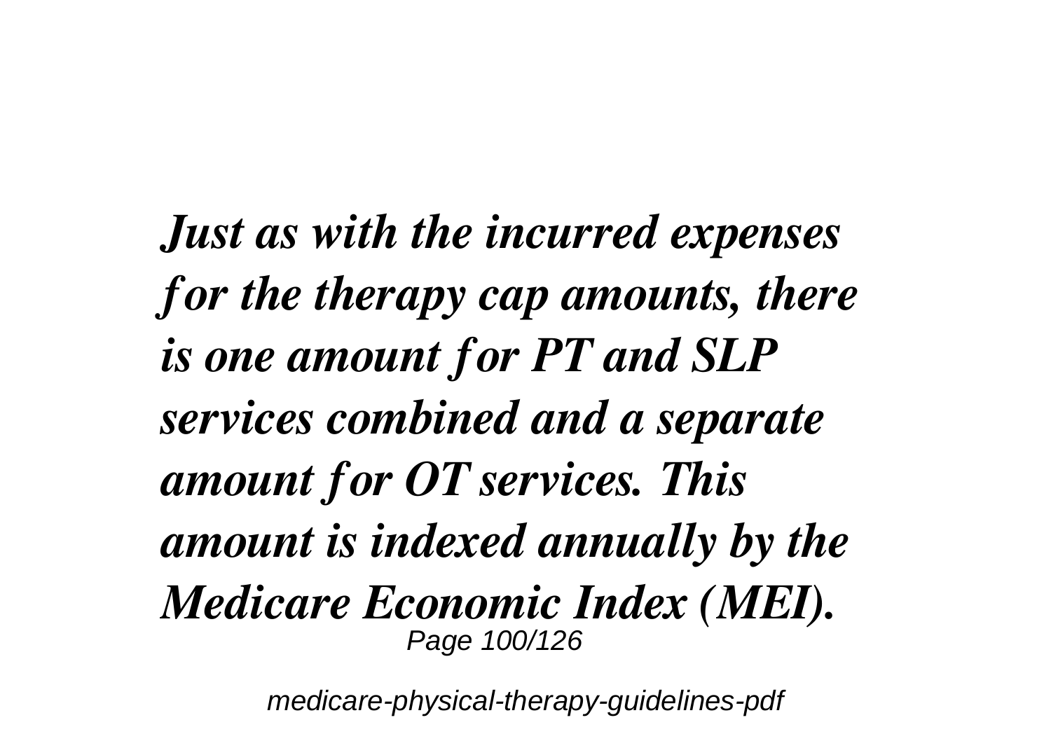*Just as with the incurred expenses for the therapy cap amounts, there is one amount for PT and SLP services combined and a separate amount for OT services. This amount is indexed annually by the Medicare Economic Index (MEI).*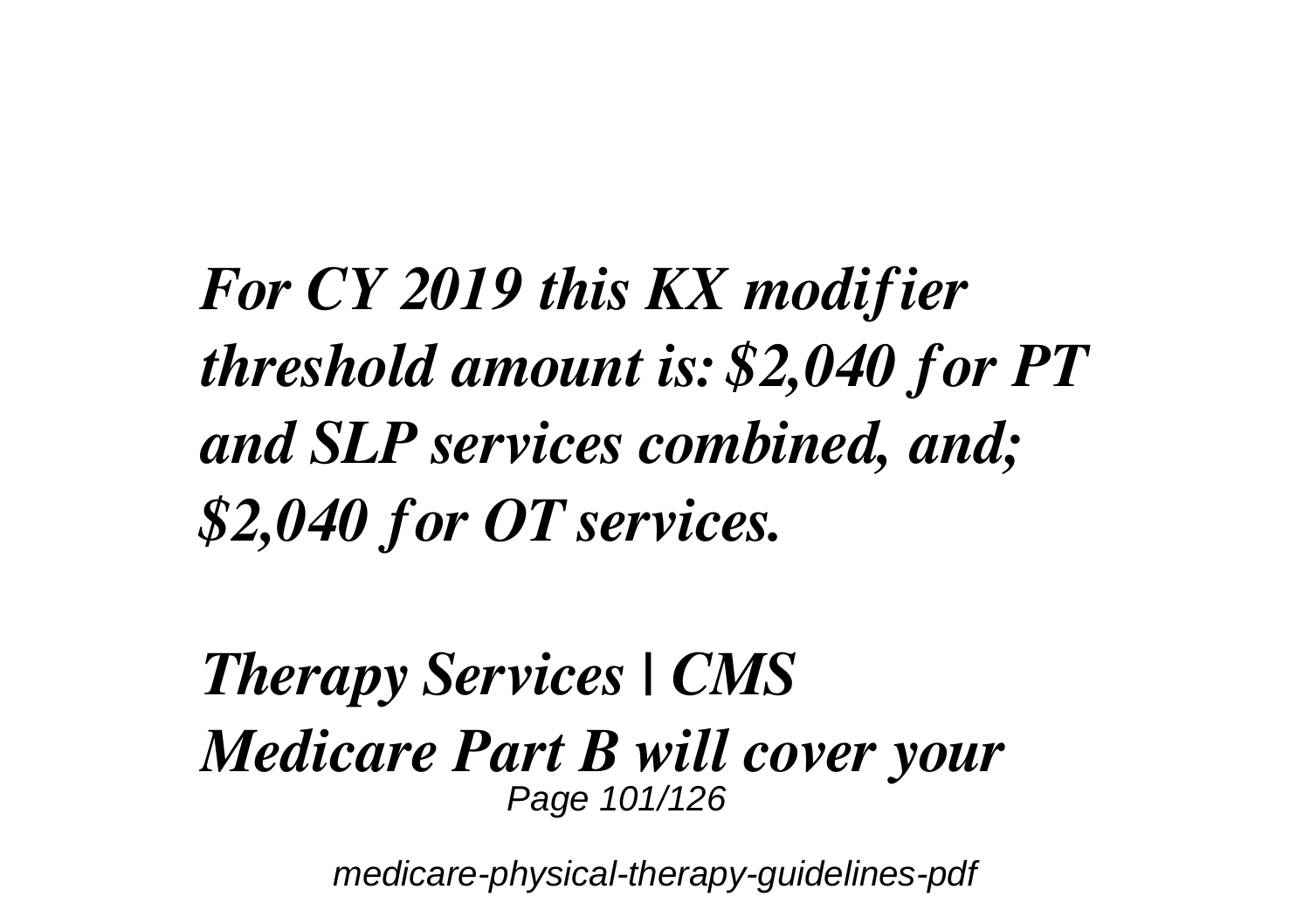*For CY 2019 this KX modifier threshold amount is: $2,040 for PT and SLP services combined, and; $2,040 for OT services.*

*Therapy Services | CMS*

*Medicare Part B will cover your*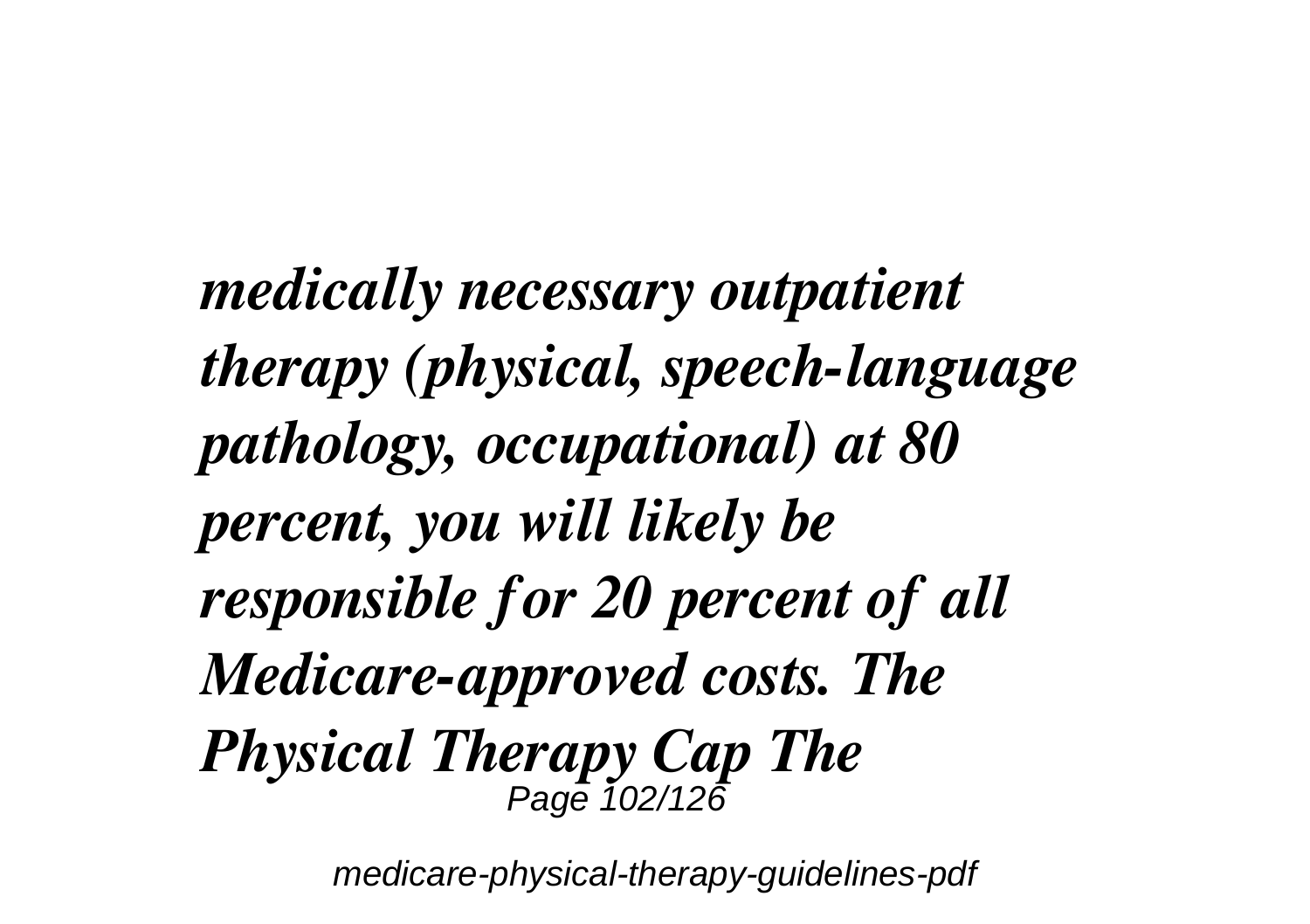*medically necessary outpatient therapy (physical, speech-language pathology, occupational) at 80 percent, you will likely be responsible for 20 percent of all Medicare-approved costs. The Physical Therapy Cap The*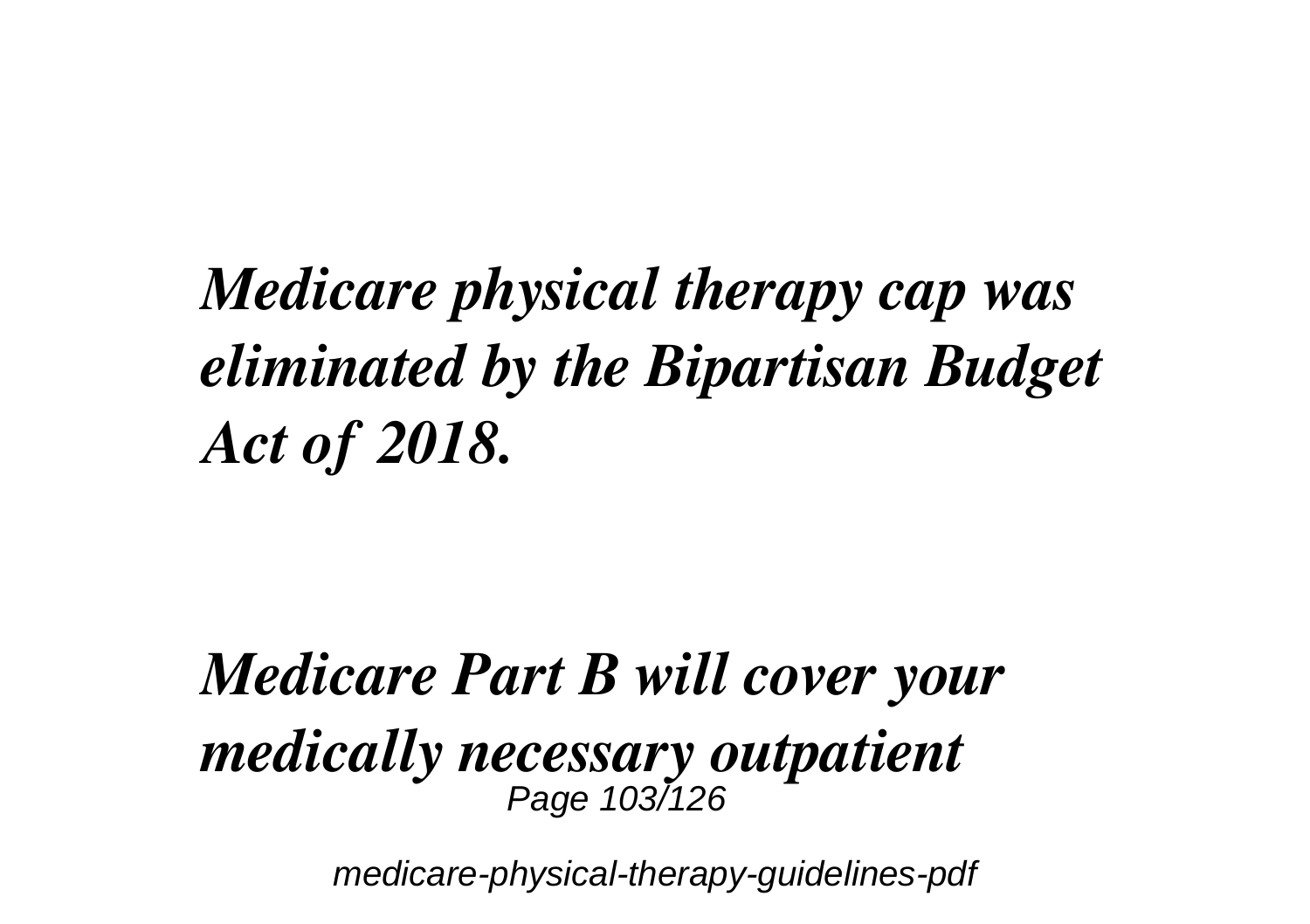***Medicare physical therapy cap was eliminated by the Bipartisan Budget Act of 2018.***

***Medicare Part B will cover your medically necessary outpatient***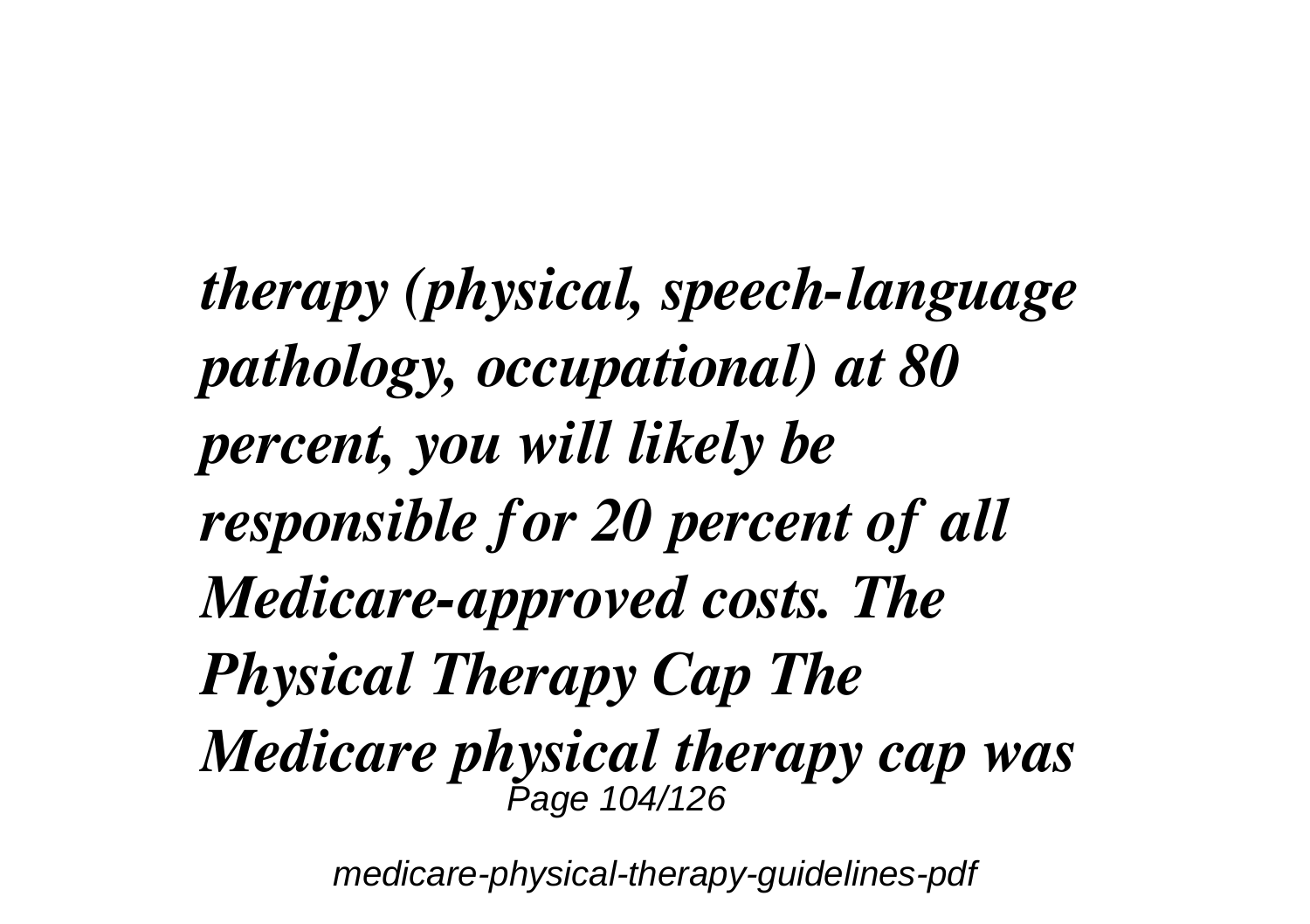*therapy (physical, speech-language pathology, occupational) at 80 percent, you will likely be responsible for 20 percent of all Medicare-approved costs. The Physical Therapy Cap The Medicare physical therapy cap was*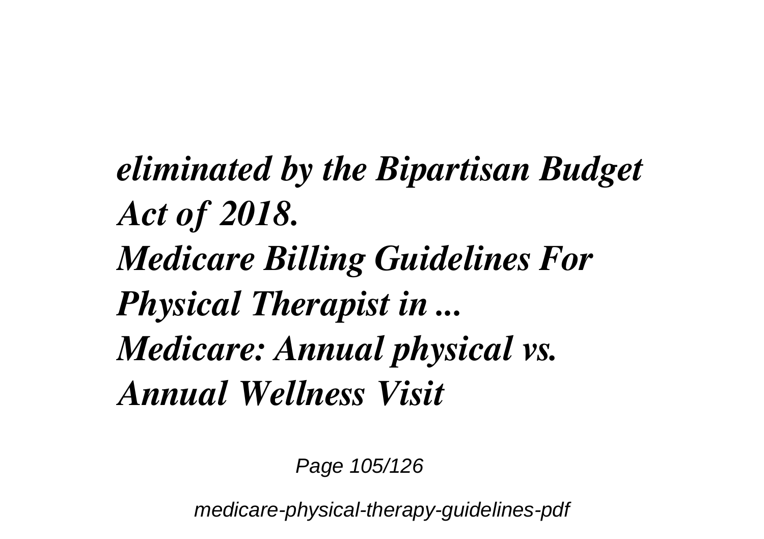*eliminated by the Bipartisan Budget Act of 2018.*

***Medicare Billing Guidelines For Physical Therapist in ...***

***Medicare: Annual physical vs. Annual Wellness Visit***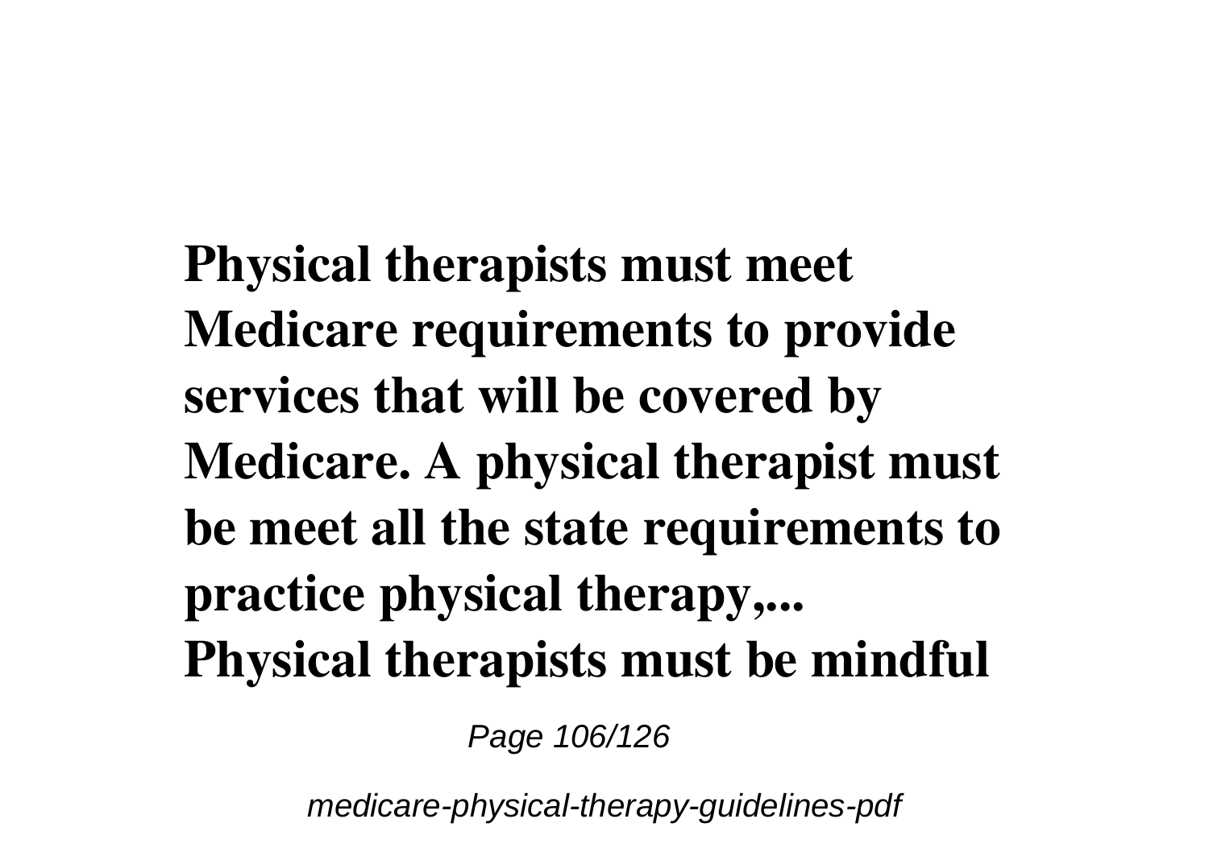**Physical therapists must meet Medicare requirements to provide services that will be covered by Medicare. A physical therapist must be meet all the state requirements to practice physical therapy,... Physical therapists must be mindful**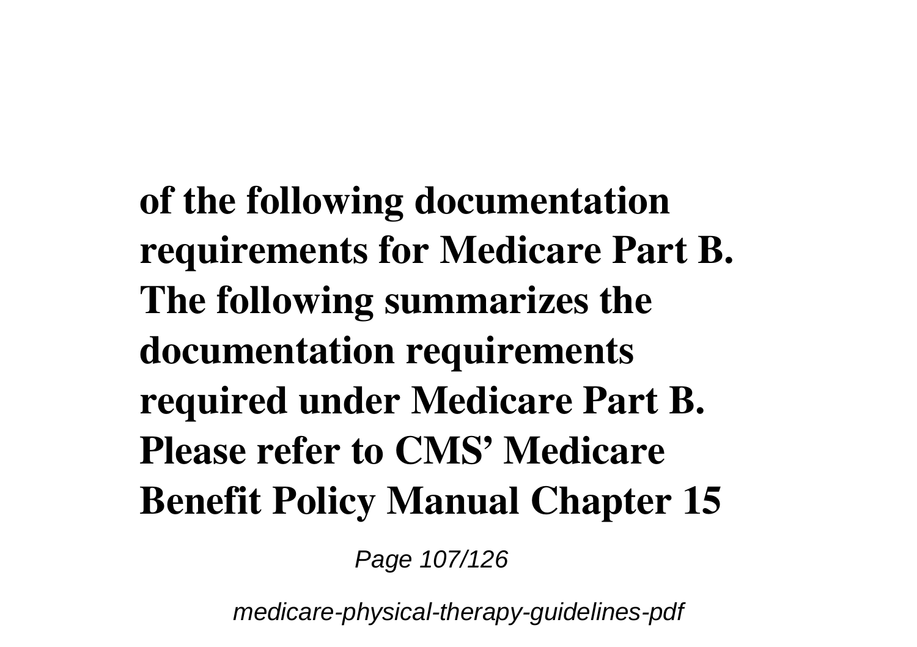**of the following documentation requirements for Medicare Part B. The following summarizes the documentation requirements required under Medicare Part B. Please refer to CMS' Medicare Benefit Policy Manual Chapter 15**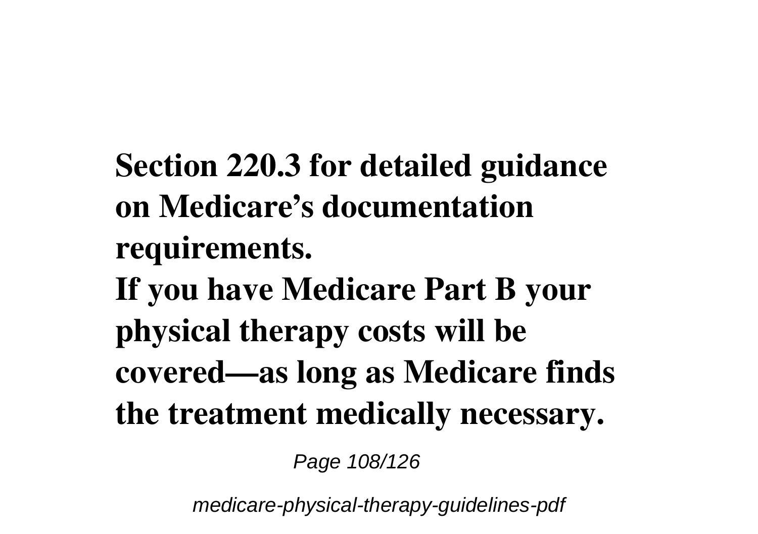**Section 220.3 for detailed guidance on Medicare's documentation requirements.**

**If you have Medicare Part B your physical therapy costs will be covered—as long as Medicare finds the treatment medically necessary.**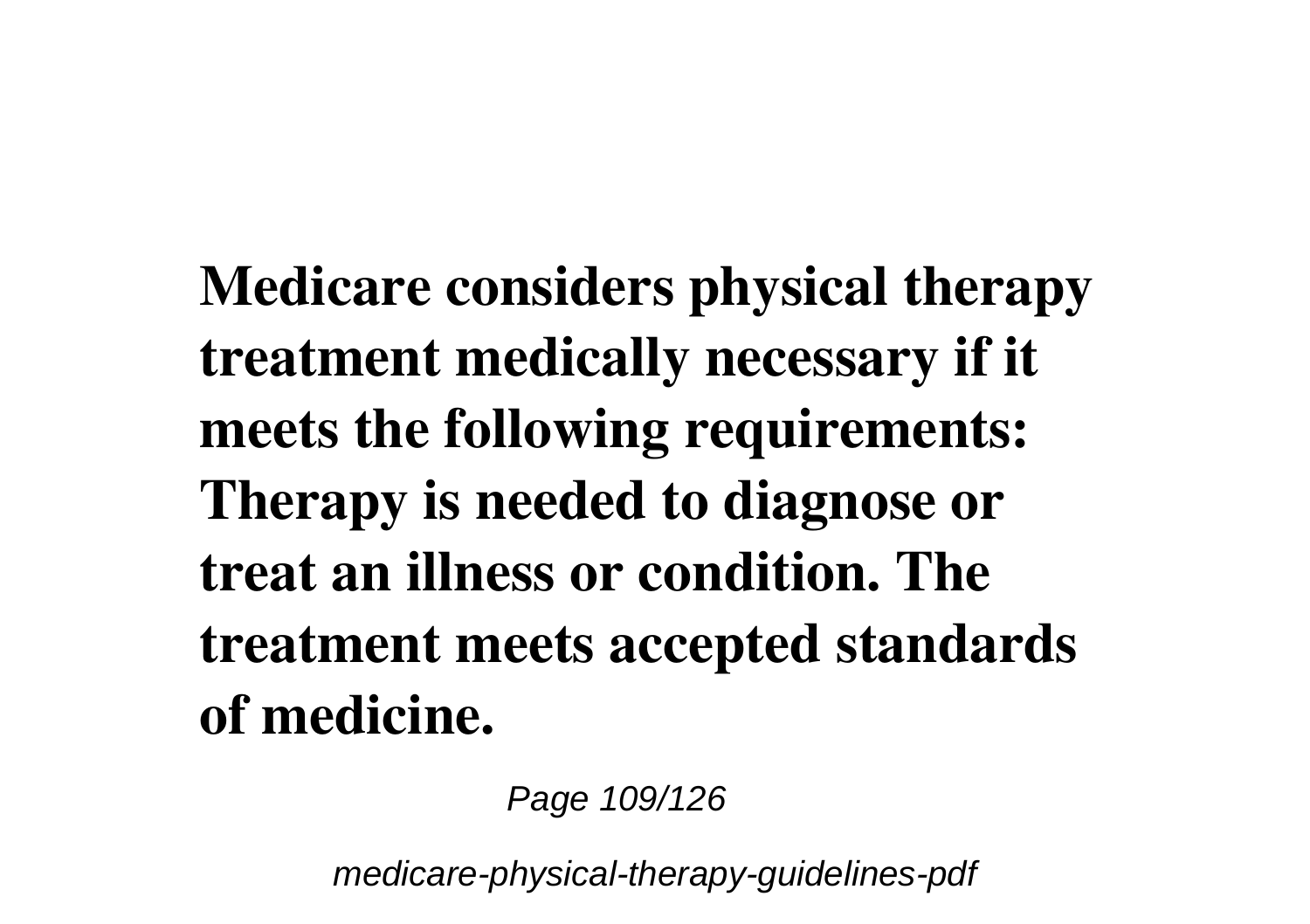**Medicare considers physical therapy treatment medically necessary if it meets the following requirements: Therapy is needed to diagnose or treat an illness or condition. The treatment meets accepted standards of medicine.**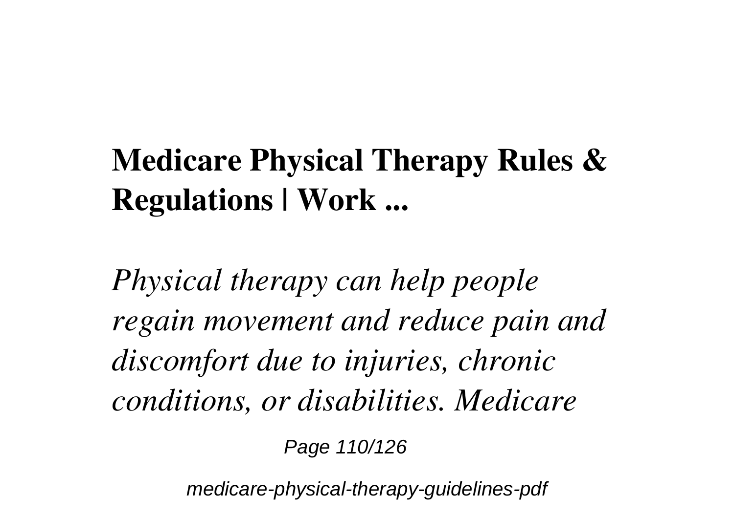**Medicare Physical Therapy Rules & Regulations | Work ...**

*Physical therapy can help people regain movement and reduce pain and discomfort due to injuries, chronic conditions, or disabilities. Medicare*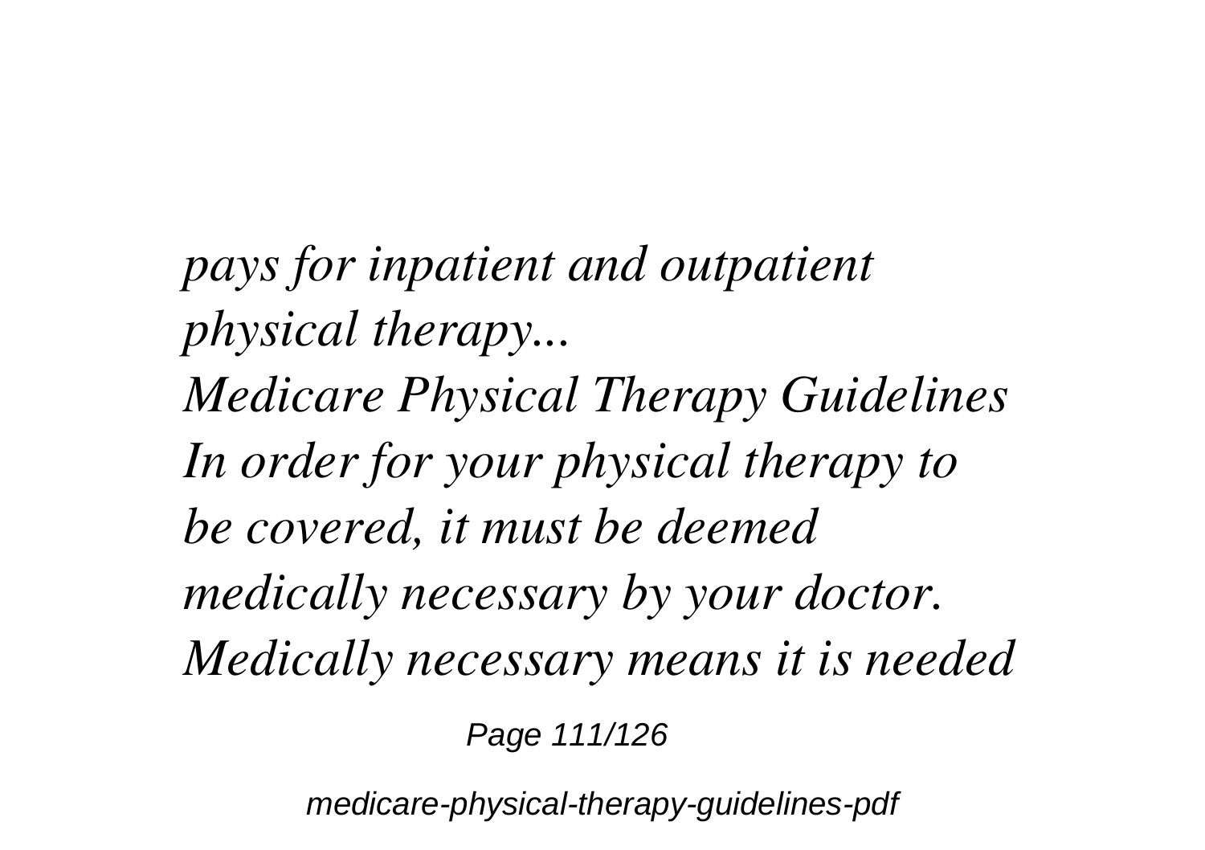*pays for inpatient and outpatient physical therapy...*

*Medicare Physical Therapy Guidelines*

*In order for your physical therapy to be covered, it must be deemed medically necessary by your doctor. Medically necessary means it is needed*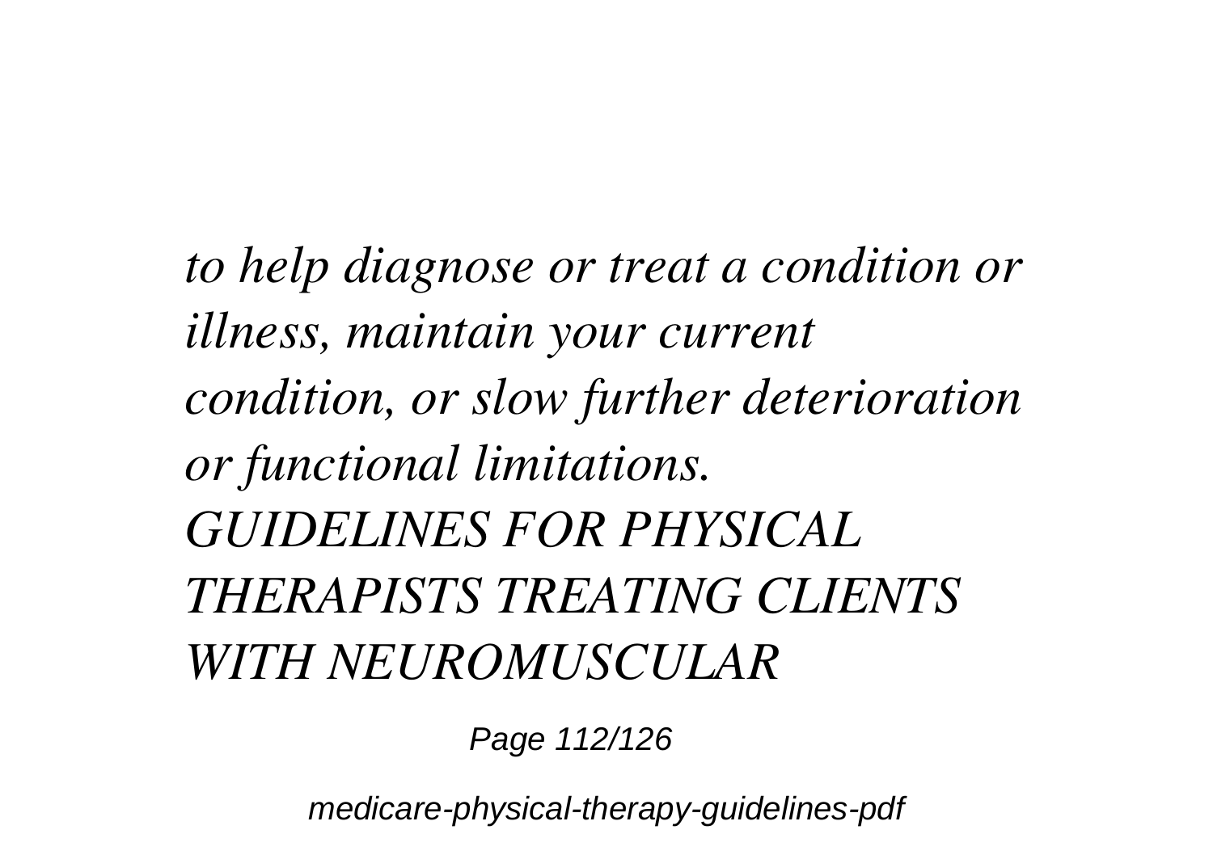*to help diagnose or treat a condition or illness, maintain your current condition, or slow further deterioration or functional limitations.*

*GUIDELINES FOR PHYSICAL THERAPISTS TREATING CLIENTS WITH NEUROMUSCULAR*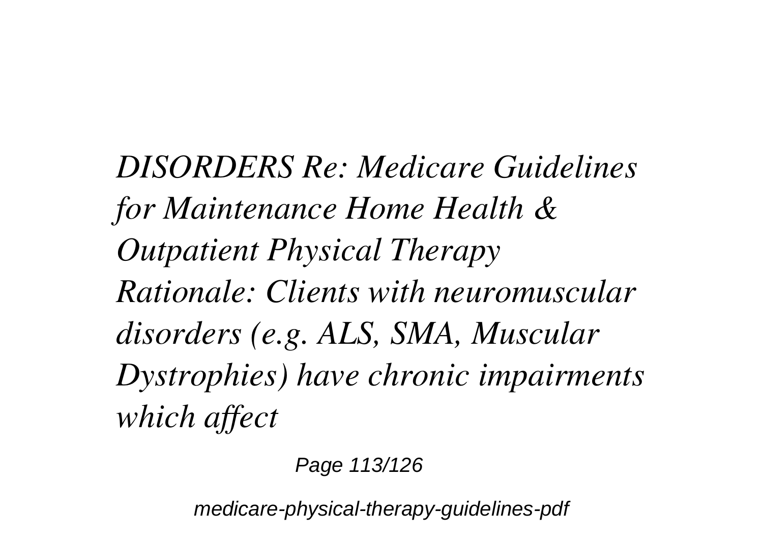*DISORDERS Re: Medicare Guidelines for Maintenance Home Health & Outpatient Physical Therapy Rationale: Clients with neuromuscular disorders (e.g. ALS, SMA, Muscular Dystrophies) have chronic impairments which affect*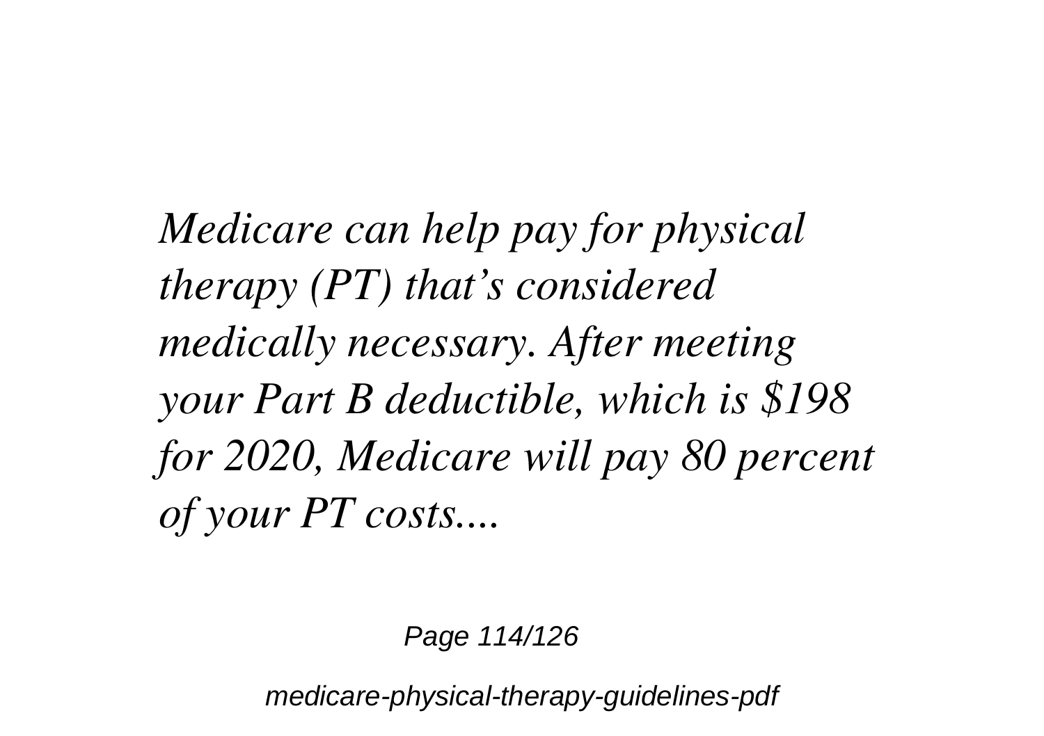*Medicare can help pay for physical therapy (PT) that's considered medically necessary. After meeting your Part B deductible, which is $198 for 2020, Medicare will pay 80 percent of your PT costs....*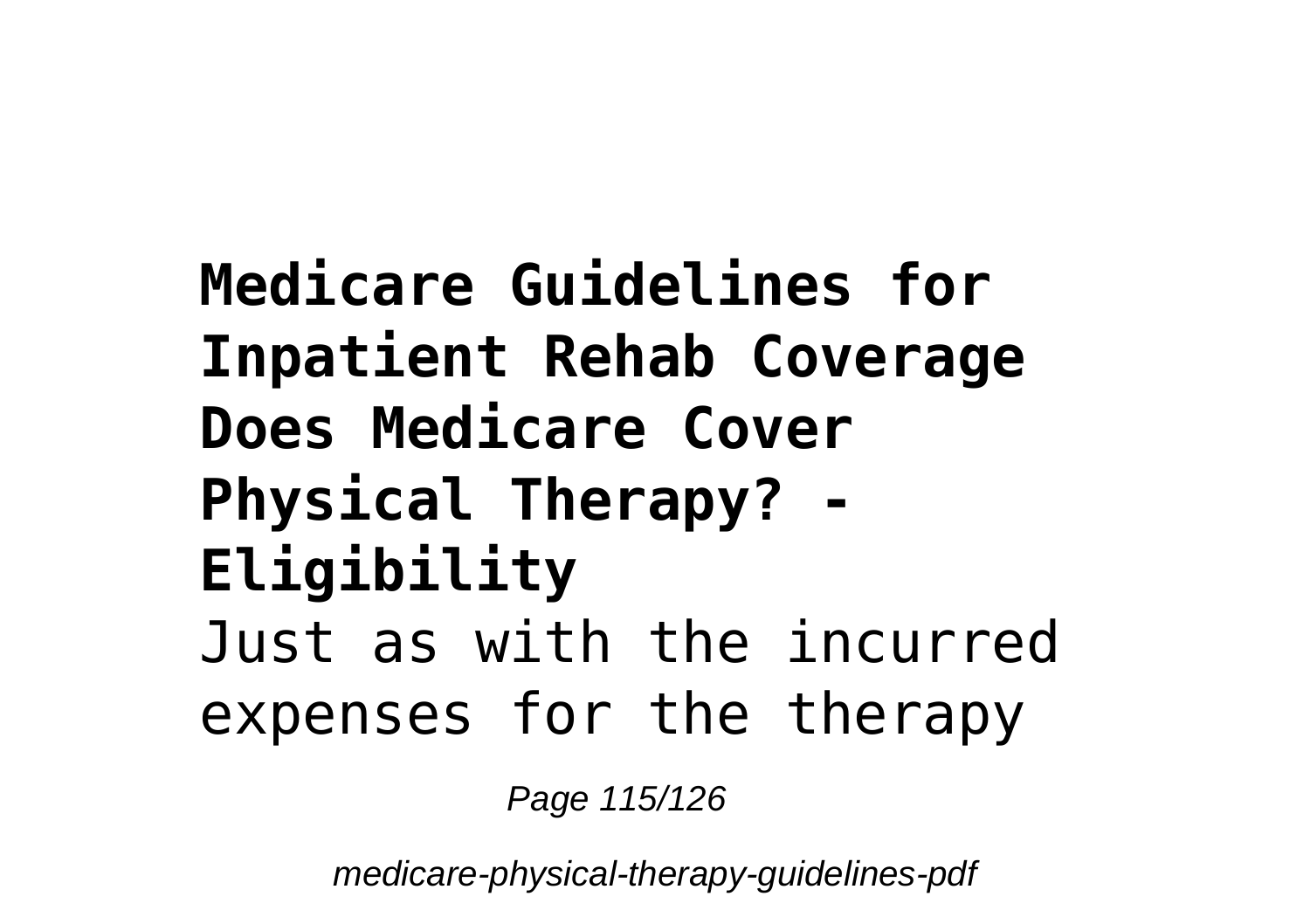**Medicare Guidelines for Inpatient Rehab Coverage**

**Does Medicare Cover Physical Therapy? - Eligibility**

Just as with the incurred expenses for the therapy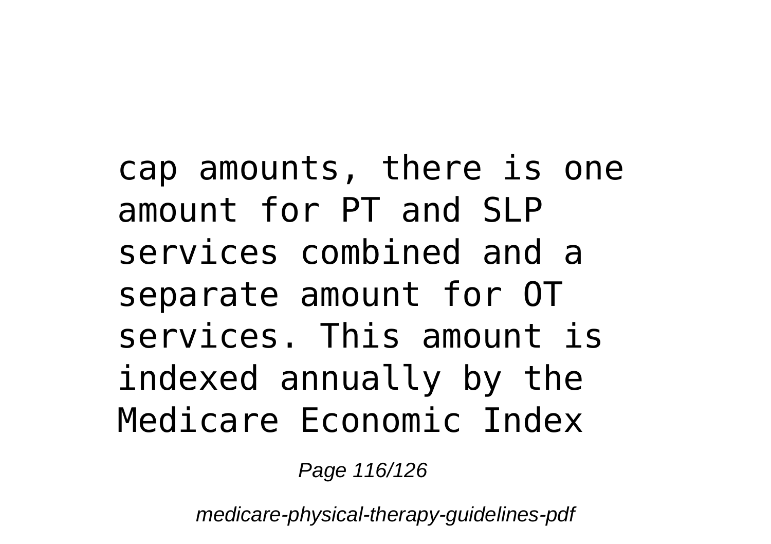cap amounts, there is one amount for PT and SLP services combined and a separate amount for OT services. This amount is indexed annually by the Medicare Economic Index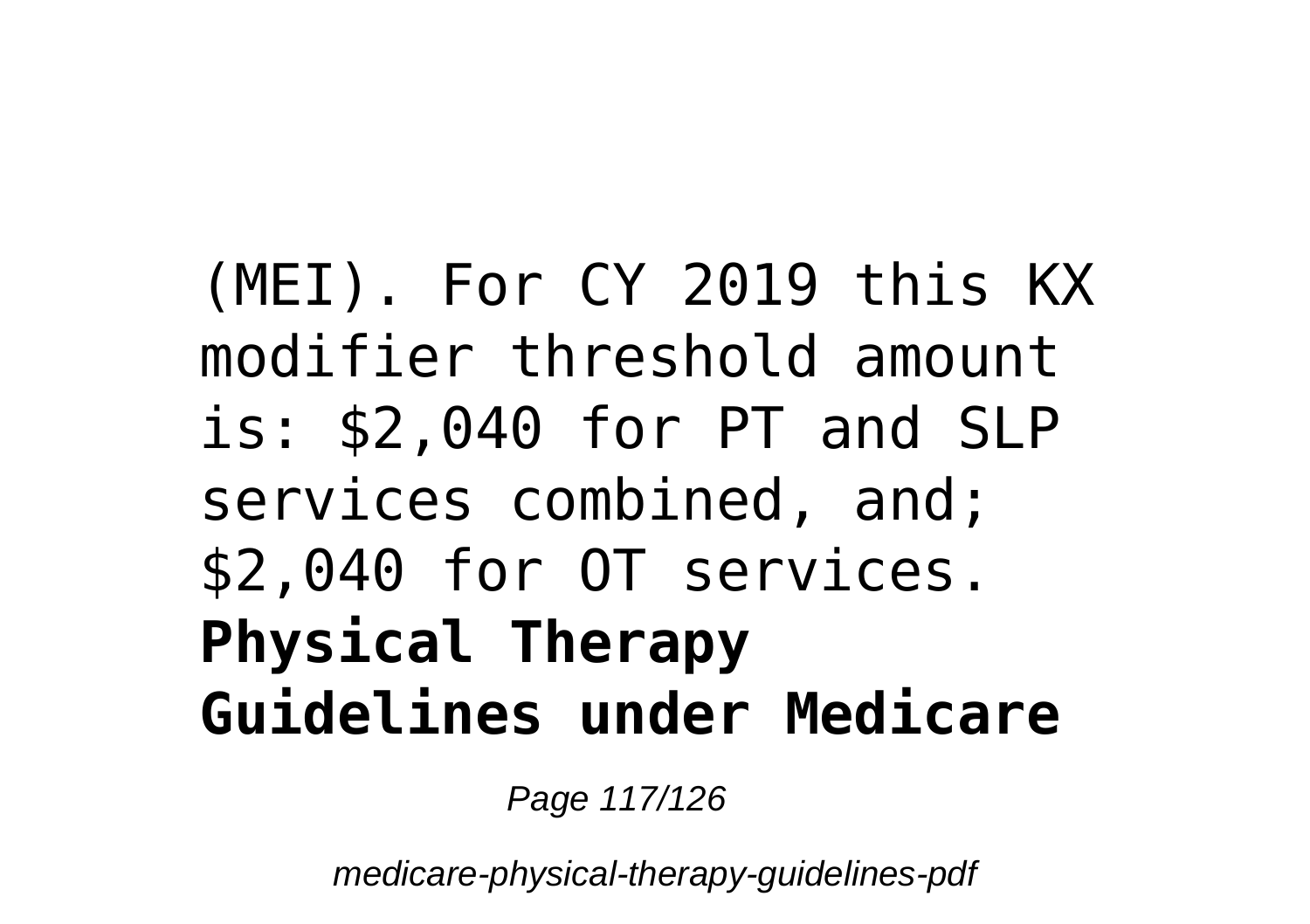(MEI). For CY 2019 this KX modifier threshold amount is: $2,040 for PT and SLP services combined, and; $2,040 for OT services.

**Physical Therapy Guidelines under Medicare**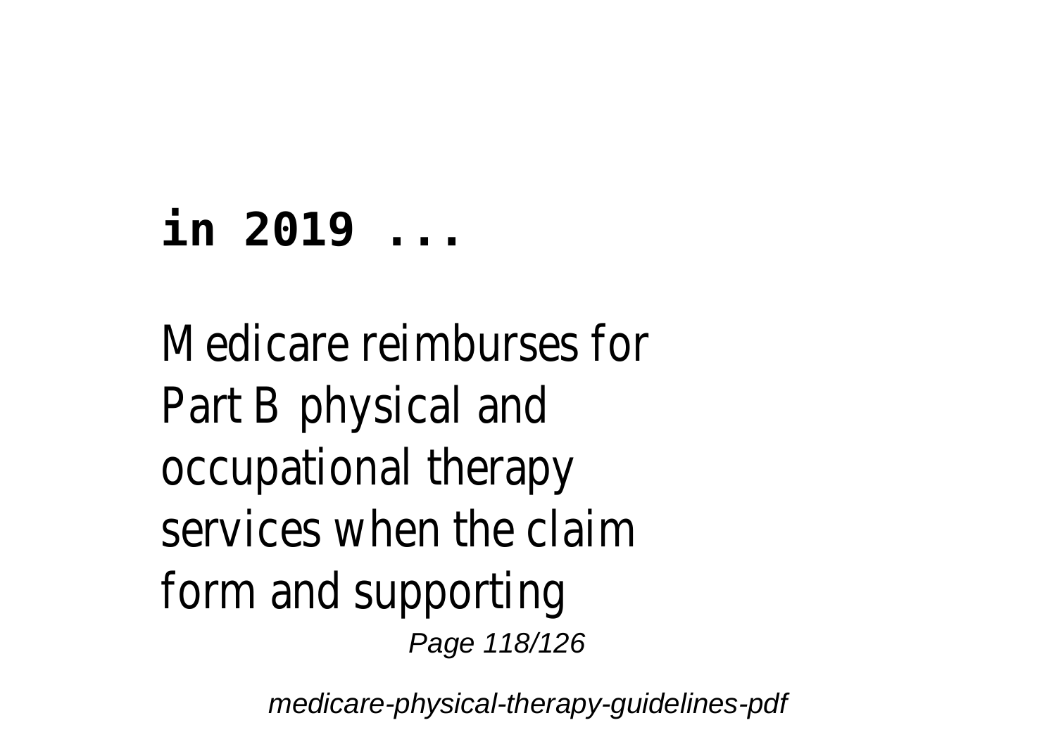**in 2019 ...**

Medicare reimburses for Part B physical and occupational therapy services when the claim form and supporting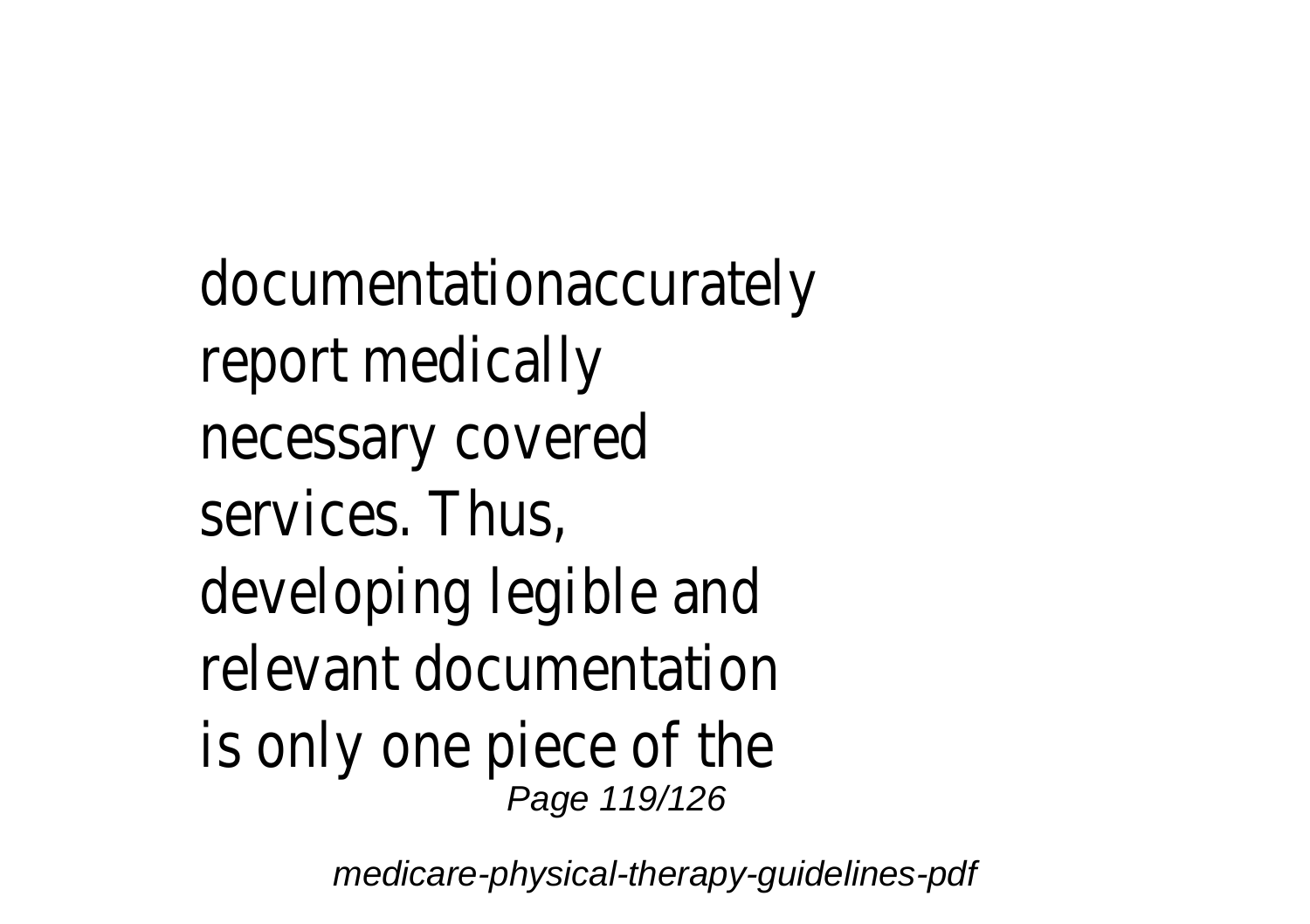documentationaccurately report medically necessary covered services. Thus, developing legible and relevant documentation is only one piece of the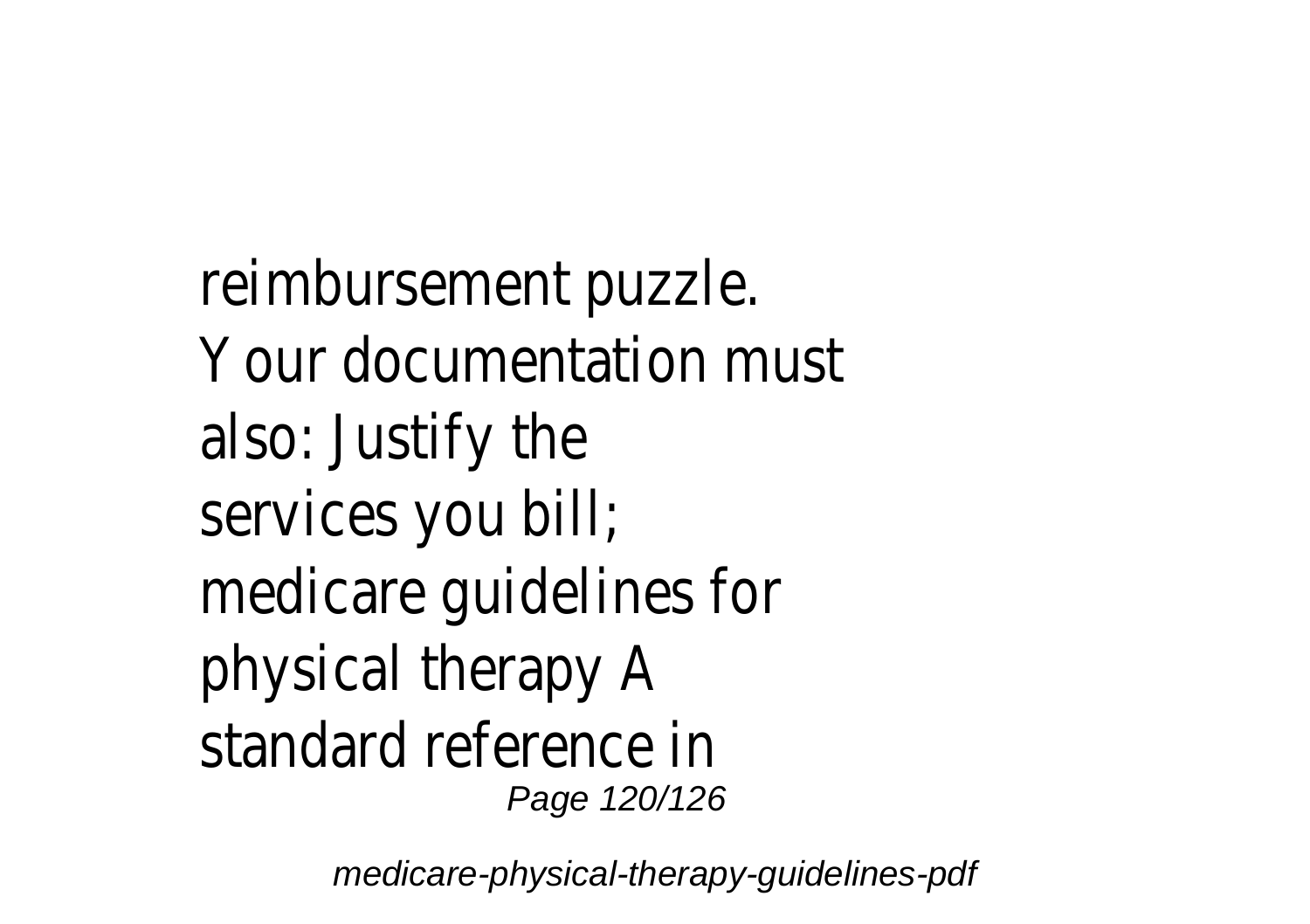reimbursement puzzle. Your documentation must also: Justify the services you bill; medicare guidelines for physical therapy A standard reference in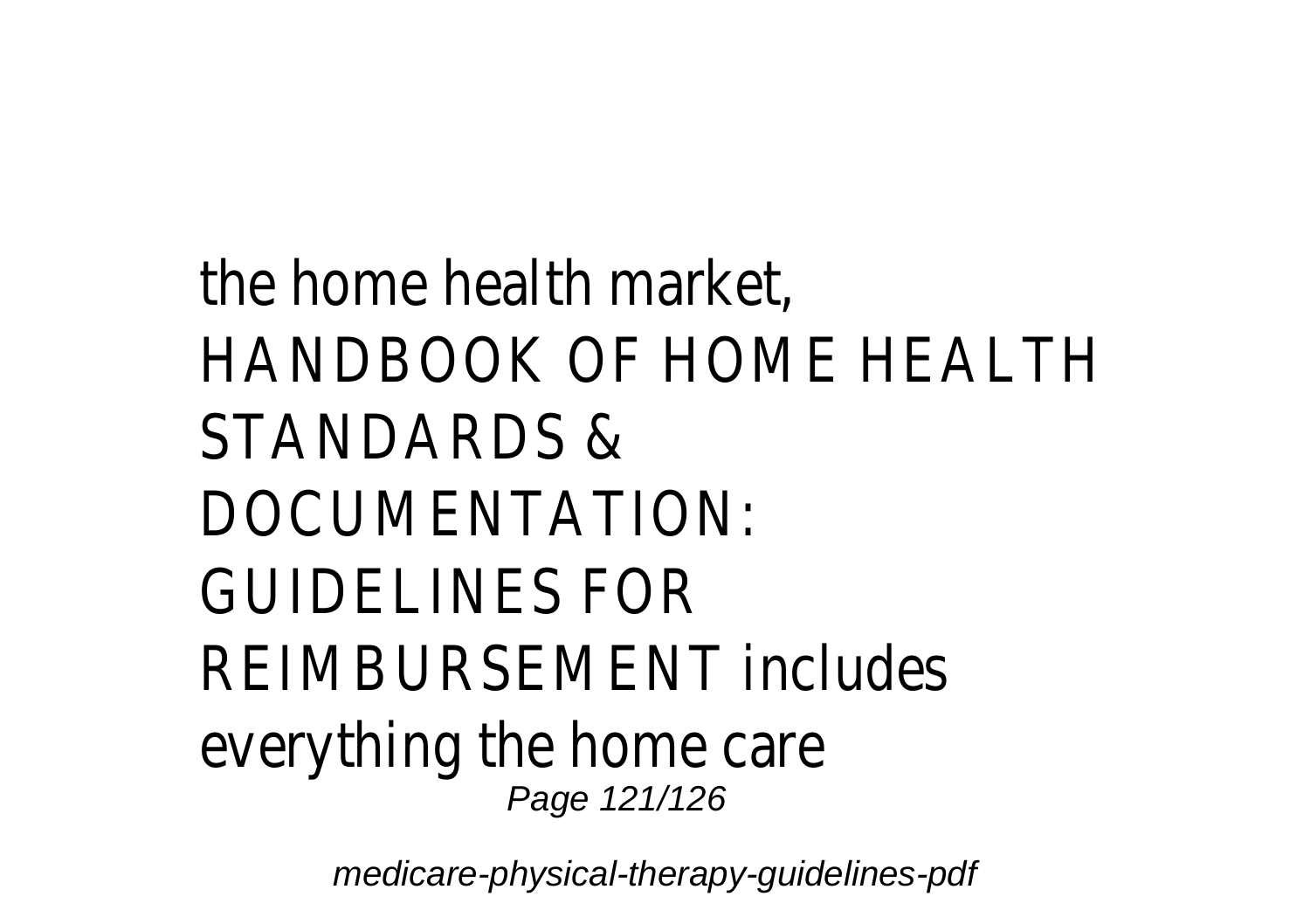the home health market, HANDBOOK OF HOME HEALTH STANDARDS & DOCUMENTATION: GUIDELINES FOR REIMBURSEMENT includes everything the home care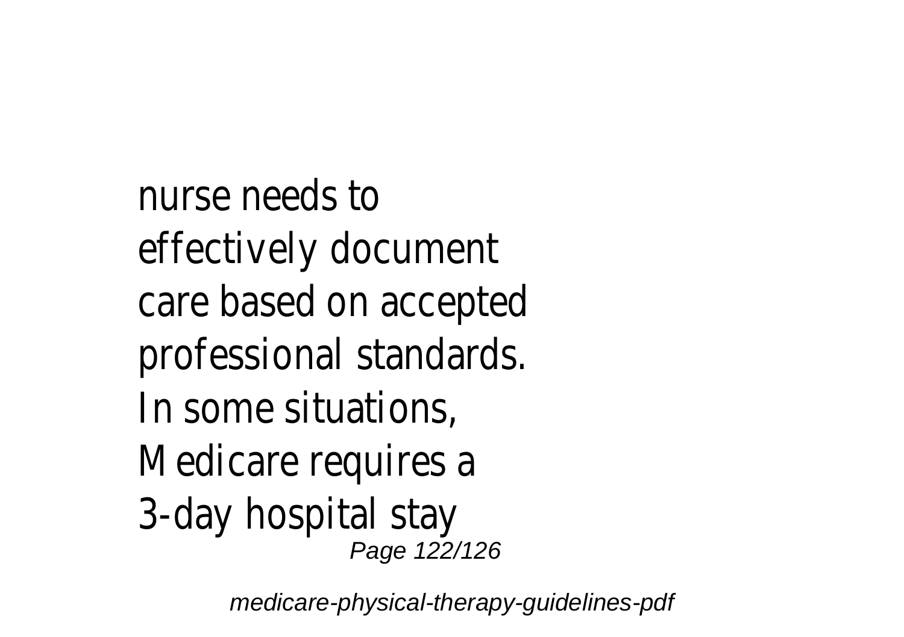nurse needs to effectively document care based on accepted professional standards. In some situations, Medicare requires a 3-day hospital stay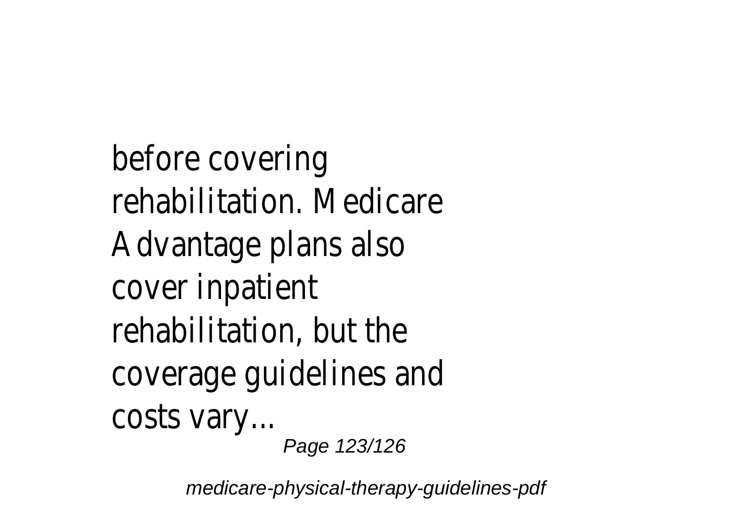before covering rehabilitation. Medicare Advantage plans also cover inpatient rehabilitation, but the coverage guidelines and costs vary...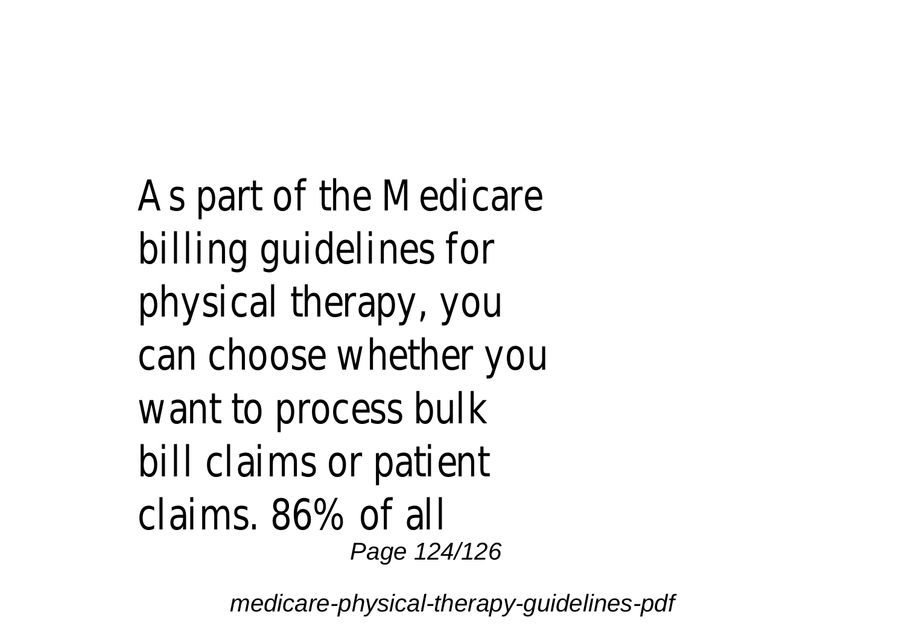As part of the Medicare billing guidelines for physical therapy, you can choose whether you want to process bulk bill claims or patient claims. 86% of all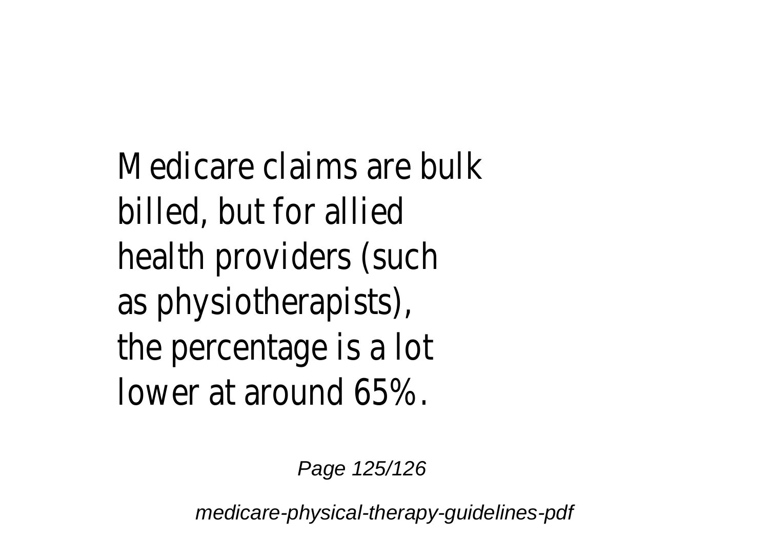Medicare claims are bulk billed, but for allied health providers (such as physiotherapists), the percentage is a lot lower at around 65%.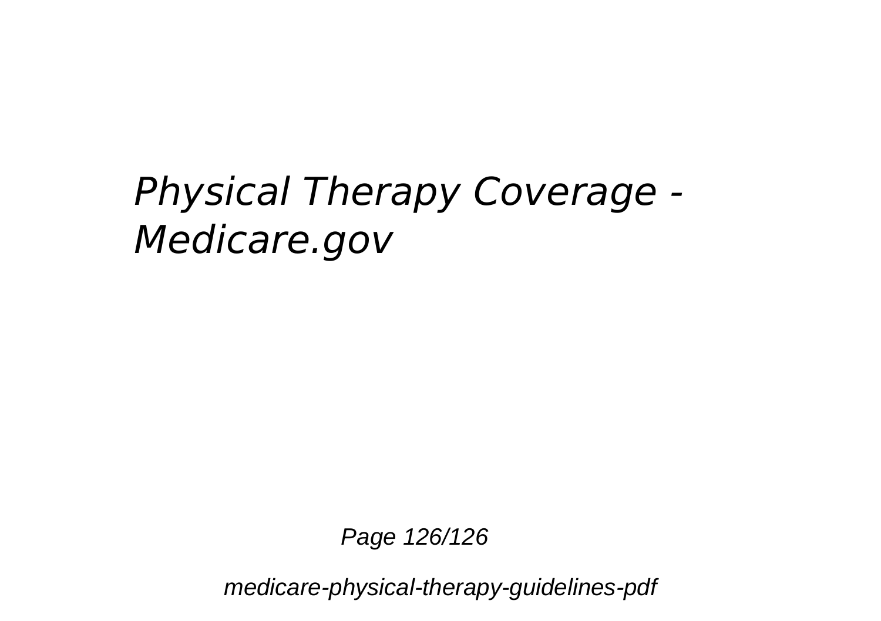*Physical Therapy Coverage - Medicare.gov*